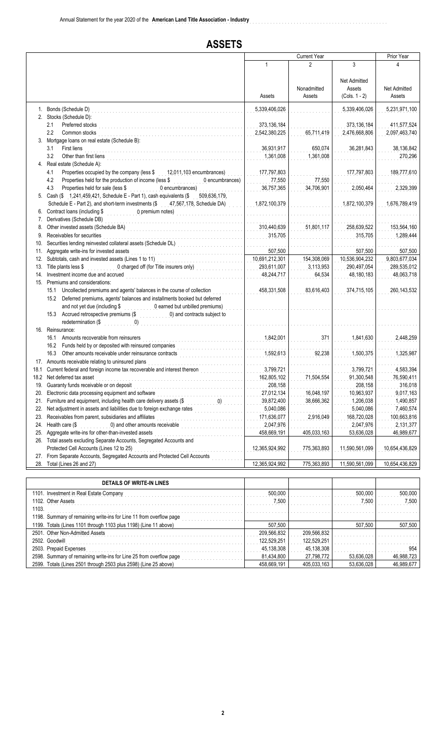Annual Statement for the year 2020 of the **American Land Title Association - Industry**

# ASSETS

| | Current Year | | | Prior Year |
|---|---|---|---|---|
| | 1 | 2 | 3 | 4 |
| | Assets | Nonadmitted Assets | Net Admitted Assets (Cols. 1 - 2) | Net Admitted Assets |
| 1. Bonds (Schedule D) | 5,339,406,026 | | 5,339,406,026 | 5,231,971,100 |
| 2. Stocks (Schedule D): | | | | |
| 2.1 Preferred stocks | 373,136,184 | | 373,136,184 | 411,577,524 |
| 2.2 Common stocks | 2,542,380,225 | 65,711,419 | 2,476,668,806 | 2,097,463,740 |
| 3. Mortgage loans on real estate (Schedule B): | | | | |
| 3.1 First liens | 36,931,917 | 650,074 | 36,281,843 | 38,136,842 |
| 3.2 Other than first liens | 1,361,008 | 1,361,008 | | 270,296 |
| 4. Real estate (Schedule A): | | | | |
| 4.1 Properties occupied by the company (less $ 12,011,103 encumbrances) | 177,797,803 | | 177,797,803 | 189,777,610 |
| 4.2 Properties held for the production of income (less $ 0 encumbrances) | 77,550 | 77,550 | | |
| 4.3 Properties held for sale (less $ 0 encumbrances) | 36,757,365 | 34,706,901 | 2,050,464 | 2,329,399 |
| 5. Cash ($ 1,241,459,421, Schedule E - Part 1), cash equivalents ($ 509,636,179, Schedule E - Part 2), and short-term investments ($ 47,567,178, Schedule DA) | 1,872,100,379 | | 1,872,100,379 | 1,676,789,419 |
| 6. Contract loans (including $ 0 premium notes) | | | | |
| 7. Derivatives (Schedule DB) | | | | |
| 8. Other invested assets (Schedule BA) | 310,440,639 | 51,801,117 | 258,639,522 | 153,564,160 |
| 9. Receivables for securities | 315,705 | | 315,705 | 1,289,444 |
| 10. Securities lending reinvested collateral assets (Schedule DL) | | | | |
| 11. Aggregate write-ins for invested assets | 507,500 | | 507,500 | 507,500 |
| 12. Subtotals, cash and invested assets (Lines 1 to 11) | 10,691,212,301 | 154,308,069 | 10,536,904,232 | 9,803,677,034 |
| 13. Title plants less $ 0 charged off (for Title insurers only) | 293,611,007 | 3,113,953 | 290,497,054 | 289,535,012 |
| 14. Investment income due and accrued | 48,244,717 | 64,534 | 48,180,183 | 48,063,718 |
| 15. Premiums and considerations: | | | | |
| 15.1 Uncollected premiums and agents' balances in the course of collection | 458,331,508 | 83,616,403 | 374,715,105 | 260,143,532 |
| 15.2 Deferred premiums, agents' balances and installments booked but deferred and not yet due (including $ 0 earned but unbilled premiums) | | | | |
| 15.3 Accrued retrospective premiums ($ 0) and contracts subject to redetermination ($ 0) | | | | |
| 16. Reinsurance: | | | | |
| 16.1 Amounts recoverable from reinsurers | 1,842,001 | 371 | 1,841,630 | 2,448,259 |
| 16.2 Funds held by or deposited with reinsured companies | | | | |
| 16.3 Other amounts receivable under reinsurance contracts | 1,592,613 | 92,238 | 1,500,375 | 1,325,987 |
| 17. Amounts receivable relating to uninsured plans | | | | |
| 18.1 Current federal and foreign income tax recoverable and interest thereon | 3,799,721 | | 3,799,721 | 4,583,394 |
| 18.2 Net deferred tax asset | 162,805,102 | 71,504,554 | 91,300,548 | 76,590,411 |
| 19. Guaranty funds receivable or on deposit | 208,158 | | 208,158 | 316,018 |
| 20. Electronic data processing equipment and software | 27,012,134 | 16,048,197 | 10,963,937 | 9,017,163 |
| 21. Furniture and equipment, including health care delivery assets ($ 0) | 39,872,400 | 38,666,362 | 1,206,038 | 1,490,857 |
| 22. Net adjustment in assets and liabilities due to foreign exchange rates | 5,040,086 | | 5,040,086 | 7,460,574 |
| 23. Receivables from parent, subsidiaries and affiliates | 171,636,077 | 2,916,049 | 168,720,028 | 100,663,816 |
| 24. Health care ($ 0) and other amounts receivable | 2,047,976 | | 2,047,976 | 2,131,377 |
| 25. Aggregate write-ins for other-than-invested assets | 458,669,191 | 405,033,163 | 53,636,028 | 46,989,677 |
| 26. Total assets excluding Separate Accounts, Segregated Accounts and Protected Cell Accounts (Lines 12 to 25) | 12,365,924,992 | 775,363,893 | 11,590,561,099 | 10,654,436,829 |
| 27. From Separate Accounts, Segregated Accounts and Protected Cell Accounts | | | | |
| 28. Total (Lines 26 and 27) | 12,365,924,992 | 775,363,893 | 11,590,561,099 | 10,654,436,829 |

| DETAILS OF WRITE-IN LINES | | | | |
|---|---|---|---|---|
| 1101. Investment in Real Estate Company | 500,000 | | 500,000 | 500,000 |
| 1102. Other Assets | 7,500 | | 7,500 | 7,500 |
| 1103. | | | | |
| 1198. Summary of remaining write-ins for Line 11 from overflow page | | | | |
| 1199. Totals (Lines 1101 through 1103 plus 1198) (Line 11 above) | 507,500 | | 507,500 | 507,500 |
| 2501. Other Non-Admitted Assets | 209,566,832 | 209,566,832 | | |
| 2502. Goodwill | 122,529,251 | 122,529,251 | | |
| 2503. Prepaid Expenses | 45,138,308 | 45,138,308 | | 954 |
| 2598. Summary of remaining write-ins for Line 25 from overflow page | 81,434,800 | 27,798,772 | 53,636,028 | 46,988,723 |
| 2599. Totals (Lines 2501 through 2503 plus 2598) (Line 25 above) | 458,669,191 | 405,033,163 | 53,636,028 | 46,989,677 |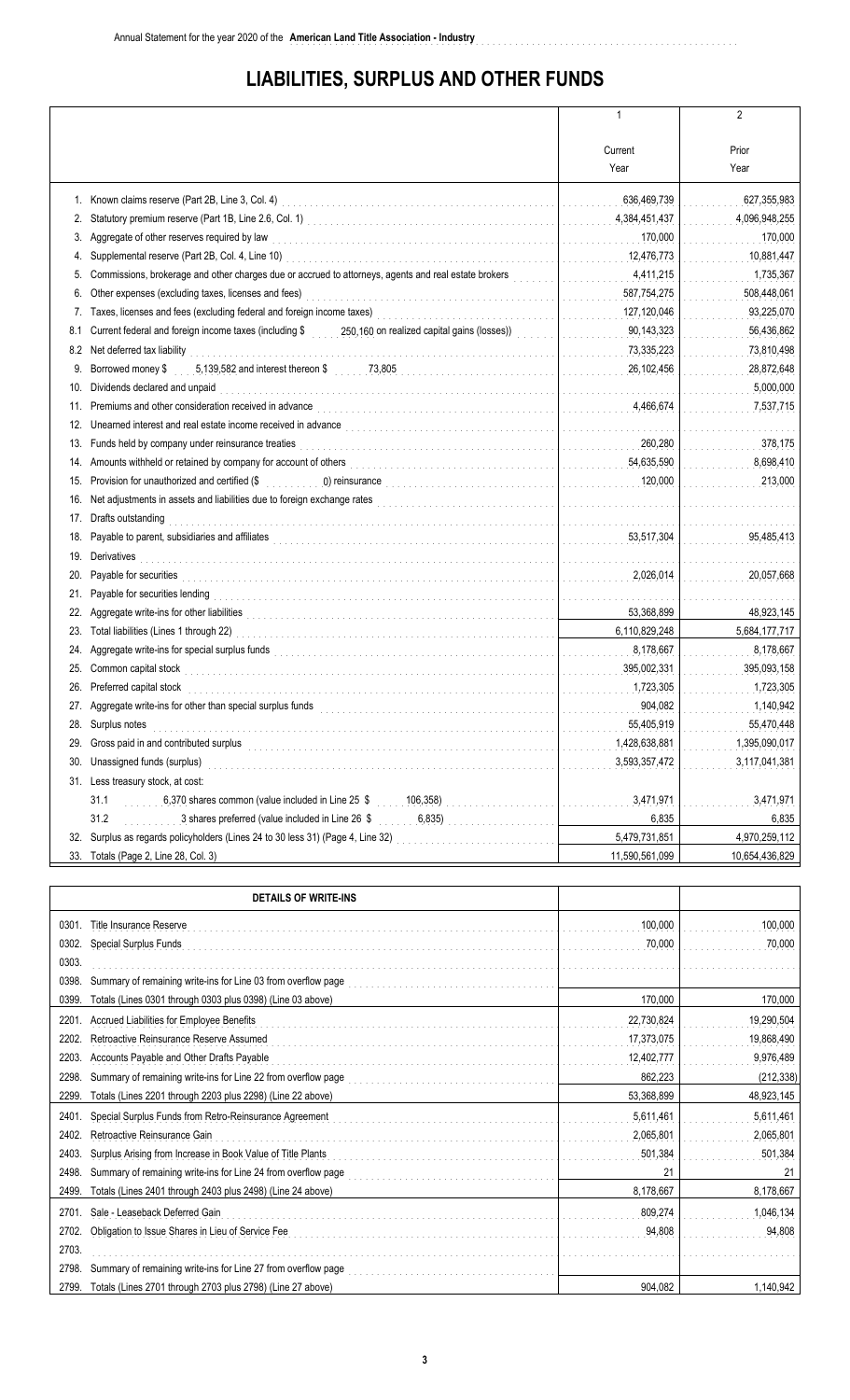# LIABILITIES, SURPLUS AND OTHER FUNDS

| | 1<br>Current<br>Year | 2<br>Prior<br>Year |
|---|---|---|
| 1. Known claims reserve (Part 2B, Line 3, Col. 4) | 636,469,739 | 627,355,983 |
| 2. Statutory premium reserve (Part 1B, Line 2.6, Col. 1) | 4,384,451,437 | 4,096,948,255 |
| 3. Aggregate of other reserves required by law | 170,000 | 170,000 |
| 4. Supplemental reserve (Part 2B, Col. 4, Line 10) | 12,476,773 | 10,881,447 |
| 5. Commissions, brokerage and other charges due or accrued to attorneys, agents and real estate brokers | 4,411,215 | 1,735,367 |
| 6. Other expenses (excluding taxes, licenses and fees) | 587,754,275 | 508,448,061 |
| 7. Taxes, licenses and fees (excluding federal and foreign income taxes) | 127,120,046 | 93,225,070 |
| 8.1 Current federal and foreign income taxes (including $ 250,160 on realized capital gains (losses)) | 90,143,323 | 56,436,862 |
| 8.2 Net deferred tax liability | 73,335,223 | 73,810,498 |
| 9. Borrowed money $ 5,139,582 and interest thereon $ 73,805 | 26,102,456 | 28,872,648 |
| 10. Dividends declared and unpaid | | 5,000,000 |
| 11. Premiums and other consideration received in advance | 4,466,674 | 7,537,715 |
| 12. Unearned interest and real estate income received in advance | | |
| 13. Funds held by company under reinsurance treaties | 260,280 | 378,175 |
| 14. Amounts withheld or retained by company for account of others | 54,635,590 | 8,698,410 |
| 15. Provision for unauthorized and certified ($ 0) reinsurance | 120,000 | 213,000 |
| 16. Net adjustments in assets and liabilities due to foreign exchange rates | | |
| 17. Drafts outstanding | | |
| 18. Payable to parent, subsidiaries and affiliates | 53,517,304 | 95,485,413 |
| 19. Derivatives | | |
| 20. Payable for securities | 2,026,014 | 20,057,668 |
| 21. Payable for securities lending | | |
| 22. Aggregate write-ins for other liabilities | 53,368,899 | 48,923,145 |
| 23. Total liabilities (Lines 1 through 22) | 6,110,829,248 | 5,684,177,717 |
| 24. Aggregate write-ins for special surplus funds | 8,178,667 | 8,178,667 |
| 25. Common capital stock | 395,002,331 | 395,093,158 |
| 26. Preferred capital stock | 1,723,305 | 1,723,305 |
| 27. Aggregate write-ins for other than special surplus funds | 904,082 | 1,140,942 |
| 28. Surplus notes | 55,405,919 | 55,470,448 |
| 29. Gross paid in and contributed surplus | 1,428,638,881 | 1,395,090,017 |
| 30. Unassigned funds (surplus) | 3,593,357,472 | 3,117,041,381 |
| 31. Less treasury stock, at cost: | | |
| 31.1 6,370 shares common (value included in Line 25 $ 106,358) | 3,471,971 | 3,471,971 |
| 31.2 3 shares preferred (value included in Line 26 $ 6,835) | 6,835 | 6,835 |
| 32. Surplus as regards policyholders (Lines 24 to 30 less 31) (Page 4, Line 32) | 5,479,731,851 | 4,970,259,112 |
| 33. Totals (Page 2, Line 28, Col. 3) | 11,590,561,099 | 10,654,436,829 |

| DETAILS OF WRITE-INS | | |
|---|---|---|
| 0301. Title Insurance Reserve | 100,000 | 100,000 |
| 0302. Special Surplus Funds | 70,000 | 70,000 |
| 0303. | | |
| 0398. Summary of remaining write-ins for Line 03 from overflow page | | |
| 0399. Totals (Lines 0301 through 0303 plus 0398) (Line 03 above) | 170,000 | 170,000 |
| 2201. Accrued Liabilities for Employee Benefits | 22,730,824 | 19,290,504 |
| 2202. Retroactive Reinsurance Reserve Assumed | 17,373,075 | 19,868,490 |
| 2203. Accounts Payable and Other Drafts Payable | 12,402,777 | 9,976,489 |
| 2298. Summary of remaining write-ins for Line 22 from overflow page | 862,223 | (212,338) |
| 2299. Totals (Lines 2201 through 2203 plus 2298) (Line 22 above) | 53,368,899 | 48,923,145 |
| 2401. Special Surplus Funds from Retro-Reinsurance Agreement | 5,611,461 | 5,611,461 |
| 2402. Retroactive Reinsurance Gain | 2,065,801 | 2,065,801 |
| 2403. Surplus Arising from Increase in Book Value of Title Plants | 501,384 | 501,384 |
| 2498. Summary of remaining write-ins for Line 24 from overflow page | 21 | 21 |
| 2499. Totals (Lines 2401 through 2403 plus 2498) (Line 24 above) | 8,178,667 | 8,178,667 |
| 2701. Sale - Leaseback Deferred Gain | 809,274 | 1,046,134 |
| 2702. Obligation to Issue Shares in Lieu of Service Fee | 94,808 | 94,808 |
| 2703. | | |
| 2798. Summary of remaining write-ins for Line 27 from overflow page | | |
| 2799. Totals (Lines 2701 through 2703 plus 2798) (Line 27 above) | 904,082 | 1,140,942 |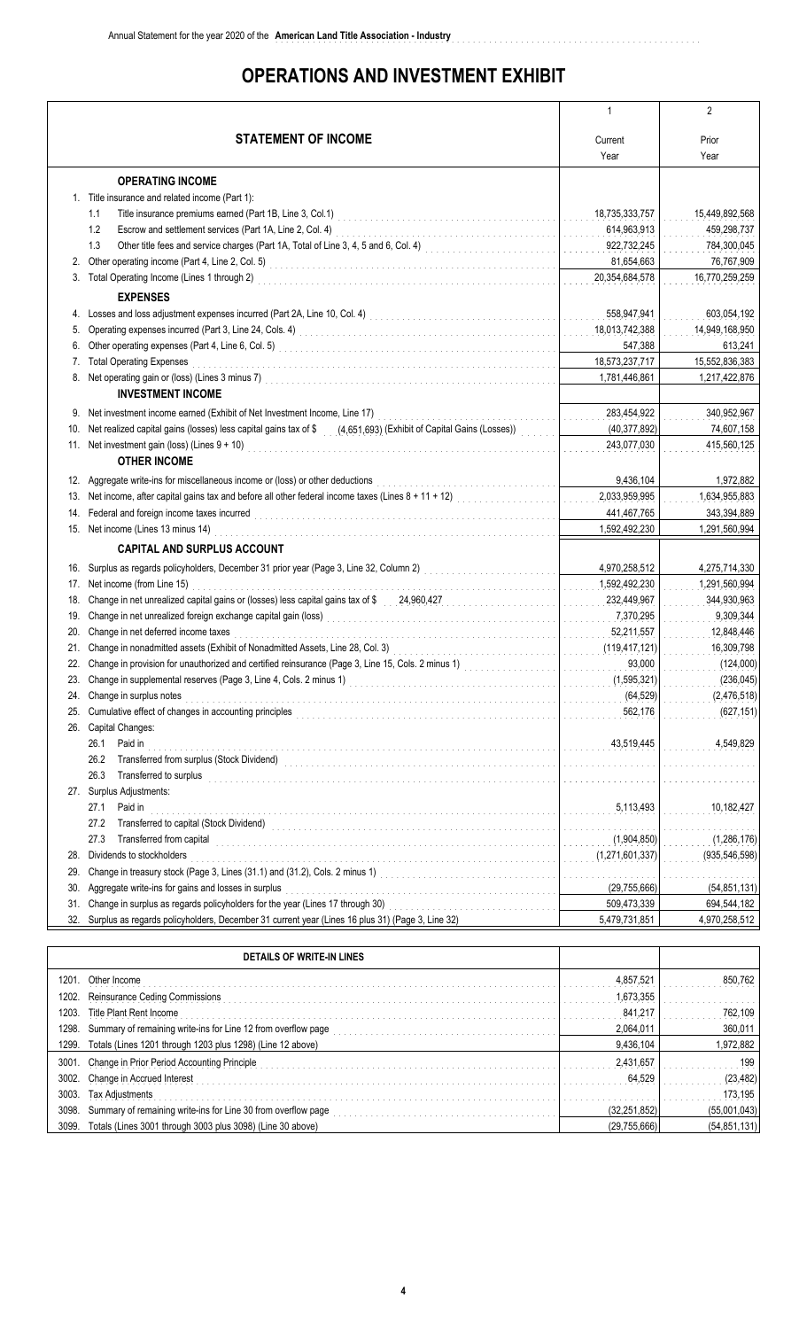# OPERATIONS AND INVESTMENT EXHIBIT

| STATEMENT OF INCOME | 1<br>Current Year | 2<br>Prior Year |
|---|---|---|
| **OPERATING INCOME** | | |
| 1. Title insurance and related income (Part 1): | | |
| 1.1 Title insurance premiums earned (Part 1B, Line 3, Col.1) | 18,735,333,757 | 15,449,892,568 |
| 1.2 Escrow and settlement services (Part 1A, Line 2, Col. 4) | 614,963,913 | 459,298,737 |
| 1.3 Other title fees and service charges (Part 1A, Total of Line 3, 4, 5 and 6, Col. 4) | 922,732,245 | 784,300,045 |
| 2. Other operating income (Part 4, Line 2, Col. 5) | 81,654,663 | 76,767,909 |
| 3. Total Operating Income (Lines 1 through 2) | 20,354,684,578 | 16,770,259,259 |
| **EXPENSES** | | |
| 4. Losses and loss adjustment expenses incurred (Part 2A, Line 10, Col. 4) | 558,947,941 | 603,054,192 |
| 5. Operating expenses incurred (Part 3, Line 24, Cols. 4) | 18,013,742,388 | 14,949,168,950 |
| 6. Other operating expenses (Part 4, Line 6, Col. 5) | 547,388 | 613,241 |
| 7. Total Operating Expenses | 18,573,237,717 | 15,552,836,383 |
| 8. Net operating gain or (loss) (Lines 3 minus 7) | 1,781,446,861 | 1,217,422,876 |
| **INVESTMENT INCOME** | | |
| 9. Net investment income earned (Exhibit of Net Investment Income, Line 17) | 283,454,922 | 340,952,967 |
| 10. Net realized capital gains (losses) less capital gains tax of $ (4,651,693) (Exhibit of Capital Gains (Losses)) | (40,377,892) | 74,607,158 |
| 11. Net investment gain (loss) (Lines 9 + 10) | 243,077,030 | 415,560,125 |
| **OTHER INCOME** | | |
| 12. Aggregate write-ins for miscellaneous income or (loss) or other deductions | 9,436,104 | 1,972,882 |
| 13. Net income, after capital gains tax and before all other federal income taxes (Lines 8 + 11 + 12) | 2,033,959,995 | 1,634,955,883 |
| 14. Federal and foreign income taxes incurred | 441,467,765 | 343,394,889 |
| 15. Net income (Lines 13 minus 14) | 1,592,492,230 | 1,291,560,994 |
| **CAPITAL AND SURPLUS ACCOUNT** | | |
| 16. Surplus as regards policyholders, December 31 prior year (Page 3, Line 32, Column 2) | 4,970,258,512 | 4,275,714,330 |
| 17. Net income (from Line 15) | 1,592,492,230 | 1,291,560,994 |
| 18. Change in net unrealized capital gains or (losses) less capital gains tax of $ 24,960,427 | 232,449,967 | 344,930,963 |
| 19. Change in net unrealized foreign exchange capital gain (loss) | 7,370,295 | 9,309,344 |
| 20. Change in net deferred income taxes | 52,211,557 | 12,848,446 |
| 21. Change in nonadmitted assets (Exhibit of Nonadmitted Assets, Line 28, Col. 3) | (119,417,121) | 16,309,798 |
| 22. Change in provision for unauthorized and certified reinsurance (Page 3, Line 15, Cols. 2 minus 1) | 93,000 | (124,000) |
| 23. Change in supplemental reserves (Page 3, Line 4, Cols. 2 minus 1) | (1,595,321) | (236,045) |
| 24. Change in surplus notes | (64,529) | (2,476,518) |
| 25. Cumulative effect of changes in accounting principles | 562,176 | (627,151) |
| 26. Capital Changes: | | |
| 26.1 Paid in | 43,519,445 | 4,549,829 |
| 26.2 Transferred from surplus (Stock Dividend) | | |
| 26.3 Transferred to surplus | | |
| 27. Surplus Adjustments: | | |
| 27.1 Paid in | 5,113,493 | 10,182,427 |
| 27.2 Transferred to capital (Stock Dividend) | | |
| 27.3 Transferred from capital | (1,904,850) | (1,286,176) |
| 28. Dividends to stockholders | (1,271,601,337) | (935,546,598) |
| 29. Change in treasury stock (Page 3, Lines (31.1) and (31.2), Cols. 2 minus 1) | | |
| 30. Aggregate write-ins for gains and losses in surplus | (29,755,666) | (54,851,131) |
| 31. Change in surplus as regards policyholders for the year (Lines 17 through 30) | 509,473,339 | 694,544,182 |
| 32. Surplus as regards policyholders, December 31 current year (Lines 16 plus 31) (Page 3, Line 32) | 5,479,731,851 | 4,970,258,512 |

| DETAILS OF WRITE-IN LINES | | |
|---|---|---|
| 1201. Other Income | 4,857,521 | 850,762 |
| 1202. Reinsurance Ceding Commissions | 1,673,355 | |
| 1203. Title Plant Rent Income | 841,217 | 762,109 |
| 1298. Summary of remaining write-ins for Line 12 from overflow page | 2,064,011 | 360,011 |
| 1299. Totals (Lines 1201 through 1203 plus 1298) (Line 12 above) | 9,436,104 | 1,972,882 |
| 3001. Change in Prior Period Accounting Principle | 2,431,657 | 199 |
| 3002. Change in Accrued Interest | 64,529 | (23,482) |
| 3003. Tax Adjustments | | 173,195 |
| 3098. Summary of remaining write-ins for Line 30 from overflow page | (32,251,852) | (55,001,043) |
| 3099. Totals (Lines 3001 through 3003 plus 3098) (Line 30 above) | (29,755,666) | (54,851,131) |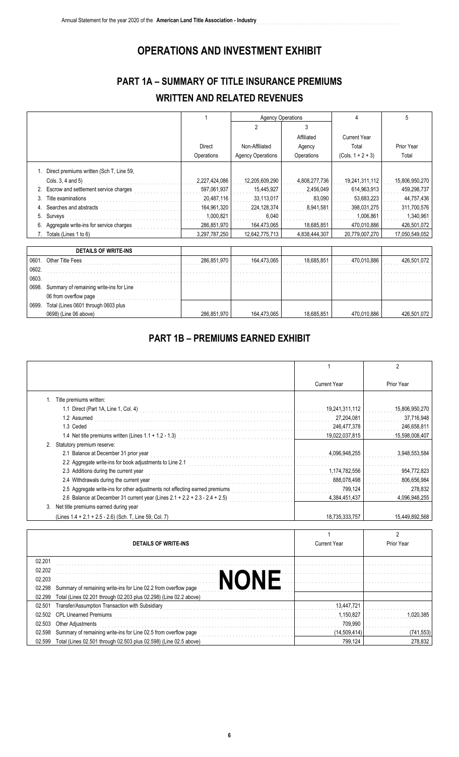# OPERATIONS AND INVESTMENT EXHIBIT

## PART 1A – SUMMARY OF TITLE INSURANCE PREMIUMS WRITTEN AND RELATED REVENUES

| | 1 | Agency Operations | | 4 | 5 |
|---|---|---|---|---|---|
| | | 2 | 3 | | |
| | Direct Operations | Non-Affiliated Agency Operations | Affiliated Agency Operations | Current Year Total (Cols. 1 + 2 + 3) | Prior Year Total |
| 1. Direct premiums written (Sch T, Line 59, Cols. 3, 4 and 5) | 2,227,424,086 | 12,205,609,290 | 4,808,277,736 | 19,241,311,112 | 15,806,950,270 |
| 2. Escrow and settlement service charges | 597,061,937 | 15,445,927 | 2,456,049 | 614,963,913 | 459,298,737 |
| 3. Title examinations | 20,487,116 | 33,113,017 | 83,090 | 53,683,223 | 44,757,436 |
| 4. Searches and abstracts | 164,961,320 | 224,128,374 | 8,941,581 | 398,031,275 | 311,700,576 |
| 5. Surveys | 1,000,821 | 6,040 | | 1,006,861 | 1,340,961 |
| 6. Aggregate write-ins for service charges | 286,851,970 | 164,473,065 | 18,685,851 | 470,010,886 | 426,501,072 |
| 7. Totals (Lines 1 to 6) | 3,297,787,250 | 12,642,775,713 | 4,838,444,307 | 20,779,007,270 | 17,050,549,052 |

| DETAILS OF WRITE-INS | | | | | |
|---|---|---|---|---|---|
| 0601. Other Title Fees | 286,851,970 | 164,473,065 | 18,685,851 | 470,010,886 | 426,501,072 |
| 0602. | | | | | |
| 0603. | | | | | |
| 0698. Summary of remaining write-ins for Line 06 from overflow page | | | | | |
| 0699. Total (Lines 0601 through 0603 plus 0698) (Line 06 above) | 286,851,970 | 164,473,065 | 18,685,851 | 470,010,886 | 426,501,072 |

## PART 1B – PREMIUMS EARNED EXHIBIT

| | 1 Current Year | 2 Prior Year |
|---|---|---|
| 1. Title premiums written: | | |
| 1.1 Direct (Part 1A, Line 1, Col. 4) | 19,241,311,112 | 15,806,950,270 |
| 1.2 Assumed | 27,204,081 | 37,716,948 |
| 1.3 Ceded | 246,477,378 | 246,658,811 |
| 1.4 Net title premiums written (Lines 1.1 + 1.2 - 1.3) | 19,022,037,815 | 15,598,008,407 |
| 2. Statutory premium reserve: | | |
| 2.1 Balance at December 31 prior year | 4,096,948,255 | 3,948,553,584 |
| 2.2 Aggregate write-ins for book adjustments to Line 2.1 | | |
| 2.3 Additions during the current year | 1,174,782,556 | 954,772,823 |
| 2.4 Withdrawals during the current year | 888,078,498 | 806,656,984 |
| 2.5 Aggregate write-ins for other adjustments not effecting earned premiums | 799,124 | 278,832 |
| 2.6 Balance at December 31 current year (Lines 2.1 + 2.2 + 2.3 - 2.4 + 2.5) | 4,384,451,437 | 4,096,948,255 |
| 3. Net title premiums earned during year (Lines 1.4 + 2.1 + 2.5 - 2.6) (Sch. T, Line 59, Col. 7) | 18,735,333,757 | 15,449,892,568 |

| DETAILS OF WRITE-INS | 1 Current Year | 2 Prior Year |
|---|---|---|
| 02.201 | | |
| 02.202 **NONE** | | |
| 02.203 | | |
| 02.298 Summary of remaining write-ins for Line 02.2 from overflow page | | |
| 02.299 Total (Lines 02.201 through 02.203 plus 02.298) (Line 02.2 above) | | |
| 02.501 Transfer/Assumption Transaction with Subsidiary | 13,447,721 | |
| 02.502 CPL Unearned Premiums | 1,150,827 | 1,020,385 |
| 02.503 Other Adjustments | 709,990 | |
| 02.598 Summary of remaining write-ins for Line 02.5 from overflow page | (14,509,414) | (741,553) |
| 02.599 Total (Lines 02.501 through 02.503 plus 02.598) (Line 02.5 above) | 799,124 | 278,832 |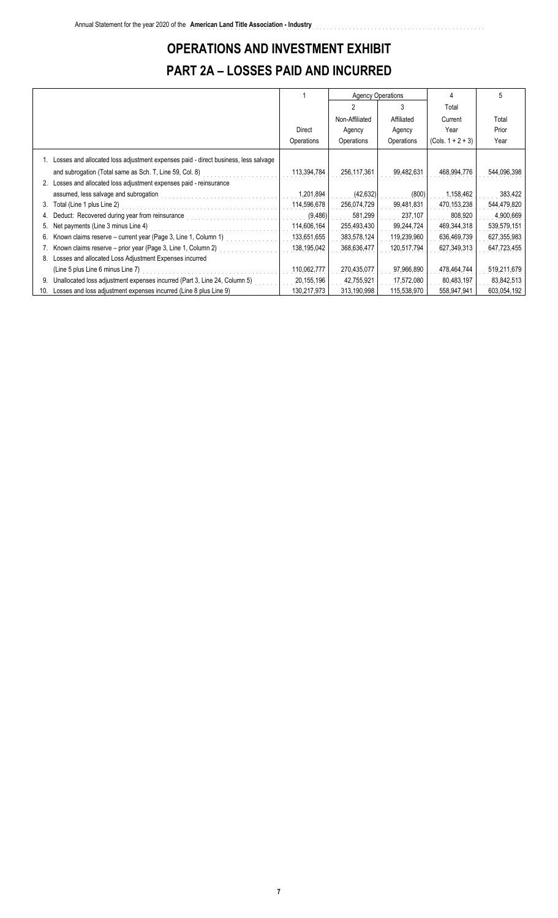# OPERATIONS AND INVESTMENT EXHIBIT

## PART 2A – LOSSES PAID AND INCURRED

| | 1 | Agency Operations | | 4 | 5 |
|---|---|---|---|---|---|
| | | 2 | 3 | Total | |
| | Direct Operations | Non-Affiliated Agency Operations | Affiliated Agency Operations | Current Year (Cols. 1 + 2 + 3) | Total Prior Year |
| 1. Losses and allocated loss adjustment expenses paid - direct business, less salvage and subrogation (Total same as Sch. T, Line 59, Col. 8) | 113,394,784 | 256,117,361 | 99,482,631 | 468,994,776 | 544,096,398 |
| 2. Losses and allocated loss adjustment expenses paid - reinsurance assumed, less salvage and subrogation | 1,201,894 | (42,632) | (800) | 1,158,462 | 383,422 |
| 3. Total (Line 1 plus Line 2) | 114,596,678 | 256,074,729 | 99,481,831 | 470,153,238 | 544,479,820 |
| 4. Deduct: Recovered during year from reinsurance | (9,486) | 581,299 | 237,107 | 808,920 | 4,900,669 |
| 5. Net payments (Line 3 minus Line 4) | 114,606,164 | 255,493,430 | 99,244,724 | 469,344,318 | 539,579,151 |
| 6. Known claims reserve – current year (Page 3, Line 1, Column 1) | 133,651,655 | 383,578,124 | 119,239,960 | 636,469,739 | 627,355,983 |
| 7. Known claims reserve – prior year (Page 3, Line 1, Column 2) | 138,195,042 | 368,636,477 | 120,517,794 | 627,349,313 | 647,723,455 |
| 8. Losses and allocated Loss Adjustment Expenses incurred (Line 5 plus Line 6 minus Line 7) | 110,062,777 | 270,435,077 | 97,966,890 | 478,464,744 | 519,211,679 |
| 9. Unallocated loss adjustment expenses incurred (Part 3, Line 24, Column 5) | 20,155,196 | 42,755,921 | 17,572,080 | 80,483,197 | 83,842,513 |
| 10. Losses and loss adjustment expenses incurred (Line 8 plus Line 9) | 130,217,973 | 313,190,998 | 115,538,970 | 558,947,941 | 603,054,192 |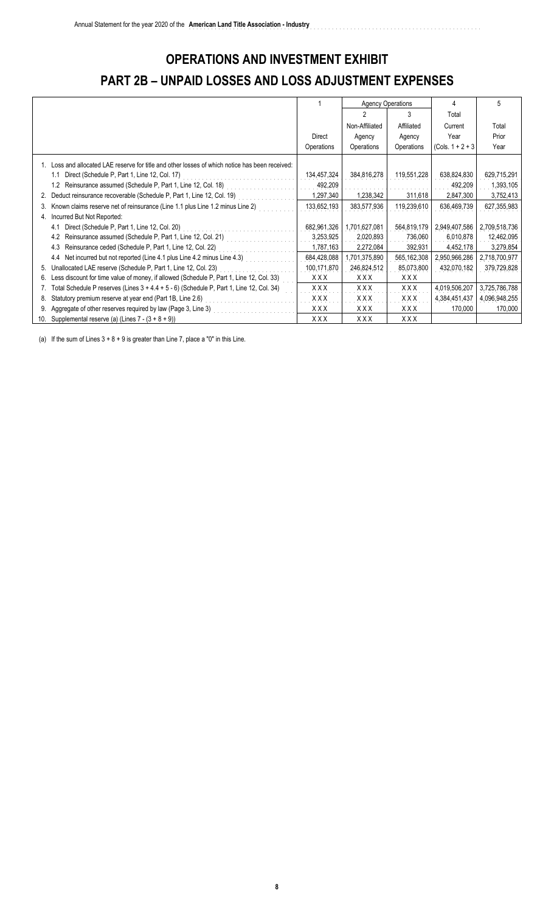# OPERATIONS AND INVESTMENT EXHIBIT

## PART 2B – UNPAID LOSSES AND LOSS ADJUSTMENT EXPENSES

| | 1 | Agency Operations | | 4 | 5 |
|---|---|---|---|---|---|
| | | 2 | 3 | Total | |
| | | Non-Affiliated | Affiliated | Current | Total |
| | Direct | Agency | Agency | Year | Prior |
| | Operations | Operations | Operations | (Cols. 1 + 2 + 3 | Year |
| 1. Loss and allocated LAE reserve for title and other losses of which notice has been received: | | | | | |
| 1.1 Direct (Schedule P, Part 1, Line 12, Col. 17) | 134,457,324 | 384,816,278 | 119,551,228 | 638,824,830 | 629,715,291 |
| 1.2 Reinsurance assumed (Schedule P, Part 1, Line 12, Col. 18) | 492,209 | | | 492,209 | 1,393,105 |
| 2. Deduct reinsurance recoverable (Schedule P, Part 1, Line 12, Col. 19) | 1,297,340 | 1,238,342 | 311,618 | 2,847,300 | 3,752,413 |
| 3. Known claims reserve net of reinsurance (Line 1.1 plus Line 1.2 minus Line 2) | 133,652,193 | 383,577,936 | 119,239,610 | 636,469,739 | 627,355,983 |
| 4. Incurred But Not Reported: | | | | | |
| 4.1 Direct (Schedule P, Part 1, Line 12, Col. 20) | 682,961,326 | 1,701,627,081 | 564,819,179 | 2,949,407,586 | 2,709,518,736 |
| 4.2 Reinsurance assumed (Schedule P, Part 1, Line 12, Col. 21) | 3,253,925 | 2,020,893 | 736,060 | 6,010,878 | 12,462,095 |
| 4.3 Reinsurance ceded (Schedule P, Part 1, Line 12, Col. 22) | 1,787,163 | 2,272,084 | 392,931 | 4,452,178 | 3,279,854 |
| 4.4 Net incurred but not reported (Line 4.1 plus Line 4.2 minus Line 4.3) | 684,428,088 | 1,701,375,890 | 565,162,308 | 2,950,966,286 | 2,718,700,977 |
| 5. Unallocated LAE reserve (Schedule P, Part 1, Line 12, Col. 23) | 100,171,870 | 246,824,512 | 85,073,800 | 432,070,182 | 379,729,828 |
| 6. Less discount for time value of money, if allowed (Schedule P, Part 1, Line 12, Col. 33) | XXX | XXX | XXX | | |
| 7. Total Schedule P reserves (Lines 3 + 4.4 + 5 - 6) (Schedule P, Part 1, Line 12, Col. 34) | XXX | XXX | XXX | 4,019,506,207 | 3,725,786,788 |
| 8. Statutory premium reserve at year end (Part 1B, Line 2.6) | XXX | XXX | XXX | 4,384,451,437 | 4,096,948,255 |
| 9. Aggregate of other reserves required by law (Page 3, Line 3) | XXX | XXX | XXX | 170,000 | 170,000 |
| 10. Supplemental reserve (a) (Lines 7 - (3 + 8 + 9)) | XXX | XXX | XXX | | |

(a) If the sum of Lines 3 + 8 + 9 is greater than Line 7, place a "0" in this Line.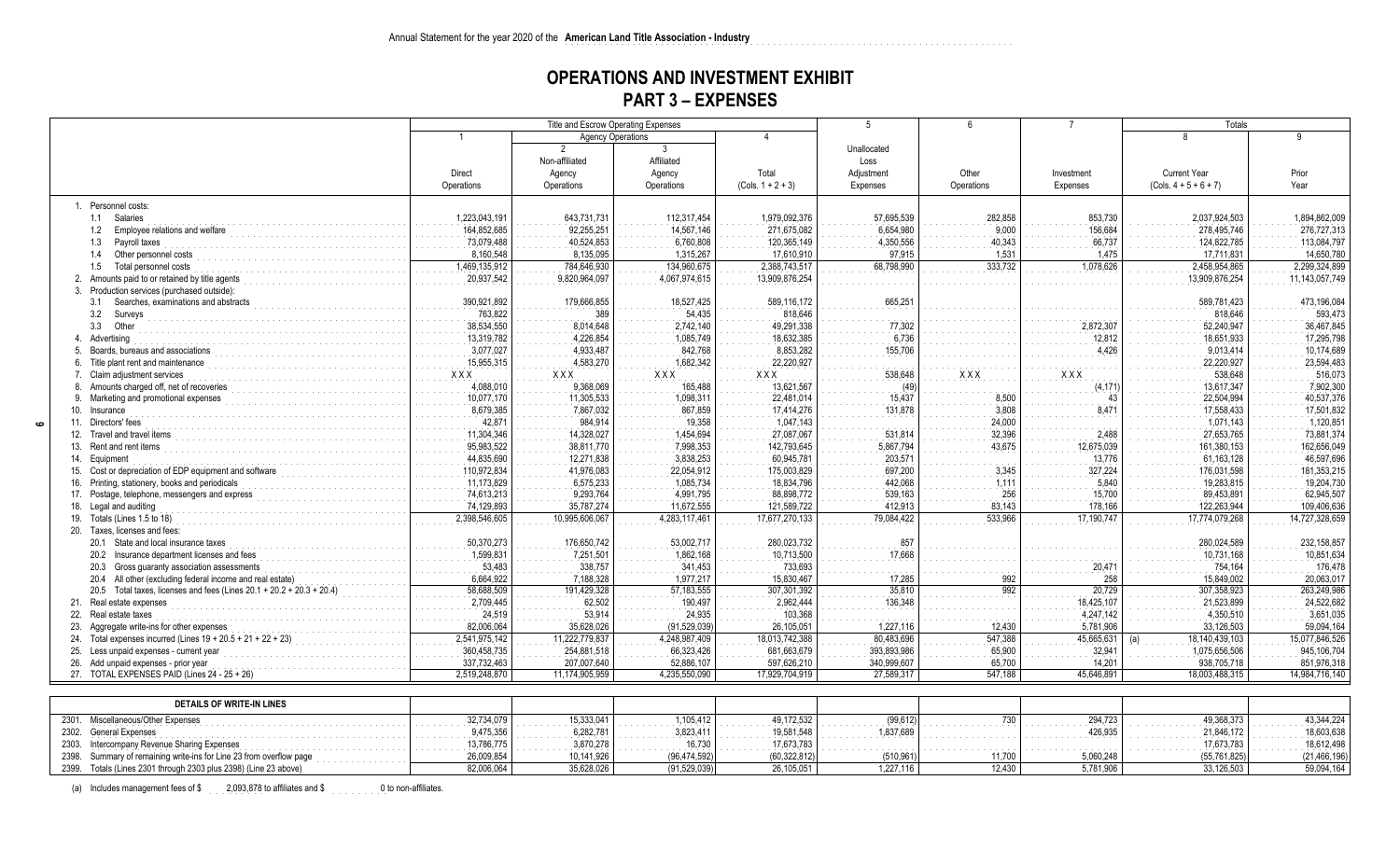Annual Statement for the year 2020 of the **American Land Title Association - Industry**

# OPERATIONS AND INVESTMENT EXHIBIT

## PART 3 – EXPENSES

| | Title and Escrow Operating Expenses | | | | 5 | 6 | 7 | Totals | |
|---|---|---|---|---|---|---|---|---|---|
| | 1 | Agency Operations | | 4 | | | | 8 | 9 |
| | | 2 | 3 | | | | | | |
| | Direct Operations | Non-affiliated Agency Operations | Affiliated Agency Operations | Total (Cols. 1 + 2 + 3) | Unallocated Loss Adjustment Expenses | Other Operations | Investment Expenses | Current Year (Cols. 4 + 5 + 6 + 7) | Prior Year |
| 1. Personnel costs: | | | | | | | | | |
| 1.1 Salaries | 1,223,043,191 | 643,731,731 | 112,317,454 | 1,979,092,376 | 57,695,539 | 282,858 | 853,730 | 2,037,924,503 | 1,894,862,009 |
| 1.2 Employee relations and welfare | 164,852,685 | 92,255,251 | 14,567,146 | 271,675,082 | 6,654,980 | 9,000 | 156,684 | 278,495,746 | 276,727,313 |
| 1.3 Payroll taxes | 73,079,488 | 40,524,853 | 6,760,808 | 120,365,149 | 4,350,556 | 40,343 | 66,737 | 124,822,785 | 113,084,797 |
| 1.4 Other personnel costs | 8,160,548 | 8,135,095 | 1,315,267 | 17,610,910 | 97,915 | 1,531 | 1,475 | 17,711,831 | 14,650,780 |
| 1.5 Total personnel costs | 1,469,135,912 | 784,646,930 | 134,960,675 | 2,388,743,517 | 68,798,990 | 333,732 | 1,078,626 | 2,458,954,865 | 2,299,324,899 |
| 2. Amounts paid to or retained by title agents | 20,937,542 | 9,820,964,097 | 4,067,974,615 | 13,909,876,254 | | | | 13,909,876,254 | 11,143,057,749 |
| 3. Production services (purchased outside): | | | | | | | | | |
| 3.1 Searches, examinations and abstracts | 390,921,892 | 179,666,855 | 18,527,425 | 589,116,172 | 665,251 | | | 589,781,423 | 473,196,084 |
| 3.2 Surveys | 763,822 | 389 | 54,435 | 818,646 | | | | 818,646 | 593,473 |
| 3.3 Other | 38,534,550 | 8,014,648 | 2,742,140 | 49,291,338 | 77,302 | | 2,872,307 | 52,240,947 | 36,467,845 |
| 4. Advertising | 13,319,782 | 4,226,854 | 1,085,749 | 18,632,385 | 6,736 | | 12,812 | 18,651,933 | 17,295,798 |
| 5. Boards, bureaus and associations | 3,077,027 | 4,933,487 | 842,768 | 8,853,282 | 155,706 | | 4,426 | 9,013,414 | 10,174,689 |
| 6. Title plant rent and maintenance | 15,955,315 | 4,583,270 | 1,682,342 | 22,220,927 | | | | 22,220,927 | 23,594,483 |
| 7. Claim adjustment services | XXX | XXX | XXX | XXX | 538,648 | XXX | XXX | 538,648 | 516,073 |
| 8. Amounts charged off, net of recoveries | 4,088,010 | 9,368,069 | 165,488 | 13,621,567 | (49) | | (4,171) | 13,617,347 | 7,902,300 |
| 9. Marketing and promotional expenses | 10,077,170 | 11,305,533 | 1,098,311 | 22,481,014 | 15,437 | 8,500 | 43 | 22,504,994 | 40,537,376 |
| 10. Insurance | 8,679,385 | 7,867,032 | 867,859 | 17,414,276 | 131,878 | 3,808 | 8,471 | 17,558,433 | 17,501,832 |
| 11. Directors' fees | 42,871 | 984,914 | 19,358 | 1,047,143 | | 24,000 | | 1,071,143 | 1,120,851 |
| 12. Travel and travel items | 11,304,346 | 14,328,027 | 1,454,694 | 27,087,067 | 531,814 | 32,396 | 2,488 | 27,653,765 | 73,881,374 |
| 13. Rent and rent items | 95,983,522 | 38,811,770 | 7,998,353 | 142,793,645 | 5,867,794 | 43,675 | 12,675,039 | 161,380,153 | 162,656,049 |
| 14. Equipment | 44,835,690 | 12,271,838 | 3,838,253 | 60,945,781 | 203,571 | | 13,776 | 61,163,128 | 46,597,696 |
| 15. Cost or depreciation of EDP equipment and software | 110,972,834 | 41,976,083 | 22,054,912 | 175,003,829 | 697,200 | 3,345 | 327,224 | 176,031,598 | 181,353,215 |
| 16. Printing, stationery, books and periodicals | 11,173,829 | 6,575,233 | 1,085,734 | 18,834,796 | 442,068 | 1,111 | 5,840 | 19,283,815 | 19,204,730 |
| 17. Postage, telephone, messengers and express | 74,613,213 | 9,293,764 | 4,991,795 | 88,898,772 | 539,163 | 256 | 15,700 | 89,453,891 | 62,945,507 |
| 18. Legal and auditing | 74,129,893 | 35,787,274 | 11,672,555 | 121,589,722 | 412,913 | 83,143 | 178,166 | 122,263,944 | 109,406,636 |
| 19. Totals (Lines 1.5 to 18) | 2,398,546,605 | 10,995,606,067 | 4,283,117,461 | 17,677,270,133 | 79,084,422 | 533,966 | 17,190,747 | 17,774,079,268 | 14,727,328,659 |
| 20. Taxes, licenses and fees: | | | | | | | | | |
| 20.1 State and local insurance taxes | 50,370,273 | 176,650,742 | 53,002,717 | 280,023,732 | 857 | | | 280,024,589 | 232,158,857 |
| 20.2 Insurance department licenses and fees | 1,599,831 | 7,251,501 | 1,862,168 | 10,713,500 | 17,668 | | | 10,731,168 | 10,851,634 |
| 20.3 Gross guaranty association assessments | 53,483 | 338,757 | 341,453 | 733,693 | | | 20,471 | 754,164 | 176,478 |
| 20.4 All other (excluding federal income and real estate) | 6,664,922 | 7,188,328 | 1,977,217 | 15,830,467 | 17,285 | 992 | 258 | 15,849,002 | 20,063,017 |
| 20.5 Total taxes, licenses and fees (Lines 20.1 + 20.2 + 20.3 + 20.4) | 58,688,509 | 191,429,328 | 57,183,555 | 307,301,392 | 35,810 | 992 | 20,729 | 307,358,923 | 263,249,986 |
| 21. Real estate expenses | 2,709,445 | 62,502 | 190,497 | 2,962,444 | 136,348 | | 18,425,107 | 21,523,899 | 24,522,682 |
| 22. Real estate taxes | 24,519 | 53,914 | 24,935 | 103,368 | | | 4,247,142 | 4,350,510 | 3,651,035 |
| 23. Aggregate write-ins for other expenses | 82,006,064 | 35,628,026 | (91,529,039) | 26,105,051 | 1,227,116 | 12,430 | 5,781,906 | 33,126,503 | 59,094,164 |
| 24. Total expenses incurred (Lines 19 + 20.5 + 21 + 22 + 23) | 2,541,975,142 | 11,222,779,837 | 4,248,987,409 | 18,013,742,388 | 80,483,696 | 547,388 | 45,665,631 | (a) 18,140,439,103 | 15,077,846,526 |
| 25. Less unpaid expenses - current year | 360,458,735 | 254,881,518 | 66,323,426 | 681,663,679 | 393,893,986 | 65,900 | 32,941 | 1,075,656,506 | 945,106,704 |
| 26. Add unpaid expenses - prior year | 337,732,463 | 207,007,640 | 52,886,107 | 597,626,210 | 340,999,607 | 65,700 | 14,201 | 938,705,718 | 851,976,318 |
| 27. TOTAL EXPENSES PAID (Lines 24 - 25 + 26) | 2,519,248,870 | 11,174,905,959 | 4,235,550,090 | 17,929,704,919 | 27,589,317 | 547,188 | 45,646,891 | 18,003,488,315 | 14,984,716,140 |

| DETAILS OF WRITE-IN LINES | | | | | | | | | |
|---|---|---|---|---|---|---|---|---|---|
| 2301. Miscellaneous/Other Expenses | 32,734,079 | 15,333,041 | 1,105,412 | 49,172,532 | (99,612) | 730 | 294,723 | 49,368,373 | 43,344,224 |
| 2302. General Expenses | 9,475,356 | 6,282,781 | 3,823,411 | 19,581,548 | 1,837,689 | | 426,935 | 21,846,172 | 18,603,638 |
| 2303. Intercompany Revenue Sharing Expenses | 13,786,775 | 3,870,278 | 16,730 | 17,673,783 | | | | 17,673,783 | 18,612,498 |
| 2398. Summary of remaining write-ins for Line 23 from overflow page | 26,009,854 | 10,141,926 | (96,474,592) | (60,322,812) | (510,961) | 11,700 | 5,060,248 | (55,761,825) | (21,466,196) |
| 2399. Totals (Lines 2301 through 2303 plus 2398) (Line 23 above) | 82,006,064 | 35,628,026 | (91,529,039) | 26,105,051 | 1,227,116 | 12,430 | 5,781,906 | 33,126,503 | 59,094,164 |

(a) Includes management fees of $ 2,093,878 to affiliates and $ 0 to non-affiliates.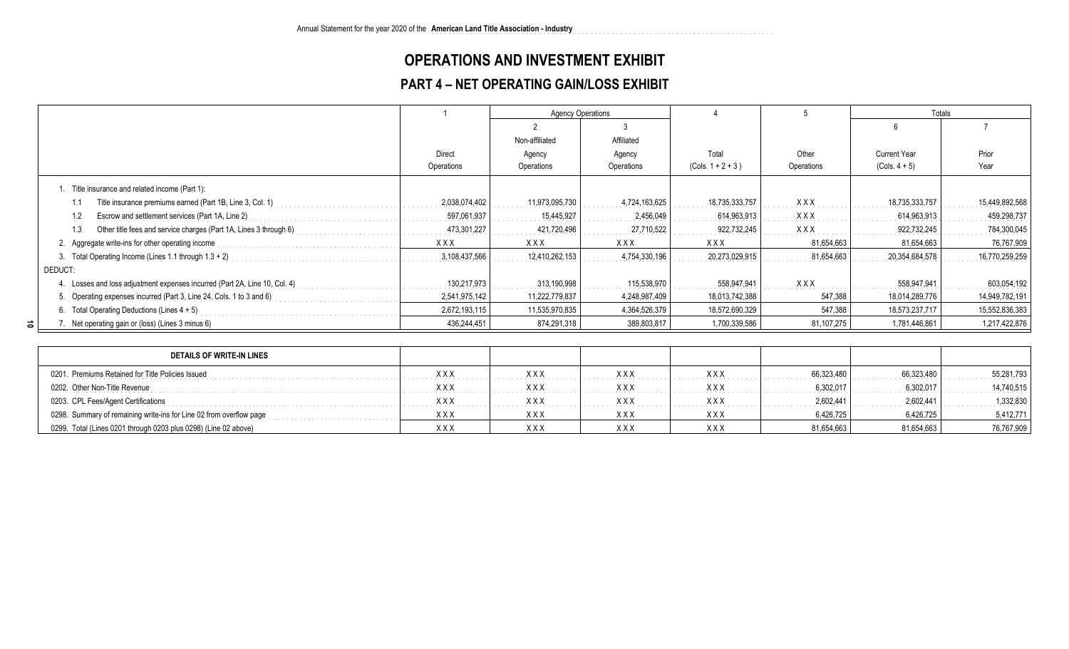Annual Statement for the year 2020 of the **American Land Title Association - Industry**

# OPERATIONS AND INVESTMENT EXHIBIT

## PART 4 – NET OPERATING GAIN/LOSS EXHIBIT

| | 1 | Agency Operations | | 4 | 5 | Totals | |
|---|---|---|---|---|---|---|---|
| | | 2 | 3 | | | 6 | 7 |
| | Direct Operations | Non-affiliated Agency Operations | Affiliated Agency Operations | Total (Cols. 1 + 2 + 3 ) | Other Operations | Current Year (Cols. 4 + 5) | Prior Year |
| 1. Title insurance and related income (Part 1): | | | | | | | |
| 1.1 Title insurance premiums earned (Part 1B, Line 3, Col. 1) | 2,038,074,402 | 11,973,095,730 | 4,724,163,625 | 18,735,333,757 | XXX | 18,735,333,757 | 15,449,892,568 |
| 1.2 Escrow and settlement services (Part 1A, Line 2) | 597,061,937 | 15,445,927 | 2,456,049 | 614,963,913 | XXX | 614,963,913 | 459,298,737 |
| 1.3 Other title fees and service charges (Part 1A, Lines 3 through 6) | 473,301,227 | 421,720,496 | 27,710,522 | 922,732,245 | XXX | 922,732,245 | 784,300,045 |
| 2. Aggregate write-ins for other operating income | XXX | XXX | XXX | XXX | 81,654,663 | 81,654,663 | 76,767,909 |
| 3. Total Operating Income (Lines 1.1 through 1.3 + 2) | 3,108,437,566 | 12,410,262,153 | 4,754,330,196 | 20,273,029,915 | 81,654,663 | 20,354,684,578 | 16,770,259,259 |
| DEDUCT: | | | | | | | |
| 4. Losses and loss adjustment expenses incurred (Part 2A, Line 10, Col. 4) | 130,217,973 | 313,190,998 | 115,538,970 | 558,947,941 | XXX | 558,947,941 | 603,054,192 |
| 5. Operating expenses incurred (Part 3, Line 24, Cols. 1 to 3 and 6) | 2,541,975,142 | 11,222,779,837 | 4,248,987,409 | 18,013,742,388 | 547,388 | 18,014,289,776 | 14,949,782,191 |
| 6. Total Operating Deductions (Lines 4 + 5) | 2,672,193,115 | 11,535,970,835 | 4,364,526,379 | 18,572,690,329 | 547,388 | 18,573,237,717 | 15,552,836,383 |
| 7. Net operating gain or (loss) (Lines 3 minus 6) | 436,244,451 | 874,291,318 | 389,803,817 | 1,700,339,586 | 81,107,275 | 1,781,446,861 | 1,217,422,876 |

| DETAILS OF WRITE-IN LINES | | | | | | | |
|---|---|---|---|---|---|---|---|
| 0201. Premiums Retained for Title Policies Issued | XXX | XXX | XXX | XXX | 66,323,480 | 66,323,480 | 55,281,793 |
| 0202. Other Non-Title Revenue | XXX | XXX | XXX | XXX | 6,302,017 | 6,302,017 | 14,740,515 |
| 0203. CPL Fees/Agent Certifications | XXX | XXX | XXX | XXX | 2,602,441 | 2,602,441 | 1,332,830 |
| 0298. Summary of remaining write-ins for Line 02 from overflow page | XXX | XXX | XXX | XXX | 6,426,725 | 6,426,725 | 5,412,771 |
| 0299. Total (Lines 0201 through 0203 plus 0298) (Line 02 above) | XXX | XXX | XXX | XXX | 81,654,663 | 81,654,663 | 76,767,909 |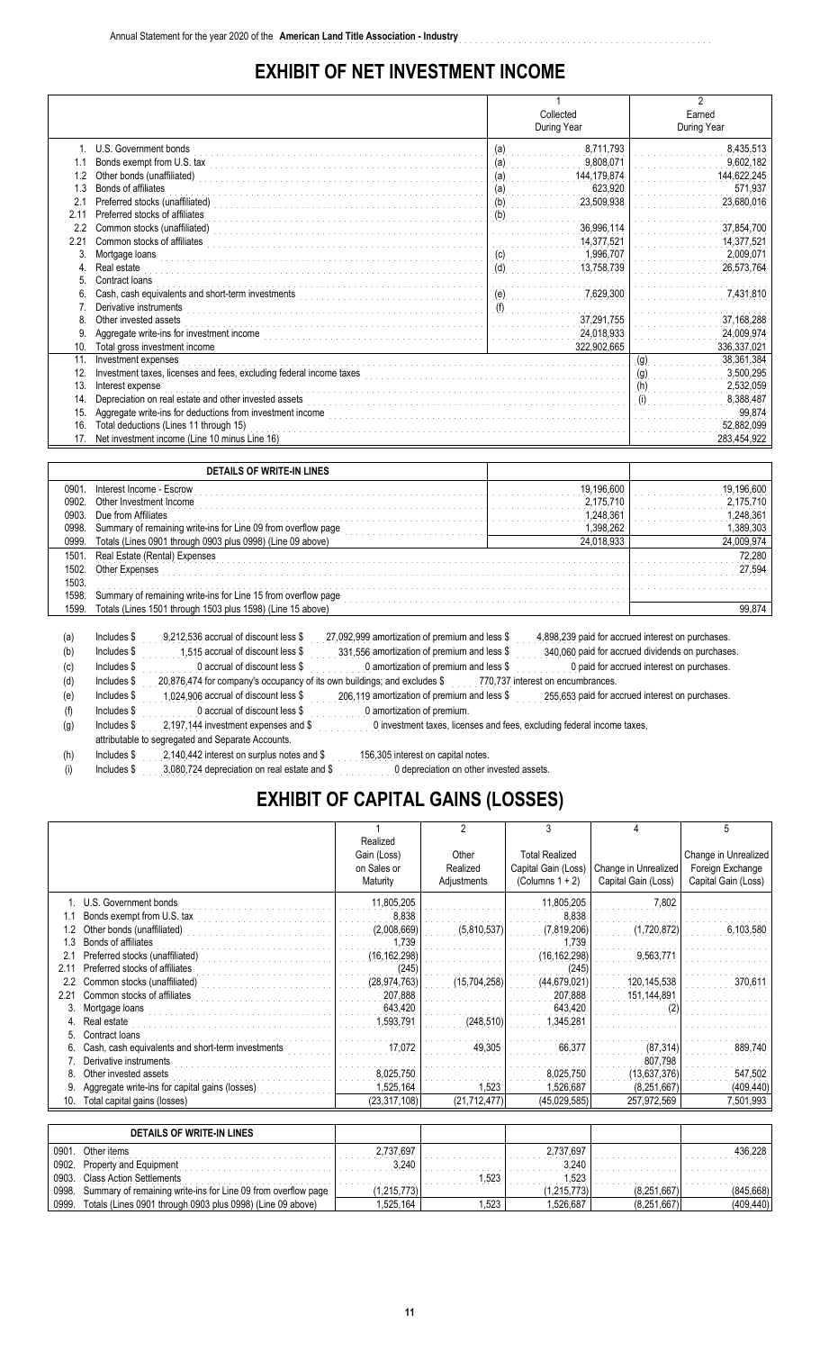# EXHIBIT OF NET INVESTMENT INCOME

| | | 1 Collected During Year | 2 Earned During Year |
|---|---|---|---|
| 1. | U.S. Government bonds | (a) 8,711,793 | 8,435,513 |
| 1.1 | Bonds exempt from U.S. tax | (a) 9,808,071 | 9,602,182 |
| 1.2 | Other bonds (unaffiliated) | (a) 144,179,874 | 144,622,245 |
| 1.3 | Bonds of affiliates | (a) 623,920 | 571,937 |
| 2.1 | Preferred stocks (unaffiliated) | (b) 23,509,938 | 23,680,016 |
| 2.11 | Preferred stocks of affiliates | (b) | |
| 2.2 | Common stocks (unaffiliated) | 36,996,114 | 37,854,700 |
| 2.21 | Common stocks of affiliates | 14,377,521 | 14,377,521 |
| 3. | Mortgage loans | (c) 1,996,707 | 2,009,071 |
| 4. | Real estate | (d) 13,758,739 | 26,573,764 |
| 5. | Contract loans | | |
| 6. | Cash, cash equivalents and short-term investments | (e) 7,629,300 | 7,431,810 |
| 7. | Derivative instruments | (f) | |
| 8. | Other invested assets | 37,291,755 | 37,168,288 |
| 9. | Aggregate write-ins for investment income | 24,018,933 | 24,009,974 |
| 10. | Total gross investment income | 322,902,665 | 336,337,021 |
| 11. | Investment expenses | | (g) 38,361,384 |
| 12. | Investment taxes, licenses and fees, excluding federal income taxes | | (g) 3,500,295 |
| 13. | Interest expense | | (h) 2,532,059 |
| 14. | Depreciation on real estate and other invested assets | | (i) 8,388,487 |
| 15. | Aggregate write-ins for deductions from investment income | | 99,874 |
| 16. | Total deductions (Lines 11 through 15) | | 52,882,099 |
| 17. | Net investment income (Line 10 minus Line 16) | | 283,454,922 |

| | DETAILS OF WRITE-IN LINES | | |
|---|---|---|---|
| 0901. | Interest Income - Escrow | 19,196,600 | 19,196,600 |
| 0902. | Other Investment Income | 2,175,710 | 2,175,710 |
| 0903. | Due from Affiliates | 1,248,361 | 1,248,361 |
| 0998. | Summary of remaining write-ins for Line 09 from overflow page | 1,398,262 | 1,389,303 |
| 0999. | Totals (Lines 0901 through 0903 plus 0998) (Line 09 above) | 24,018,933 | 24,009,974 |
| 1501. | Real Estate (Rental) Expenses | | 72,280 |
| 1502. | Other Expenses | | 27,594 |
| 1503. | | | |
| 1598. | Summary of remaining write-ins for Line 15 from overflow page | | |
| 1599. | Totals (Lines 1501 through 1503 plus 1598) (Line 15 above) | | 99,874 |

(a) Includes $ 9,212,536 accrual of discount less $ 27,092,999 amortization of premium and less $ 4,898,239 paid for accrued interest on purchases.

(b) Includes $ 1,515 accrual of discount less $ 331,556 amortization of premium and less $ 340,060 paid for accrued dividends on purchases.

(c) Includes $ 0 accrual of discount less $ 0 amortization of premium and less $ 0 paid for accrued interest on purchases.

(d) Includes $ 20,876,474 for company's occupancy of its own buildings; and excludes $ 770,737 interest on encumbrances.

(e) Includes $ 1,024,906 accrual of discount less $ 206,119 amortization of premium and less $ 255,653 paid for accrued interest on purchases.

(f) Includes $ 0 accrual of discount less $ 0 amortization of premium.

(g) Includes $ 2,197,144 investment expenses and $ 0 investment taxes, licenses and fees, excluding federal income taxes, attributable to segregated and Separate Accounts.

(h) Includes $ 2,140,442 interest on surplus notes and $ 156,305 interest on capital notes.

(i) Includes $ 3,080,724 depreciation on real estate and $ 0 depreciation on other invested assets.

# EXHIBIT OF CAPITAL GAINS (LOSSES)

| | | 1 Realized Gain (Loss) on Sales or Maturity | 2 Other Realized Adjustments | 3 Total Realized Capital Gain (Loss) (Columns 1 + 2) | 4 Change in Unrealized Capital Gain (Loss) | 5 Change in Unrealized Foreign Exchange Capital Gain (Loss) |
|---|---|---|---|---|---|---|
| 1. | U.S. Government bonds | 11,805,205 | | 11,805,205 | 7,802 | |
| 1.1 | Bonds exempt from U.S. tax | 8,838 | | 8,838 | | |
| 1.2 | Other bonds (unaffiliated) | (2,008,669) | (5,810,537) | (7,819,206) | (1,720,872) | 6,103,580 |
| 1.3 | Bonds of affiliates | 1,739 | | 1,739 | | |
| 2.1 | Preferred stocks (unaffiliated) | (16,162,298) | | (16,162,298) | 9,563,771 | |
| 2.11 | Preferred stocks of affiliates | (245) | | (245) | | |
| 2.2 | Common stocks (unaffiliated) | (28,974,763) | (15,704,258) | (44,679,021) | 120,145,538 | 370,611 |
| 2.21 | Common stocks of affiliates | 207,888 | | 207,888 | 151,144,891 | |
| 3. | Mortgage loans | 643,420 | | 643,420 | (2) | |
| 4. | Real estate | 1,593,791 | (248,510) | 1,345,281 | | |
| 5. | Contract loans | | | | | |
| 6. | Cash, cash equivalents and short-term investments | 17,072 | 49,305 | 66,377 | (87,314) | 889,740 |
| 7. | Derivative instruments | | | | 807,798 | |
| 8. | Other invested assets | 8,025,750 | | 8,025,750 | (13,637,376) | 547,502 |
| 9. | Aggregate write-ins for capital gains (losses) | 1,525,164 | 1,523 | 1,526,687 | (8,251,667) | (409,440) |
| 10. | Total capital gains (losses) | (23,317,108) | (21,712,477) | (45,029,585) | 257,972,569 | 7,501,993 |

| | DETAILS OF WRITE-IN LINES | | | | | |
|---|---|---|---|---|---|---|
| 0901. | Other items | 2,737,697 | | 2,737,697 | | 436,228 |
| 0902. | Property and Equipment | 3,240 | | 3,240 | | |
| 0903. | Class Action Settlements | | 1,523 | 1,523 | | |
| 0998. | Summary of remaining write-ins for Line 09 from overflow page | (1,215,773) | | (1,215,773) | (8,251,667) | (845,668) |
| 0999. | Totals (Lines 0901 through 0903 plus 0998) (Line 09 above) | 1,525,164 | 1,523 | 1,526,687 | (8,251,667) | (409,440) |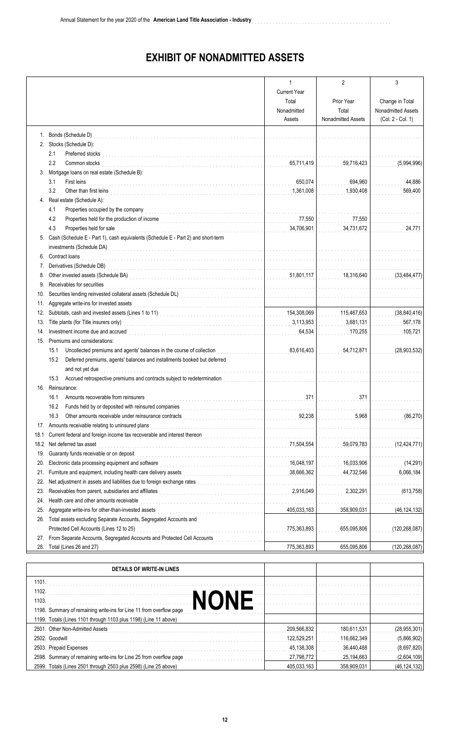# EXHIBIT OF NONADMITTED ASSETS

| | 1<br>Current Year<br>Total<br>Nonadmitted<br>Assets | 2<br>Prior Year<br>Total<br>Nonadmitted Assets | 3<br>Change in Total<br>Nonadmitted Assets<br>(Col. 2 - Col. 1) |
|---|---|---|---|
| 1. Bonds (Schedule D) | | | |
| 2. Stocks (Schedule D): | | | |
| 2.1 Preferred stocks | | | |
| 2.2 Common stocks | 65,711,419 | 59,716,423 | (5,994,996) |
| 3. Mortgage loans on real estate (Schedule B): | | | |
| 3.1 First leins | 650,074 | 694,960 | 44,886 |
| 3.2 Other than first leins | 1,361,008 | 1,930,408 | 569,400 |
| 4. Real estate (Schedule A): | | | |
| 4.1 Properties occupied by the company | | | |
| 4.2 Properties held for the production of income | 77,550 | 77,550 | |
| 4.3 Properties held for sale | 34,706,901 | 34,731,672 | 24,771 |
| 5. Cash (Schedule E - Part 1), cash equivalents (Schedule E - Part 2) and short-term investments (Schedule DA) | | | |
| 6. Contract loans | | | |
| 7. Derivatives (Schedule DB) | | | |
| 8. Other invested assets (Schedule BA) | 51,801,117 | 18,316,640 | (33,484,477) |
| 9. Receivables for securities | | | |
| 10. Securities lending reinvested collateral assets (Schedule DL) | | | |
| 11. Aggregate write-ins for invested assets | | | |
| 12. Subtotals, cash and invested assets (Lines 1 to 11) | 154,308,069 | 115,467,653 | (38,840,416) |
| 13. Title plants (for Title insurers only) | 3,113,953 | 3,681,131 | 567,178 |
| 14. Investment income due and accrued | 64,534 | 170,255 | 105,721 |
| 15. Premiums and considerations: | | | |
| 15.1 Uncollected premiums and agents' balances in the course of collection | 83,616,403 | 54,712,871 | (28,903,532) |
| 15.2 Deferred premiums, agents' balances and installments booked but deferred and not yet due | | | |
| 15.3 Accrued retrospective premiums and contracts subject to redetermination | | | |
| 16. Reinsurance: | | | |
| 16.1 Amounts recoverable from reinsurers | 371 | 371 | |
| 16.2 Funds held by or deposited with reinsured companies | | | |
| 16.3 Other amounts receivable under reinsurance contracts | 92,238 | 5,968 | (86,270) |
| 17. Amounts receivable relating to uninsured plans | | | |
| 18.1 Current federal and foreign income tax recoverable and interest thereon | | | |
| 18.2 Net deferred tax asset | 71,504,554 | 59,079,783 | (12,424,771) |
| 19. Guaranty funds receivable or on deposit | | | |
| 20. Electronic data processing equipment and software | 16,048,197 | 16,033,906 | (14,291) |
| 21. Furniture and equipment, including health care delivery assets | 38,666,362 | 44,732,546 | 6,066,184 |
| 22. Net adjustment in assets and liabilities due to foreign exchange rates | | | |
| 23. Receivables from parent, subsidiaries and affiliates | 2,916,049 | 2,302,291 | (613,758) |
| 24. Health care and other amounts receivable | | | |
| 25. Aggregate write-ins for other-than-invested assets | 405,033,163 | 358,909,031 | (46,124,132) |
| 26. Total assets excluding Separate Accounts, Segregated Accounts and Protected Cell Accounts (Lines 12 to 25) | 775,363,893 | 655,095,806 | (120,268,087) |
| 27. From Separate Accounts, Segregated Accounts and Protected Cell Accounts | | | |
| 28. Total (Lines 26 and 27) | 775,363,893 | 655,095,806 | (120,268,087) |

| DETAILS OF WRITE-IN LINES | | | |
|---|---|---|---|
| 1101. | | | |
| 1102. | | | |
| 1103. NONE | | | |
| 1198. Summary of remaining write-ins for Line 11 from overflow page | | | |
| 1199. Totals (Lines 1101 through 1103 plus 1198) (Line 11 above) | | | |
| 2501. Other Non-Admitted Assets | 209,566,832 | 180,611,531 | (28,955,301) |
| 2502. Goodwill | 122,529,251 | 116,662,349 | (5,866,902) |
| 2503. Prepaid Expenses | 45,138,308 | 36,440,488 | (8,697,820) |
| 2598. Summary of remaining write-ins for Line 25 from overflow page | 27,798,772 | 25,194,663 | (2,604,109) |
| 2599. Totals (Lines 2501 through 2503 plus 2598) (Line 25 above) | 405,033,163 | 358,909,031 | (46,124,132) |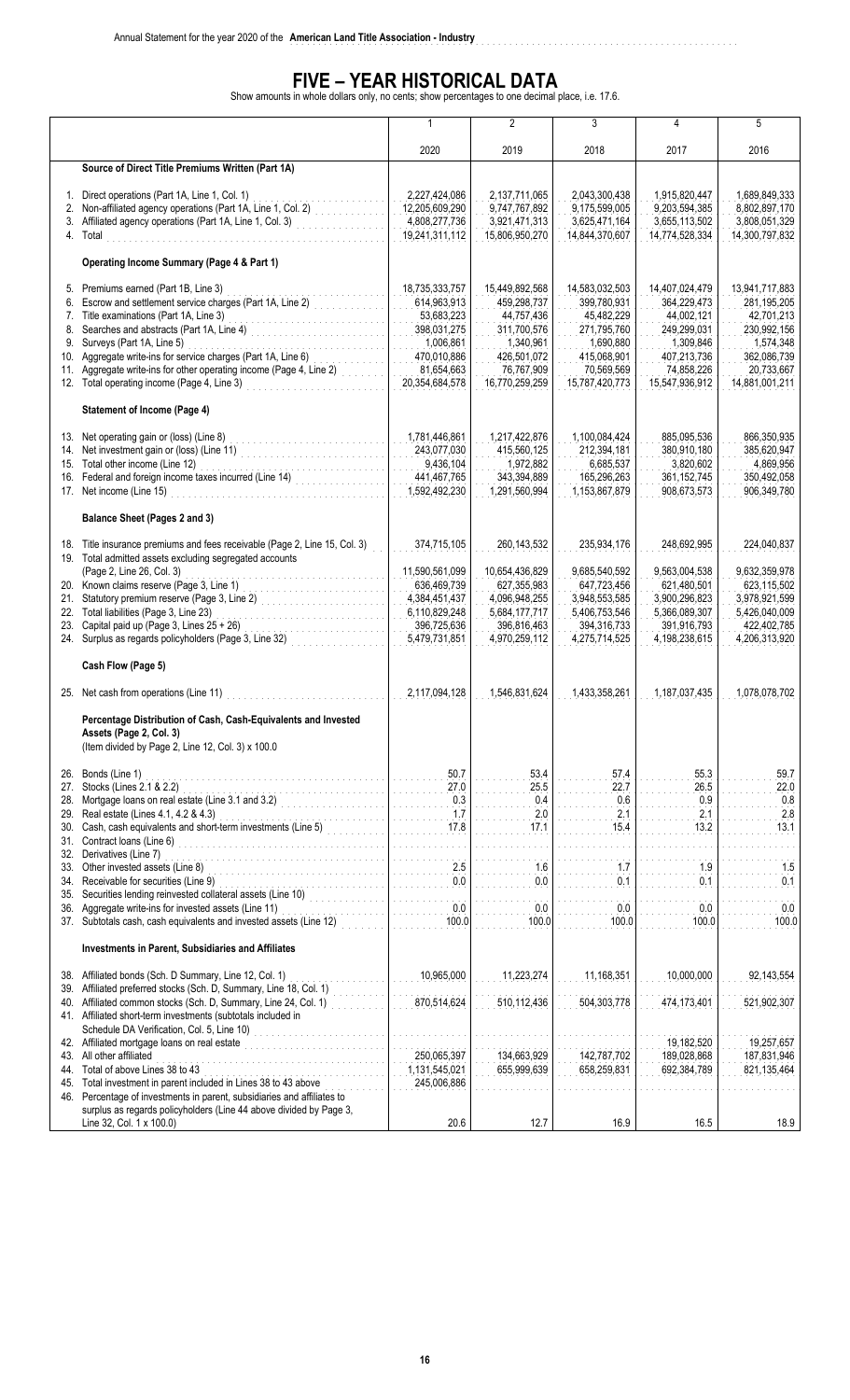Annual Statement for the year 2020 of the **American Land Title Association - Industry**

# FIVE – YEAR HISTORICAL DATA

Show amounts in whole dollars only, no cents; show percentages to one decimal place, i.e. 17.6.

| | 1 | 2 | 3 | 4 | 5 |
|---|---|---|---|---|---|
| | 2020 | 2019 | 2018 | 2017 | 2016 |
| **Source of Direct Title Premiums Written (Part 1A)** | | | | | |
| 1. Direct operations (Part 1A, Line 1, Col. 1) | 2,227,424,086 | 2,137,711,065 | 2,043,300,438 | 1,915,820,447 | 1,689,849,333 |
| 2. Non-affiliated agency operations (Part 1A, Line 1, Col. 2) | 12,205,609,290 | 9,747,767,892 | 9,175,599,005 | 9,203,594,385 | 8,802,897,170 |
| 3. Affiliated agency operations (Part 1A, Line 1, Col. 3) | 4,808,277,736 | 3,921,471,313 | 3,625,471,164 | 3,655,113,502 | 3,808,051,329 |
| 4. Total | 19,241,311,112 | 15,806,950,270 | 14,844,370,607 | 14,774,528,334 | 14,300,797,832 |
| **Operating Income Summary (Page 4 & Part 1)** | | | | | |
| 5. Premiums earned (Part 1B, Line 3) | 18,735,333,757 | 15,449,892,568 | 14,583,032,503 | 14,407,024,479 | 13,941,717,883 |
| 6. Escrow and settlement service charges (Part 1A, Line 2) | 614,963,913 | 459,298,737 | 399,780,931 | 364,229,473 | 281,195,205 |
| 7. Title examinations (Part 1A, Line 3) | 53,683,223 | 44,757,436 | 45,482,229 | 44,002,121 | 42,701,213 |
| 8. Searches and abstracts (Part 1A, Line 4) | 398,031,275 | 311,700,576 | 271,795,760 | 249,299,031 | 230,992,156 |
| 9. Surveys (Part 1A, Line 5) | 1,006,861 | 1,340,961 | 1,690,880 | 1,309,846 | 1,574,348 |
| 10. Aggregate write-ins for service charges (Part 1A, Line 6) | 470,010,886 | 426,501,072 | 415,068,901 | 407,213,736 | 362,086,739 |
| 11. Aggregate write-ins for other operating income (Page 4, Line 2) | 81,654,663 | 76,767,909 | 70,569,569 | 74,858,226 | 20,733,667 |
| 12. Total operating income (Page 4, Line 3) | 20,354,684,578 | 16,770,259,259 | 15,787,420,773 | 15,547,936,912 | 14,881,001,211 |
| **Statement of Income (Page 4)** | | | | | |
| 13. Net operating gain or (loss) (Line 8) | 1,781,446,861 | 1,217,422,876 | 1,100,084,424 | 885,095,536 | 866,350,935 |
| 14. Net investment gain or (loss) (Line 11) | 243,077,030 | 415,560,125 | 212,394,181 | 380,910,180 | 385,620,947 |
| 15. Total other income (Line 12) | 9,436,104 | 1,972,882 | 6,685,537 | 3,820,602 | 4,869,956 |
| 16. Federal and foreign income taxes incurred (Line 14) | 441,467,765 | 343,394,889 | 165,296,263 | 361,152,745 | 350,492,058 |
| 17. Net income (Line 15) | 1,592,492,230 | 1,291,560,994 | 1,153,867,879 | 908,673,573 | 906,349,780 |
| **Balance Sheet (Pages 2 and 3)** | | | | | |
| 18. Title insurance premiums and fees receivable (Page 2, Line 15, Col. 3) | 374,715,105 | 260,143,532 | 235,934,176 | 248,692,995 | 224,040,837 |
| 19. Total admitted assets excluding segregated accounts (Page 2, Line 26, Col. 3) | 11,590,561,099 | 10,654,436,829 | 9,685,540,592 | 9,563,004,538 | 9,632,359,978 |
| 20. Known claims reserve (Page 3, Line 1) | 636,469,739 | 627,355,983 | 647,723,456 | 621,480,501 | 623,115,502 |
| 21. Statutory premium reserve (Page 3, Line 2) | 4,384,451,437 | 4,096,948,255 | 3,948,553,585 | 3,900,296,823 | 3,978,921,599 |
| 22. Total liabilities (Page 3, Line 23) | 6,110,829,248 | 5,684,177,717 | 5,406,753,546 | 5,366,089,307 | 5,426,040,009 |
| 23. Capital paid up (Page 3, Lines 25 + 26) | 396,725,636 | 396,816,463 | 394,316,733 | 391,916,793 | 422,402,785 |
| 24. Surplus as regards policyholders (Page 3, Line 32) | 5,479,731,851 | 4,970,259,112 | 4,275,714,525 | 4,198,238,615 | 4,206,313,920 |
| **Cash Flow (Page 5)** | | | | | |
| 25. Net cash from operations (Line 11) | 2,117,094,128 | 1,546,831,624 | 1,433,358,261 | 1,187,037,435 | 1,078,078,702 |
| **Percentage Distribution of Cash, Cash-Equivalents and Invested Assets (Page 2, Col. 3)** (Item divided by Page 2, Line 12, Col. 3) x 100.0 | | | | | |
| 26. Bonds (Line 1) | 50.7 | 53.4 | 57.4 | 55.3 | 59.7 |
| 27. Stocks (Lines 2.1 & 2.2) | 27.0 | 25.5 | 22.7 | 26.5 | 22.0 |
| 28. Mortgage loans on real estate (Line 3.1 and 3.2) | 0.3 | 0.4 | 0.6 | 0.9 | 0.8 |
| 29. Real estate (Lines 4.1, 4.2 & 4.3) | 1.7 | 2.0 | 2.1 | 2.1 | 2.8 |
| 30. Cash, cash equivalents and short-term investments (Line 5) | 17.8 | 17.1 | 15.4 | 13.2 | 13.1 |
| 31. Contract loans (Line 6) | | | | | |
| 32. Derivatives (Line 7) | | | | | |
| 33. Other invested assets (Line 8) | 2.5 | 1.6 | 1.7 | 1.9 | 1.5 |
| 34. Receivable for securities (Line 9) | 0.0 | 0.0 | 0.1 | 0.1 | 0.1 |
| 35. Securities lending reinvested collateral assets (Line 10) | | | | | |
| 36. Aggregate write-ins for invested assets (Line 11) | 0.0 | 0.0 | 0.0 | 0.0 | 0.0 |
| 37. Subtotals cash, cash equivalents and invested assets (Line 12) | 100.0 | 100.0 | 100.0 | 100.0 | 100.0 |
| **Investments in Parent, Subsidiaries and Affiliates** | | | | | |
| 38. Affiliated bonds (Sch. D Summary, Line 12, Col. 1) | 10,965,000 | 11,223,274 | 11,168,351 | 10,000,000 | 92,143,554 |
| 39. Affiliated preferred stocks (Sch. D, Summary, Line 18, Col. 1) | | | | | |
| 40. Affiliated common stocks (Sch. D, Summary, Line 24, Col. 1) | 870,514,624 | 510,112,436 | 504,303,778 | 474,173,401 | 521,902,307 |
| 41. Affiliated short-term investments (subtotals included in Schedule DA Verification, Col. 5, Line 10) | | | | | |
| 42. Affiliated mortgage loans on real estate | | | | 19,182,520 | 19,257,657 |
| 43. All other affiliated | 250,065,397 | 134,663,929 | 142,787,702 | 189,028,868 | 187,831,946 |
| 44. Total of above Lines 38 to 43 | 1,131,545,021 | 655,999,639 | 658,259,831 | 692,384,789 | 821,135,464 |
| 45. Total investment in parent included in Lines 38 to 43 above | 245,006,886 | | | | |
| 46. Percentage of investments in parent, subsidiaries and affiliates to surplus as regards policyholders (Line 44 above divided by Page 3, Line 32, Col. 1 x 100.0) | 20.6 | 12.7 | 16.9 | 16.5 | 18.9 |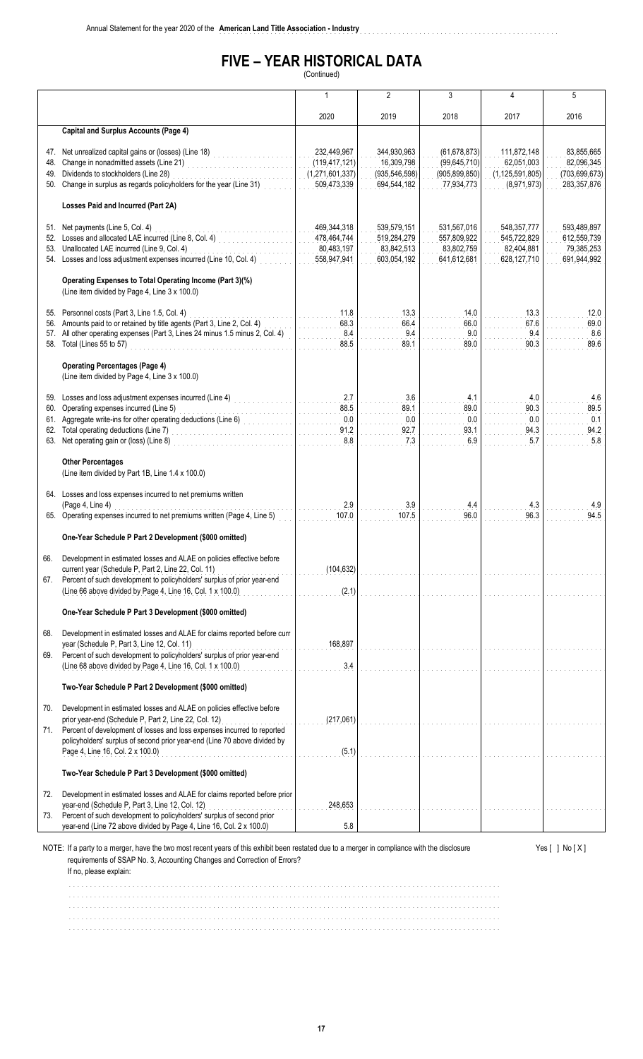# FIVE – YEAR HISTORICAL DATA

(Continued)

| | 1 | 2 | 3 | 4 | 5 |
|---|---|---|---|---|---|
| | 2020 | 2019 | 2018 | 2017 | 2016 |
| **Capital and Surplus Accounts (Page 4)** | | | | | |
| 47. Net unrealized capital gains or (losses) (Line 18) | 232,449,967 | 344,930,963 | (61,678,873) | 111,872,148 | 83,855,665 |
| 48. Change in nonadmitted assets (Line 21) | (119,417,121) | 16,309,798 | (99,645,710) | 62,051,003 | 82,096,345 |
| 49. Dividends to stockholders (Line 28) | (1,271,601,337) | (935,546,598) | (905,899,850) | (1,125,591,805) | (703,699,673) |
| 50. Change in surplus as regards policyholders for the year (Line 31) | 509,473,339 | 694,544,182 | 77,934,773 | (8,971,973) | 283,357,876 |
| **Losses Paid and Incurred (Part 2A)** | | | | | |
| 51. Net payments (Line 5, Col. 4) | 469,344,318 | 539,579,151 | 531,567,016 | 548,357,777 | 593,489,897 |
| 52. Losses and allocated LAE incurred (Line 8, Col. 4) | 478,464,744 | 519,284,279 | 557,809,922 | 545,722,829 | 612,559,739 |
| 53. Unallocated LAE incurred (Line 9, Col. 4) | 80,483,197 | 83,842,513 | 83,802,759 | 82,404,881 | 79,385,253 |
| 54. Losses and loss adjustment expenses incurred (Line 10, Col. 4) | 558,947,941 | 603,054,192 | 641,612,681 | 628,127,710 | 691,944,992 |
| **Operating Expenses to Total Operating Income (Part 3)(%)** (Line item divided by Page 4, Line 3 x 100.0) | | | | | |
| 55. Personnel costs (Part 3, Line 1.5, Col. 4) | 11.8 | 13.3 | 14.0 | 13.3 | 12.0 |
| 56. Amounts paid to or retained by title agents (Part 3, Line 2, Col. 4) | 68.3 | 66.4 | 66.0 | 67.6 | 69.0 |
| 57. All other operating expenses (Part 3, Lines 24 minus 1.5 minus 2, Col. 4) | 8.4 | 9.4 | 9.0 | 9.4 | 8.6 |
| 58. Total (Lines 55 to 57) | 88.5 | 89.1 | 89.0 | 90.3 | 89.6 |
| **Operating Percentages (Page 4)** (Line item divided by Page 4, Line 3 x 100.0) | | | | | |
| 59. Losses and loss adjustment expenses incurred (Line 4) | 2.7 | 3.6 | 4.1 | 4.0 | 4.6 |
| 60. Operating expenses incurred (Line 5) | 88.5 | 89.1 | 89.0 | 90.3 | 89.5 |
| 61. Aggregate write-ins for other operating deductions (Line 6) | 0.0 | 0.0 | 0.0 | 0.0 | 0.1 |
| 62. Total operating deductions (Line 7) | 91.2 | 92.7 | 93.1 | 94.3 | 94.2 |
| 63. Net operating gain or (loss) (Line 8) | 8.8 | 7.3 | 6.9 | 5.7 | 5.8 |
| **Other Percentages** (Line item divided by Part 1B, Line 1.4 x 100.0) | | | | | |
| 64. Losses and loss expenses incurred to net premiums written (Page 4, Line 4) | 2.9 | 3.9 | 4.4 | 4.3 | 4.9 |
| 65. Operating expenses incurred to net premiums written (Page 4, Line 5) | 107.0 | 107.5 | 96.0 | 96.3 | 94.5 |
| **One-Year Schedule P Part 2 Development ($000 omitted)** | | | | | |
| 66. Development in estimated losses and ALAE on policies effective before current year (Schedule P, Part 2, Line 22, Col. 11) | (104,632) | | | | |
| 67. Percent of such development to policyholders' surplus of prior year-end (Line 66 above divided by Page 4, Line 16, Col. 1 x 100.0) | (2.1) | | | | |
| **One-Year Schedule P Part 3 Development ($000 omitted)** | | | | | |
| 68. Development in estimated losses and ALAE for claims reported before curr year (Schedule P, Part 3, Line 12, Col. 11) | 168,897 | | | | |
| 69. Percent of such development to policyholders' surplus of prior year-end (Line 68 above divided by Page 4, Line 16, Col. 1 x 100.0) | 3.4 | | | | |
| **Two-Year Schedule P Part 2 Development ($000 omitted)** | | | | | |
| 70. Development in estimated losses and ALAE on policies effective before prior year-end (Schedule P, Part 2, Line 22, Col. 12) | (217,061) | | | | |
| 71. Percent of development of losses and loss expenses incurred to reported policyholders' surplus of second prior year-end (Line 70 above divided by Page 4, Line 16, Col. 2 x 100.0) | (5.1) | | | | |
| **Two-Year Schedule P Part 3 Development ($000 omitted)** | | | | | |
| 72. Development in estimated losses and ALAE for claims reported before prior year-end (Schedule P, Part 3, Line 12, Col. 12) | 248,653 | | | | |
| 73. Percent of such development to policyholders' surplus of second prior year-end (Line 72 above divided by Page 4, Line 16, Col. 2 x 100.0) | 5.8 | | | | |

NOTE: If a party to a merger, have the two most recent years of this exhibit been restated due to a merger in compliance with the disclosure requirements of SSAP No. 3, Accounting Changes and Correction of Errors? Yes [ ] No [ X ]

If no, please explain: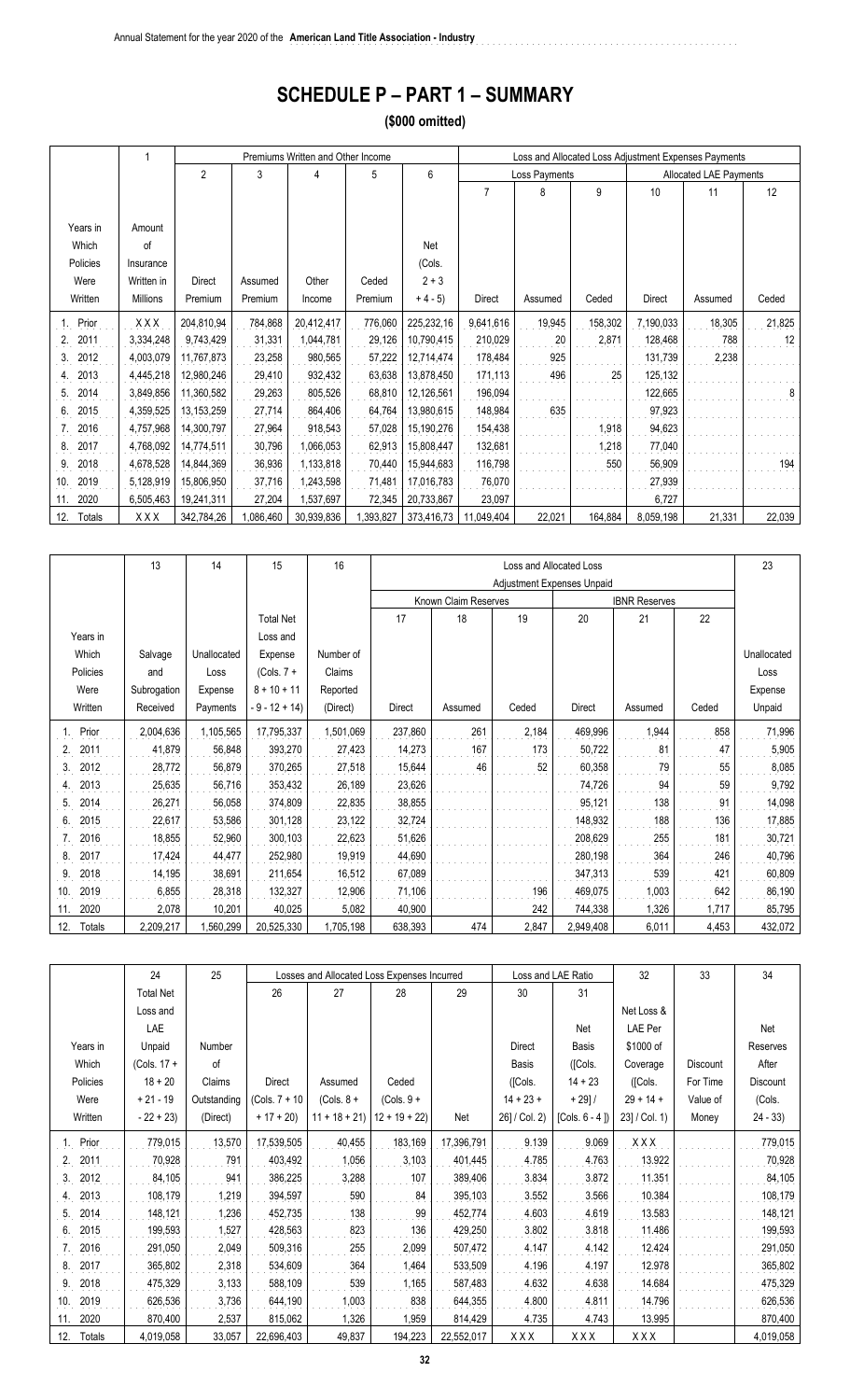# SCHEDULE P – PART 1 – SUMMARY

**($000 omitted)**

| | 1 | Premiums Written and Other Income | | | | | Loss and Allocated Loss Adjustment Expenses Payments | | | | | |
|---|---|---|---|---|---|---|---|---|---|---|---|---|
| | | 2 | 3 | 4 | 5 | 6 | Loss Payments | | | Allocated LAE Payments | | |
| | | | | | | | 7 | 8 | 9 | 10 | 11 | 12 |
| Years in Which Policies Were Written | Amount of Insurance Written in Millions | Direct Premium | Assumed Premium | Other Income | Ceded Premium | Net (Cols. 2 + 3 + 4 - 5) | Direct | Assumed | Ceded | Direct | Assumed | Ceded |
| 1. Prior | XXX | 204,810,94 | 784,868 | 20,412,417 | 776,060 | 225,232,16 | 9,641,616 | 19,945 | 158,302 | 7,190,033 | 18,305 | 21,825 |
| 2. 2011 | 3,334,248 | 9,743,429 | 31,331 | 1,044,781 | 29,126 | 10,790,415 | 210,029 | 20 | 2,871 | 128,468 | 788 | 12 |
| 3. 2012 | 4,003,079 | 11,767,873 | 23,258 | 980,565 | 57,222 | 12,714,474 | 178,484 | 925 | | 131,739 | 2,238 | |
| 4. 2013 | 4,445,218 | 12,980,246 | 29,410 | 932,432 | 63,638 | 13,878,450 | 171,113 | 496 | 25 | 125,132 | | |
| 5. 2014 | 3,849,856 | 11,360,582 | 29,263 | 805,526 | 68,810 | 12,126,561 | 196,094 | | | 122,665 | | 8 |
| 6. 2015 | 4,359,525 | 13,153,259 | 27,714 | 864,406 | 64,764 | 13,980,615 | 148,984 | 635 | | 97,923 | | |
| 7. 2016 | 4,757,968 | 14,300,797 | 27,964 | 918,543 | 57,028 | 15,190,276 | 154,438 | | 1,918 | 94,623 | | |
| 8. 2017 | 4,768,092 | 14,774,511 | 30,796 | 1,066,053 | 62,913 | 15,808,447 | 132,681 | | 1,218 | 77,040 | | |
| 9. 2018 | 4,678,528 | 14,844,369 | 36,936 | 1,133,818 | 70,440 | 15,944,683 | 116,798 | | 550 | 56,909 | | 194 |
| 10. 2019 | 5,128,919 | 15,806,950 | 37,716 | 1,243,598 | 71,481 | 17,016,783 | 76,070 | | | 27,939 | | |
| 11. 2020 | 6,505,463 | 19,241,311 | 27,204 | 1,537,697 | 72,345 | 20,733,867 | 23,097 | | | 6,727 | | |
| 12. Totals | XXX | 342,784,26 | 1,086,460 | 30,939,836 | 1,393,827 | 373,416,73 | 11,049,404 | 22,021 | 164,884 | 8,059,198 | 21,331 | 22,039 |

| | 13 | 14 | 15 | 16 | Loss and Allocated Loss Adjustment Expenses Unpaid | | | | | | 23 |
|---|---|---|---|---|---|---|---|---|---|---|---|
| | | | | | Known Claim Reserves | | | IBNR Reserves | | | |
| | | | | | 17 | 18 | 19 | 20 | 21 | 22 | |
| Years in Which Policies Were Written | Salvage and Subrogation Received | Unallocated Loss Expense Payments | Total Net Loss and Expense (Cols. 7 + 8 + 10 + 11 - 9 - 12 + 14) | Number of Claims Reported (Direct) | Direct | Assumed | Ceded | Direct | Assumed | Ceded | Unallocated Loss Expense Unpaid |
| 1. Prior | 2,004,636 | 1,105,565 | 17,795,337 | 1,501,069 | 237,860 | 261 | 2,184 | 469,996 | 1,944 | 858 | 71,996 |
| 2. 2011 | 41,879 | 56,848 | 393,270 | 27,423 | 14,273 | 167 | 173 | 50,722 | 81 | 47 | 5,905 |
| 3. 2012 | 28,772 | 56,879 | 370,265 | 27,518 | 15,644 | 46 | 52 | 60,358 | 79 | 55 | 8,085 |
| 4. 2013 | 25,635 | 56,716 | 353,432 | 26,189 | 23,626 | | | 74,726 | 94 | 59 | 9,792 |
| 5. 2014 | 26,271 | 56,058 | 374,809 | 22,835 | 38,855 | | | 95,121 | 138 | 91 | 14,098 |
| 6. 2015 | 22,617 | 53,586 | 301,128 | 23,122 | 32,724 | | | 148,932 | 188 | 136 | 17,885 |
| 7. 2016 | 18,855 | 52,960 | 300,103 | 22,623 | 51,626 | | | 208,629 | 255 | 181 | 30,721 |
| 8. 2017 | 17,424 | 44,477 | 252,980 | 19,919 | 44,690 | | | 280,198 | 364 | 246 | 40,796 |
| 9. 2018 | 14,195 | 38,691 | 211,654 | 16,512 | 67,089 | | | 347,313 | 539 | 421 | 60,809 |
| 10. 2019 | 6,855 | 28,318 | 132,327 | 12,906 | 71,106 | | 196 | 469,075 | 1,003 | 642 | 86,190 |
| 11. 2020 | 2,078 | 10,201 | 40,025 | 5,082 | 40,900 | | 242 | 744,338 | 1,326 | 1,717 | 85,795 |
| 12. Totals | 2,209,217 | 1,560,299 | 20,525,330 | 1,705,198 | 638,393 | 474 | 2,847 | 2,949,408 | 6,011 | 4,453 | 432,072 |

| | 24 | 25 | Losses and Allocated Loss Expenses Incurred | | | | Loss and LAE Ratio | | 32 | 33 | 34 |
|---|---|---|---|---|---|---|---|---|---|---|---|
| | | | 26 | 27 | 28 | 29 | 30 | 31 | | | |
| Years in Which Policies Were Written | Total Net Loss and LAE Unpaid (Cols. 17 + 18 + 20 + 21 - 19 - 22 + 23) | Number of Claims Outstanding (Direct) | Direct (Cols. 7 + 10 + 17 + 20) | Assumed (Cols. 8 + 11 + 18 + 21) | Ceded (Cols. 9 + 12 + 19 + 22) | Net | Direct Basis ([Cols. 14 + 23 + 26] / Col. 2) | Net Basis ([Cols. 14 + 23 + 29] / [Cols. 6 - 4 ]) | Net Loss & LAE Per $1000 of Coverage ([Cols. 29 + 14 + 23] / Col. 1) | Discount For Time Value of Money | Net Reserves After Discount (Cols. 24 - 33) |
| 1. Prior | 779,015 | 13,570 | 17,539,505 | 40,455 | 183,169 | 17,396,791 | 9.139 | 9.069 | XXX | | 779,015 |
| 2. 2011 | 70,928 | 791 | 403,492 | 1,056 | 3,103 | 401,445 | 4.785 | 4.763 | 13.922 | | 70,928 |
| 3. 2012 | 84,105 | 941 | 386,225 | 3,288 | 107 | 389,406 | 3.834 | 3.872 | 11.351 | | 84,105 |
| 4. 2013 | 108,179 | 1,219 | 394,597 | 590 | 84 | 395,103 | 3.552 | 3.566 | 10.384 | | 108,179 |
| 5. 2014 | 148,121 | 1,236 | 452,735 | 138 | 99 | 452,774 | 4.603 | 4.619 | 13.583 | | 148,121 |
| 6. 2015 | 199,593 | 1,527 | 428,563 | 823 | 136 | 429,250 | 3.802 | 3.818 | 11.486 | | 199,593 |
| 7. 2016 | 291,050 | 2,049 | 509,316 | 255 | 2,099 | 507,472 | 4.147 | 4.142 | 12.424 | | 291,050 |
| 8. 2017 | 365,802 | 2,318 | 534,609 | 364 | 1,464 | 533,509 | 4.196 | 4.197 | 12.978 | | 365,802 |
| 9. 2018 | 475,329 | 3,133 | 588,109 | 539 | 1,165 | 587,483 | 4.632 | 4.638 | 14.684 | | 475,329 |
| 10. 2019 | 626,536 | 3,736 | 644,190 | 1,003 | 838 | 644,355 | 4.800 | 4.811 | 14.796 | | 626,536 |
| 11. 2020 | 870,400 | 2,537 | 815,062 | 1,326 | 1,959 | 814,429 | 4.735 | 4.743 | 13.995 | | 870,400 |
| 12. Totals | 4,019,058 | 33,057 | 22,696,403 | 49,837 | 194,223 | 22,552,017 | XXX | XXX | XXX | | 4,019,058 |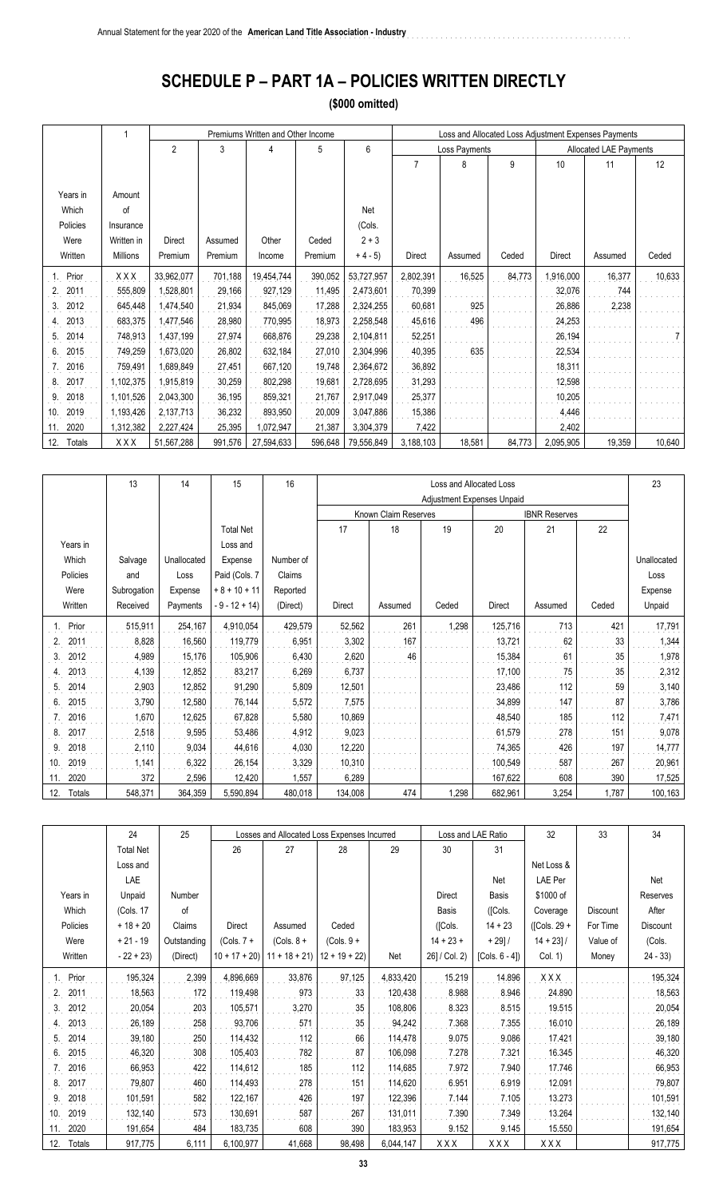# SCHEDULE P – PART 1A – POLICIES WRITTEN DIRECTLY

**($000 omitted)**

| | 1 | Premiums Written and Other Income | | | | | Loss and Allocated Loss Adjustment Expenses Payments | | | | | |
|---|---|---|---|---|---|---|---|---|---|---|---|---|
| | | 2 | 3 | 4 | 5 | 6 | Loss Payments | | | Allocated LAE Payments | | |
| | | | | | | | 7 | 8 | 9 | 10 | 11 | 12 |
| Years in Which Policies Were Written | Amount of Insurance Written in Millions | Direct Premium | Assumed Premium | Other Income | Ceded Premium | Net (Cols. 2 + 3 + 4 - 5) | Direct | Assumed | Ceded | Direct | Assumed | Ceded |
| 1. Prior | XXX | 33,962,077 | 701,188 | 19,454,744 | 390,052 | 53,727,957 | 2,802,391 | 16,525 | 84,773 | 1,916,000 | 16,377 | 10,633 |
| 2. 2011 | 555,809 | 1,528,801 | 29,166 | 927,129 | 11,495 | 2,473,601 | 70,399 | | | 32,076 | 744 | |
| 3. 2012 | 645,448 | 1,474,540 | 21,934 | 845,069 | 17,288 | 2,324,255 | 60,681 | 925 | | 26,886 | 2,238 | |
| 4. 2013 | 683,375 | 1,477,546 | 28,980 | 770,995 | 18,973 | 2,258,548 | 45,616 | 496 | | 24,253 | | |
| 5. 2014 | 748,913 | 1,437,199 | 27,974 | 668,876 | 29,238 | 2,104,811 | 52,251 | | | 26,194 | | 7 |
| 6. 2015 | 749,259 | 1,673,020 | 26,802 | 632,184 | 27,010 | 2,304,996 | 40,395 | 635 | | 22,534 | | |
| 7. 2016 | 759,491 | 1,689,849 | 27,451 | 667,120 | 19,748 | 2,364,672 | 36,892 | | | 18,311 | | |
| 8. 2017 | 1,102,375 | 1,915,819 | 30,259 | 802,298 | 19,681 | 2,728,695 | 31,293 | | | 12,598 | | |
| 9. 2018 | 1,101,526 | 2,043,300 | 36,195 | 859,321 | 21,767 | 2,917,049 | 25,377 | | | 10,205 | | |
| 10. 2019 | 1,193,426 | 2,137,713 | 36,232 | 893,950 | 20,009 | 3,047,886 | 15,386 | | | 4,446 | | |
| 11. 2020 | 1,312,382 | 2,227,424 | 25,395 | 1,072,947 | 21,387 | 3,304,379 | 7,422 | | | 2,402 | | |
| 12. Totals | XXX | 51,567,288 | 991,576 | 27,594,633 | 596,648 | 79,556,849 | 3,188,103 | 18,581 | 84,773 | 2,095,905 | 19,359 | 10,640 |

| | 13 | 14 | 15 | 16 | Loss and Allocated Loss Adjustment Expenses Unpaid | | | | | | 23 |
|---|---|---|---|---|---|---|---|---|---|---|---|
| | | | | | Known Claim Reserves | | | IBNR Reserves | | | |
| | | | | | 17 | 18 | 19 | 20 | 21 | 22 | |
| Years in Which Policies Were Written | Salvage and Subrogation Received | Unallocated Loss Expense Payments | Total Net Loss and Expense Paid (Cols. 7 + 8 + 10 + 11 - 9 - 12 + 14) | Number of Claims Reported (Direct) | Direct | Assumed | Ceded | Direct | Assumed | Ceded | Unallocated Loss Expense Unpaid |
| 1. Prior | 515,911 | 254,167 | 4,910,054 | 429,579 | 52,562 | 261 | 1,298 | 125,716 | 713 | 421 | 17,791 |
| 2. 2011 | 8,828 | 16,560 | 119,779 | 6,951 | 3,302 | 167 | | 13,721 | 62 | 33 | 1,344 |
| 3. 2012 | 4,989 | 15,176 | 105,906 | 6,430 | 2,620 | 46 | | 15,384 | 61 | 35 | 1,978 |
| 4. 2013 | 4,139 | 12,852 | 83,217 | 6,269 | 6,737 | | | 17,100 | 75 | 35 | 2,312 |
| 5. 2014 | 2,903 | 12,852 | 91,290 | 5,809 | 12,501 | | | 23,486 | 112 | 59 | 3,140 |
| 6. 2015 | 3,790 | 12,580 | 76,144 | 5,572 | 7,575 | | | 34,899 | 147 | 87 | 3,786 |
| 7. 2016 | 1,670 | 12,625 | 67,828 | 5,580 | 10,869 | | | 48,540 | 185 | 112 | 7,471 |
| 8. 2017 | 2,518 | 9,595 | 53,486 | 4,912 | 9,023 | | | 61,579 | 278 | 151 | 9,078 |
| 9. 2018 | 2,110 | 9,034 | 44,616 | 4,030 | 12,220 | | | 74,365 | 426 | 197 | 14,777 |
| 10. 2019 | 1,141 | 6,322 | 26,154 | 3,329 | 10,310 | | | 100,549 | 587 | 267 | 20,961 |
| 11. 2020 | 372 | 2,596 | 12,420 | 1,557 | 6,289 | | | 167,622 | 608 | 390 | 17,525 |
| 12. Totals | 548,371 | 364,359 | 5,590,894 | 480,018 | 134,008 | 474 | 1,298 | 682,961 | 3,254 | 1,787 | 100,163 |

| | 24 | 25 | Losses and Allocated Loss Expenses Incurred | | | | Loss and LAE Ratio | | 32 | 33 | 34 |
|---|---|---|---|---|---|---|---|---|---|---|---|
| | | | 26 | 27 | 28 | 29 | 30 | 31 | | | |
| Years in Which Policies Were Written | Total Net Loss and LAE Unpaid (Cols. 17 + 18 + 20 + 21 - 19 - 22 + 23) | Number of Claims Outstanding (Direct) | Direct (Cols. 7 + 10 + 17 + 20) | Assumed (Cols. 8 + 11 + 18 + 21) | Ceded (Cols. 9 + 12 + 19 + 22) | Net | Direct Basis ([Cols. 14 + 23 + 26] / Col. 2) | Net Basis ([Cols. 14 + 23 + 29] / [Cols. 6 - 4]) | Net Loss & LAE Per $1000 of Coverage ([Cols. 29 + 14 + 23] / Col. 1) | Discount For Time Value of Money | Net Reserves After Discount (Cols. 24 - 33) |
| 1. Prior | 195,324 | 2,399 | 4,896,669 | 33,876 | 97,125 | 4,833,420 | 15.219 | 14.896 | XXX | | 195,324 |
| 2. 2011 | 18,563 | 172 | 119,498 | 973 | 33 | 120,438 | 8.988 | 8.946 | 24.890 | | 18,563 |
| 3. 2012 | 20,054 | 203 | 105,571 | 3,270 | 35 | 108,806 | 8.323 | 8.515 | 19.515 | | 20,054 |
| 4. 2013 | 26,189 | 258 | 93,706 | 571 | 35 | 94,242 | 7.368 | 7.355 | 16.010 | | 26,189 |
| 5. 2014 | 39,180 | 250 | 114,432 | 112 | 66 | 114,478 | 9.075 | 9.086 | 17.421 | | 39,180 |
| 6. 2015 | 46,320 | 308 | 105,403 | 782 | 87 | 106,098 | 7.278 | 7.321 | 16.345 | | 46,320 |
| 7. 2016 | 66,953 | 422 | 114,612 | 185 | 112 | 114,685 | 7.972 | 7.940 | 17.746 | | 66,953 |
| 8. 2017 | 79,807 | 460 | 114,493 | 278 | 151 | 114,620 | 6.951 | 6.919 | 12.091 | | 79,807 |
| 9. 2018 | 101,591 | 582 | 122,167 | 426 | 197 | 122,396 | 7.144 | 7.105 | 13.273 | | 101,591 |
| 10. 2019 | 132,140 | 573 | 130,691 | 587 | 267 | 131,011 | 7.390 | 7.349 | 13.264 | | 132,140 |
| 11. 2020 | 191,654 | 484 | 183,735 | 608 | 390 | 183,953 | 9.152 | 9.145 | 15.550 | | 191,654 |
| 12. Totals | 917,775 | 6,111 | 6,100,977 | 41,668 | 98,498 | 6,044,147 | XXX | XXX | XXX | | 917,775 |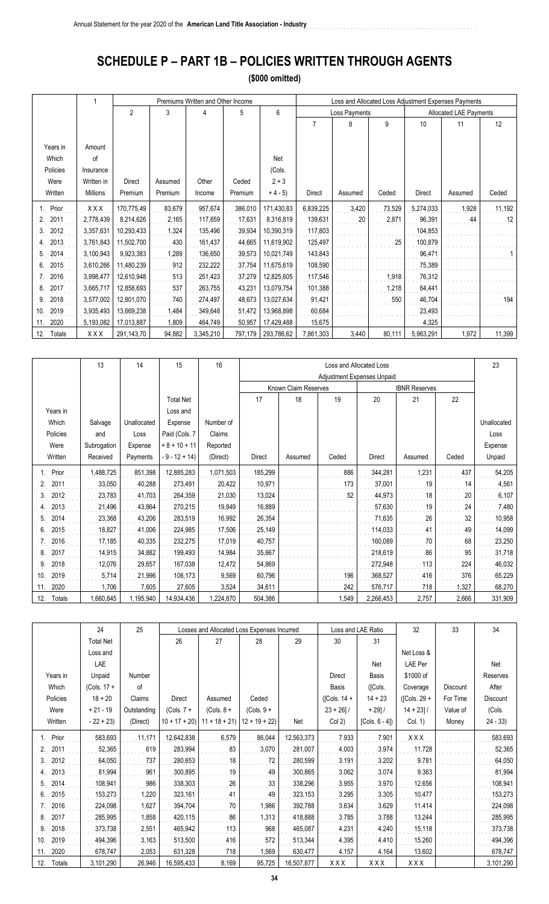Annual Statement for the year 2020 of the **American Land Title Association - Industry**

# SCHEDULE P – PART 1B – POLICIES WRITTEN THROUGH AGENTS

**($000 omitted)**

| Years in Which Policies Were Written | 1 Amount of Insurance Written in Millions | Premiums Written and Other Income 2 Direct Premium | 3 Assumed Premium | 4 Other Income | 5 Ceded Premium | 6 Net (Cols. 2 + 3 + 4 - 5) | Loss and Allocated Loss Adjustment Expenses Payments — Loss Payments 7 Direct | 8 Assumed | 9 Ceded | Allocated LAE Payments 10 Direct | 11 Assumed | 12 Ceded |
|---|---|---|---|---|---|---|---|---|---|---|---|---|
| 1. Prior | XXX | 170,775,49 | 83,679 | 957,674 | 386,010 | 171,430,83 | 6,839,225 | 3,420 | 73,529 | 5,274,033 | 1,928 | 11,192 |
| 2. 2011 | 2,778,439 | 8,214,626 | 2,165 | 117,659 | 17,631 | 8,316,819 | 139,631 | 20 | 2,871 | 96,391 | 44 | 12 |
| 3. 2012 | 3,357,631 | 10,293,433 | 1,324 | 135,496 | 39,934 | 10,390,319 | 117,803 | | | 104,853 | | |
| 4. 2013 | 3,761,843 | 11,502,700 | 430 | 161,437 | 44,665 | 11,619,902 | 125,497 | | 25 | 100,879 | | |
| 5. 2014 | 3,100,943 | 9,923,383 | 1,289 | 136,650 | 39,573 | 10,021,749 | 143,843 | | | 96,471 | | 1 |
| 6. 2015 | 3,610,266 | 11,480,239 | 912 | 232,222 | 37,754 | 11,675,619 | 108,590 | | | 75,389 | | |
| 7. 2016 | 3,998,477 | 12,610,948 | 513 | 251,423 | 37,279 | 12,825,605 | 117,546 | | 1,918 | 76,312 | | |
| 8. 2017 | 3,665,717 | 12,858,693 | 537 | 263,755 | 43,231 | 13,079,754 | 101,388 | | 1,218 | 64,441 | | |
| 9. 2018 | 3,577,002 | 12,801,070 | 740 | 274,497 | 48,673 | 13,027,634 | 91,421 | | 550 | 46,704 | | 194 |
| 10. 2019 | 3,935,493 | 13,669,238 | 1,484 | 349,648 | 51,472 | 13,968,898 | 60,684 | | | 23,493 | | |
| 11. 2020 | 5,193,082 | 17,013,887 | 1,809 | 464,749 | 50,957 | 17,429,488 | 15,675 | | | 4,325 | | |
| 12. Totals | XXX | 291,143,70 | 94,882 | 3,345,210 | 797,179 | 293,786,62 | 7,861,303 | 3,440 | 80,111 | 5,963,291 | 1,972 | 11,399 |

| Years in Which Policies Were Written | 13 Salvage and Subrogation Received | 14 Unallocated Loss Expense Payments | 15 Total Net Loss and Expense Paid (Cols. 7 + 8 + 10 + 11 - 9 - 12 + 14) | 16 Number of Claims Reported (Direct) | Loss and Allocated Loss Adjustment Expenses Unpaid — Known Claim Reserves 17 Direct | 18 Assumed | 19 Ceded | IBNR Reserves 20 Direct | 21 Assumed | 22 Ceded | 23 Unallocated Loss Expense Unpaid |
|---|---|---|---|---|---|---|---|---|---|---|---|
| 1. Prior | 1,488,725 | 851,398 | 12,885,283 | 1,071,503 | 185,299 | | 886 | 344,281 | 1,231 | 437 | 54,205 |
| 2. 2011 | 33,050 | 40,288 | 273,491 | 20,422 | 10,971 | | 173 | 37,001 | 19 | 14 | 4,561 |
| 3. 2012 | 23,783 | 41,703 | 264,359 | 21,030 | 13,024 | | 52 | 44,973 | 18 | 20 | 6,107 |
| 4. 2013 | 21,496 | 43,864 | 270,215 | 19,849 | 16,889 | | | 57,630 | 19 | 24 | 7,480 |
| 5. 2014 | 23,368 | 43,206 | 283,519 | 16,992 | 26,354 | | | 71,635 | 26 | 32 | 10,958 |
| 6. 2015 | 18,827 | 41,006 | 224,985 | 17,506 | 25,149 | | | 114,033 | 41 | 49 | 14,099 |
| 7. 2016 | 17,185 | 40,335 | 232,275 | 17,019 | 40,757 | | | 160,089 | 70 | 68 | 23,250 |
| 8. 2017 | 14,915 | 34,882 | 199,493 | 14,984 | 35,667 | | | 218,619 | 86 | 95 | 31,718 |
| 9. 2018 | 12,076 | 29,657 | 167,038 | 12,472 | 54,869 | | | 272,948 | 113 | 224 | 46,032 |
| 10. 2019 | 5,714 | 21,996 | 106,173 | 9,569 | 60,796 | | 196 | 368,527 | 416 | 376 | 65,229 |
| 11. 2020 | 1,706 | 7,605 | 27,605 | 3,524 | 34,611 | | 242 | 576,717 | 718 | 1,327 | 68,270 |
| 12. Totals | 1,660,845 | 1,195,940 | 14,934,436 | 1,224,870 | 504,386 | | 1,549 | 2,266,453 | 2,757 | 2,666 | 331,909 |

| Years in Which Policies Were Written | 24 Total Net Loss and LAE Unpaid (Cols. 17 + 18 + 20 + 21 - 19 - 22 + 23) | 25 Number of Claims Outstanding (Direct) | Losses and Allocated Loss Expenses Incurred 26 Direct (Cols. 7 + 10 + 17 + 20) | 27 Assumed (Cols. 8 + 11 + 18 + 21) | 28 Ceded (Cols. 9 + 12 + 19 + 22) | 29 Net | Loss and LAE Ratio 30 Direct Basis ([Cols. 14 + 23 + 26] / Col 2) | 31 Net Basis ([Cols. 14 + 23 + 29] / [Cols. 6 - 4]) | 32 Net Loss & LAE Per $1000 of Coverage ([Cols. 29 + 14 + 23] / Col. 1) | 33 Discount For Time Value of Money | 34 Net Reserves After Discount (Cols. 24 - 33) |
|---|---|---|---|---|---|---|---|---|---|---|---|
| 1. Prior | 583,693 | 11,171 | 12,642,838 | 6,579 | 86,044 | 12,563,373 | 7.933 | 7.901 | XXX | | 583,693 |
| 2. 2011 | 52,365 | 619 | 283,994 | 83 | 3,070 | 281,007 | 4.003 | 3.974 | 11.728 | | 52,365 |
| 3. 2012 | 64,050 | 737 | 280,653 | 18 | 72 | 280,599 | 3.191 | 3.202 | 9.781 | | 64,050 |
| 4. 2013 | 81,994 | 961 | 300,895 | 19 | 49 | 300,865 | 3.062 | 3.074 | 9.363 | | 81,994 |
| 5. 2014 | 108,941 | 986 | 338,303 | 26 | 33 | 338,296 | 3.955 | 3.970 | 12.656 | | 108,941 |
| 6. 2015 | 153,273 | 1,220 | 323,161 | 41 | 49 | 323,153 | 3.295 | 3.305 | 10.477 | | 153,273 |
| 7. 2016 | 224,098 | 1,627 | 394,704 | 70 | 1,986 | 392,788 | 3.634 | 3.629 | 11.414 | | 224,098 |
| 8. 2017 | 285,995 | 1,858 | 420,115 | 86 | 1,313 | 418,888 | 3.785 | 3.788 | 13.244 | | 285,995 |
| 9. 2018 | 373,738 | 2,551 | 465,942 | 113 | 968 | 465,087 | 4.231 | 4.240 | 15.118 | | 373,738 |
| 10. 2019 | 494,396 | 3,163 | 513,500 | 416 | 572 | 513,344 | 4.395 | 4.410 | 15.260 | | 494,396 |
| 11. 2020 | 678,747 | 2,053 | 631,328 | 718 | 1,569 | 630,477 | 4.157 | 4.164 | 13.602 | | 678,747 |
| 12. Totals | 3,101,290 | 26,946 | 16,595,433 | 8,169 | 95,725 | 16,507,877 | XXX | XXX | XXX | | 3,101,290 |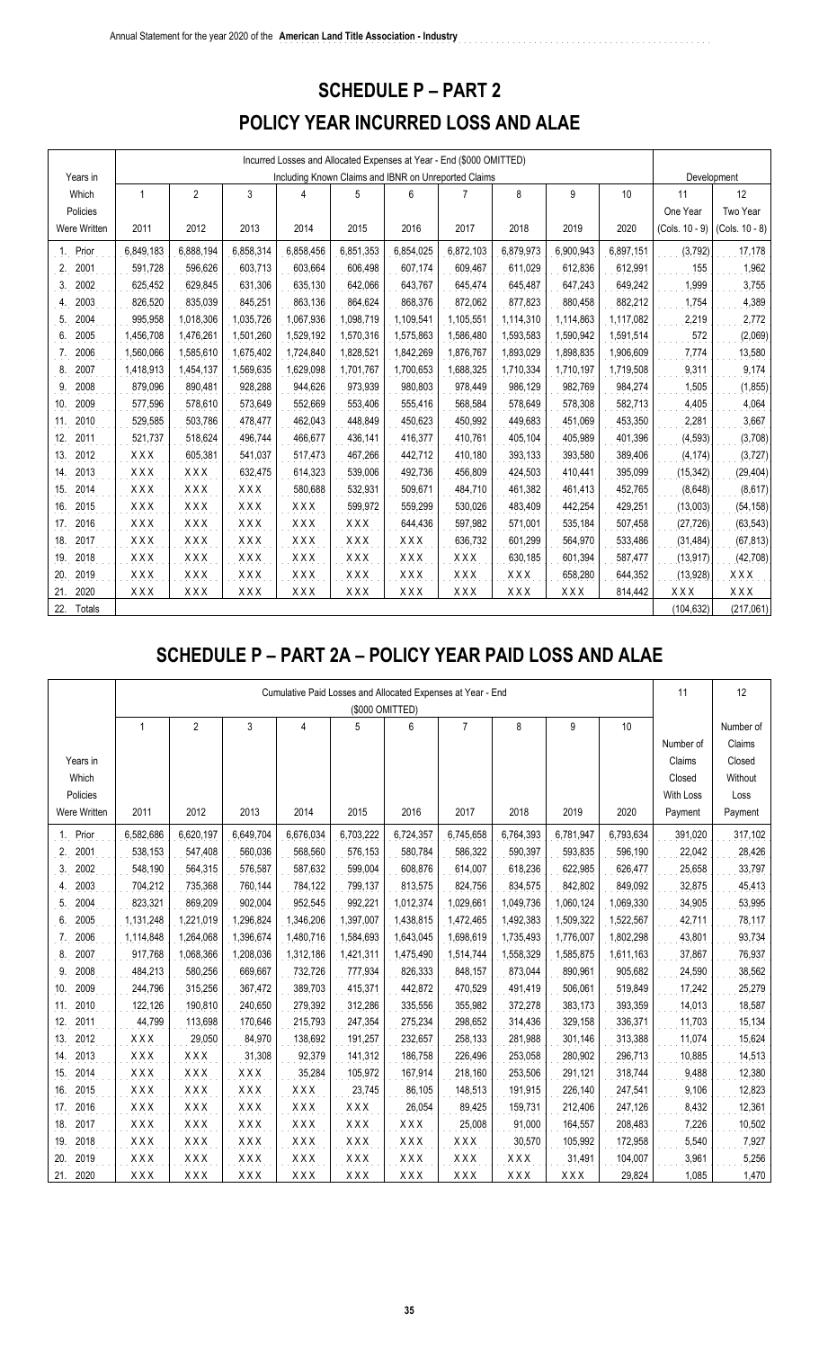# SCHEDULE P – PART 2

## POLICY YEAR INCURRED LOSS AND ALAE

| Years in Which Policies Were Written | Incurred Losses and Allocated Expenses at Year - End ($000 OMITTED) Including Known Claims and IBNR on Unreported Claims | | | | | | | | | | Development | |
|---|---|---|---|---|---|---|---|---|---|---|---|---|
| | 1 | 2 | 3 | 4 | 5 | 6 | 7 | 8 | 9 | 10 | 11 | 12 |
| | 2011 | 2012 | 2013 | 2014 | 2015 | 2016 | 2017 | 2018 | 2019 | 2020 | One Year (Cols. 10 - 9) | Two Year (Cols. 10 - 8) |
| 1. Prior | 6,849,183 | 6,888,194 | 6,858,314 | 6,858,456 | 6,851,353 | 6,854,025 | 6,872,103 | 6,879,973 | 6,900,943 | 6,897,151 | (3,792) | 17,178 |
| 2. 2001 | 591,728 | 596,626 | 603,713 | 603,664 | 606,498 | 607,174 | 609,467 | 611,029 | 612,836 | 612,991 | 155 | 1,962 |
| 3. 2002 | 625,452 | 629,845 | 631,306 | 635,130 | 642,066 | 643,767 | 645,474 | 645,487 | 647,243 | 649,242 | 1,999 | 3,755 |
| 4. 2003 | 826,520 | 835,039 | 845,251 | 863,136 | 864,624 | 868,376 | 872,062 | 877,823 | 880,458 | 882,212 | 1,754 | 4,389 |
| 5. 2004 | 995,958 | 1,018,306 | 1,035,726 | 1,067,936 | 1,098,719 | 1,109,541 | 1,105,551 | 1,114,310 | 1,114,863 | 1,117,082 | 2,219 | 2,772 |
| 6. 2005 | 1,456,708 | 1,476,261 | 1,501,260 | 1,529,192 | 1,570,316 | 1,575,863 | 1,586,480 | 1,593,583 | 1,590,942 | 1,591,514 | 572 | (2,069) |
| 7. 2006 | 1,560,066 | 1,585,610 | 1,675,402 | 1,724,840 | 1,828,521 | 1,842,269 | 1,876,767 | 1,893,029 | 1,898,835 | 1,906,609 | 7,774 | 13,580 |
| 8. 2007 | 1,418,913 | 1,454,137 | 1,569,635 | 1,629,098 | 1,701,767 | 1,700,653 | 1,688,325 | 1,710,334 | 1,710,197 | 1,719,508 | 9,311 | 9,174 |
| 9. 2008 | 879,096 | 890,481 | 928,288 | 944,626 | 973,939 | 980,803 | 978,449 | 986,129 | 982,769 | 984,274 | 1,505 | (1,855) |
| 10. 2009 | 577,596 | 578,610 | 573,649 | 552,669 | 553,406 | 555,416 | 568,584 | 578,649 | 578,308 | 582,713 | 4,405 | 4,064 |
| 11. 2010 | 529,585 | 503,786 | 478,477 | 462,043 | 448,849 | 450,623 | 450,992 | 449,683 | 451,069 | 453,350 | 2,281 | 3,667 |
| 12. 2011 | 521,737 | 518,624 | 496,744 | 466,677 | 436,141 | 416,377 | 410,761 | 405,104 | 405,989 | 401,396 | (4,593) | (3,708) |
| 13. 2012 | XXX | 605,381 | 541,037 | 517,473 | 467,266 | 442,712 | 410,180 | 393,133 | 393,580 | 389,406 | (4,174) | (3,727) |
| 14. 2013 | XXX | XXX | 632,475 | 614,323 | 539,006 | 492,736 | 456,809 | 424,503 | 410,441 | 395,099 | (15,342) | (29,404) |
| 15. 2014 | XXX | XXX | XXX | 580,688 | 532,931 | 509,671 | 484,710 | 461,382 | 461,413 | 452,765 | (8,648) | (8,617) |
| 16. 2015 | XXX | XXX | XXX | XXX | 599,972 | 559,299 | 530,026 | 483,409 | 442,254 | 429,251 | (13,003) | (54,158) |
| 17. 2016 | XXX | XXX | XXX | XXX | XXX | 644,436 | 597,982 | 571,001 | 535,184 | 507,458 | (27,726) | (63,543) |
| 18. 2017 | XXX | XXX | XXX | XXX | XXX | XXX | 636,732 | 601,299 | 564,970 | 533,486 | (31,484) | (67,813) |
| 19. 2018 | XXX | XXX | XXX | XXX | XXX | XXX | XXX | 630,185 | 601,394 | 587,477 | (13,917) | (42,708) |
| 20. 2019 | XXX | XXX | XXX | XXX | XXX | XXX | XXX | XXX | 658,280 | 644,352 | (13,928) | XXX |
| 21. 2020 | XXX | XXX | XXX | XXX | XXX | XXX | XXX | XXX | XXX | 814,442 | XXX | XXX |
| 22. Totals | | | | | | | | | | | (104,632) | (217,061) |

## SCHEDULE P – PART 2A – POLICY YEAR PAID LOSS AND ALAE

| Years in Which Policies Were Written | Cumulative Paid Losses and Allocated Expenses at Year - End ($000 OMITTED) | | | | | | | | | | 11 | 12 |
|---|---|---|---|---|---|---|---|---|---|---|---|---|
| | 1 | 2 | 3 | 4 | 5 | 6 | 7 | 8 | 9 | 10 | Number of Claims Closed With Loss Payment | Number of Claims Closed Without Loss Payment |
| | 2011 | 2012 | 2013 | 2014 | 2015 | 2016 | 2017 | 2018 | 2019 | 2020 | | |
| 1. Prior | 6,582,686 | 6,620,197 | 6,649,704 | 6,676,034 | 6,703,222 | 6,724,357 | 6,745,658 | 6,764,393 | 6,781,947 | 6,793,634 | 391,020 | 317,102 |
| 2. 2001 | 538,153 | 547,408 | 560,036 | 568,560 | 576,153 | 580,784 | 586,322 | 590,397 | 593,835 | 596,190 | 22,042 | 28,426 |
| 3. 2002 | 548,190 | 564,315 | 576,587 | 587,632 | 599,004 | 608,876 | 614,007 | 618,236 | 622,985 | 626,477 | 25,658 | 33,797 |
| 4. 2003 | 704,212 | 735,368 | 760,144 | 784,122 | 799,137 | 813,575 | 824,756 | 834,575 | 842,802 | 849,092 | 32,875 | 45,413 |
| 5. 2004 | 823,321 | 869,209 | 902,004 | 952,545 | 992,221 | 1,012,374 | 1,029,661 | 1,049,736 | 1,060,124 | 1,069,330 | 34,905 | 53,995 |
| 6. 2005 | 1,131,248 | 1,221,019 | 1,296,824 | 1,346,206 | 1,397,007 | 1,438,815 | 1,472,465 | 1,492,383 | 1,509,322 | 1,522,567 | 42,711 | 78,117 |
| 7. 2006 | 1,114,848 | 1,264,068 | 1,396,674 | 1,480,716 | 1,584,693 | 1,643,045 | 1,698,619 | 1,735,493 | 1,776,007 | 1,802,298 | 43,801 | 93,734 |
| 8. 2007 | 917,768 | 1,068,366 | 1,208,036 | 1,312,186 | 1,421,311 | 1,475,490 | 1,514,744 | 1,558,329 | 1,585,875 | 1,611,163 | 37,867 | 76,937 |
| 9. 2008 | 484,213 | 580,256 | 669,667 | 732,726 | 777,934 | 826,333 | 848,157 | 873,044 | 890,961 | 905,682 | 24,590 | 38,562 |
| 10. 2009 | 244,796 | 315,256 | 367,472 | 389,703 | 415,371 | 442,872 | 470,529 | 491,419 | 506,061 | 519,849 | 17,242 | 25,279 |
| 11. 2010 | 122,126 | 190,810 | 240,650 | 279,392 | 312,286 | 335,556 | 355,982 | 372,278 | 383,173 | 393,359 | 14,013 | 18,587 |
| 12. 2011 | 44,799 | 113,698 | 170,646 | 215,793 | 247,354 | 275,234 | 298,652 | 314,436 | 329,158 | 336,371 | 11,703 | 15,134 |
| 13. 2012 | XXX | 29,050 | 84,970 | 138,692 | 191,257 | 232,657 | 258,133 | 281,988 | 301,146 | 313,388 | 11,074 | 15,624 |
| 14. 2013 | XXX | XXX | 31,308 | 92,379 | 141,312 | 186,758 | 226,496 | 253,058 | 280,902 | 296,713 | 10,885 | 14,513 |
| 15. 2014 | XXX | XXX | XXX | 35,284 | 105,972 | 167,914 | 218,160 | 253,506 | 291,121 | 318,744 | 9,488 | 12,380 |
| 16. 2015 | XXX | XXX | XXX | XXX | 23,745 | 86,105 | 148,513 | 191,915 | 226,140 | 247,541 | 9,106 | 12,823 |
| 17. 2016 | XXX | XXX | XXX | XXX | XXX | 26,054 | 89,425 | 159,731 | 212,406 | 247,126 | 8,432 | 12,361 |
| 18. 2017 | XXX | XXX | XXX | XXX | XXX | XXX | 25,008 | 91,000 | 164,557 | 208,483 | 7,226 | 10,502 |
| 19. 2018 | XXX | XXX | XXX | XXX | XXX | XXX | XXX | 30,570 | 105,992 | 172,958 | 5,540 | 7,927 |
| 20. 2019 | XXX | XXX | XXX | XXX | XXX | XXX | XXX | XXX | 31,491 | 104,007 | 3,961 | 5,256 |
| 21. 2020 | XXX | XXX | XXX | XXX | XXX | XXX | XXX | XXX | XXX | 29,824 | 1,085 | 1,470 |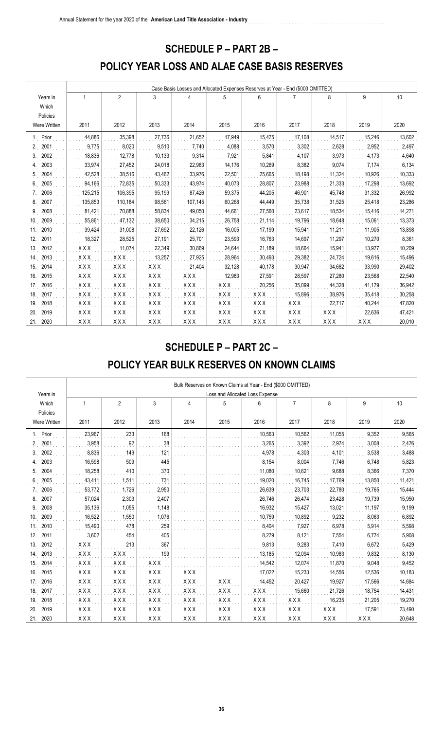# SCHEDULE P – PART 2B –

## POLICY YEAR LOSS AND ALAE CASE BASIS RESERVES

| Years in Which Policies Were Written | Case Basis Losses and Allocated Expenses Reserves at Year - End ($000 OMITTED) | | | | | | | | | |
|---|---|---|---|---|---|---|---|---|---|---|
| | 1 | 2 | 3 | 4 | 5 | 6 | 7 | 8 | 9 | 10 |
| | 2011 | 2012 | 2013 | 2014 | 2015 | 2016 | 2017 | 2018 | 2019 | 2020 |
| 1. Prior | 44,886 | 35,398 | 27,736 | 21,652 | 17,949 | 15,475 | 17,108 | 14,517 | 15,246 | 13,602 |
| 2. 2001 | 9,775 | 8,020 | 9,510 | 7,740 | 4,088 | 3,570 | 3,302 | 2,628 | 2,952 | 2,497 |
| 3. 2002 | 18,836 | 12,778 | 10,133 | 9,314 | 7,921 | 5,841 | 4,107 | 3,973 | 4,173 | 4,640 |
| 4. 2003 | 33,974 | 27,452 | 24,018 | 22,983 | 14,176 | 10,269 | 8,382 | 9,074 | 7,174 | 6,134 |
| 5. 2004 | 42,528 | 38,516 | 43,462 | 33,976 | 22,501 | 25,665 | 18,198 | 11,324 | 10,926 | 10,333 |
| 6. 2005 | 94,166 | 72,835 | 50,333 | 43,974 | 40,073 | 28,807 | 23,988 | 21,333 | 17,298 | 13,692 |
| 7. 2006 | 125,215 | 106,395 | 95,199 | 87,426 | 59,375 | 44,205 | 46,901 | 45,748 | 31,332 | 26,992 |
| 8. 2007 | 135,853 | 110,184 | 98,561 | 107,145 | 60,268 | 44,449 | 35,738 | 31,525 | 25,418 | 23,286 |
| 9. 2008 | 81,421 | 70,888 | 58,834 | 49,050 | 44,661 | 27,560 | 23,617 | 18,534 | 15,416 | 14,271 |
| 10. 2009 | 55,861 | 47,132 | 38,650 | 34,215 | 26,758 | 21,114 | 19,796 | 18,648 | 15,061 | 13,373 |
| 11. 2010 | 39,424 | 31,008 | 27,692 | 22,126 | 16,005 | 17,199 | 15,941 | 11,211 | 11,905 | 13,898 |
| 12. 2011 | 18,327 | 28,525 | 27,191 | 25,701 | 23,593 | 16,763 | 14,697 | 11,297 | 10,270 | 8,361 |
| 13. 2012 | XXX | 11,074 | 22,349 | 30,869 | 24,644 | 21,189 | 18,664 | 15,941 | 13,977 | 10,209 |
| 14. 2013 | XXX | XXX | 13,257 | 27,925 | 28,964 | 30,493 | 29,382 | 24,724 | 19,616 | 15,496 |
| 15. 2014 | XXX | XXX | XXX | 21,404 | 32,128 | 40,178 | 30,947 | 34,682 | 33,990 | 29,402 |
| 16. 2015 | XXX | XXX | XXX | XXX | 12,983 | 27,591 | 28,597 | 27,280 | 23,568 | 22,540 |
| 17. 2016 | XXX | XXX | XXX | XXX | XXX | 20,256 | 35,099 | 44,328 | 41,179 | 36,942 |
| 18. 2017 | XXX | XXX | XXX | XXX | XXX | XXX | 15,896 | 38,976 | 35,418 | 30,258 |
| 19. 2018 | XXX | XXX | XXX | XXX | XXX | XXX | XXX | 22,717 | 40,244 | 47,820 |
| 20. 2019 | XXX | XXX | XXX | XXX | XXX | XXX | XXX | XXX | 22,636 | 47,421 |
| 21. 2020 | XXX | XXX | XXX | XXX | XXX | XXX | XXX | XXX | XXX | 20,010 |

# SCHEDULE P – PART 2C –

## POLICY YEAR BULK RESERVES ON KNOWN CLAIMS

| Years in Which Policies Were Written | Bulk Reserves on Known Claims at Year - End ($000 OMITTED) Loss and Allocated Loss Expense | | | | | | | | | |
|---|---|---|---|---|---|---|---|---|---|---|
| | 1 | 2 | 3 | 4 | 5 | 6 | 7 | 8 | 9 | 10 |
| | 2011 | 2012 | 2013 | 2014 | 2015 | 2016 | 2017 | 2018 | 2019 | 2020 |
| 1. Prior | 23,967 | 233 | 168 | | | 10,563 | 10,562 | 11,055 | 9,352 | 9,565 |
| 2. 2001 | 3,958 | 92 | 38 | | | 3,265 | 3,392 | 2,974 | 3,008 | 2,476 |
| 3. 2002 | 8,836 | 149 | 121 | | | 4,978 | 4,303 | 4,101 | 3,538 | 3,488 |
| 4. 2003 | 16,598 | 509 | 445 | | | 8,154 | 8,004 | 7,746 | 6,748 | 5,823 |
| 5. 2004 | 18,258 | 410 | 370 | | | 11,080 | 10,621 | 9,688 | 8,366 | 7,370 |
| 6. 2005 | 43,411 | 1,511 | 731 | | | 19,020 | 16,745 | 17,769 | 13,850 | 11,421 |
| 7. 2006 | 53,772 | 1,726 | 2,950 | | | 26,639 | 23,703 | 22,780 | 19,765 | 15,444 |
| 8. 2007 | 57,024 | 2,303 | 2,407 | | | 26,746 | 26,474 | 23,428 | 19,739 | 15,950 |
| 9. 2008 | 35,136 | 1,055 | 1,148 | | | 16,932 | 15,427 | 13,021 | 11,197 | 9,199 |
| 10. 2009 | 16,522 | 1,550 | 1,076 | | | 10,759 | 10,892 | 9,232 | 8,063 | 6,892 |
| 11. 2010 | 15,490 | 478 | 259 | | | 8,404 | 7,927 | 6,978 | 5,914 | 5,598 |
| 12. 2011 | 3,602 | 454 | 405 | | | 8,279 | 8,121 | 7,554 | 6,774 | 5,908 |
| 13. 2012 | XXX | 213 | 367 | | | 9,813 | 9,283 | 7,410 | 6,672 | 5,429 |
| 14. 2013 | XXX | XXX | 199 | | | 13,185 | 12,094 | 10,983 | 9,832 | 8,130 |
| 15. 2014 | XXX | XXX | XXX | | | 14,542 | 12,074 | 11,870 | 9,048 | 9,452 |
| 16. 2015 | XXX | XXX | XXX | XXX | | 17,022 | 15,233 | 14,556 | 12,536 | 10,183 |
| 17. 2016 | XXX | XXX | XXX | XXX | XXX | 14,452 | 20,427 | 19,927 | 17,566 | 14,684 |
| 18. 2017 | XXX | XXX | XXX | XXX | XXX | XXX | 15,660 | 21,726 | 18,754 | 14,431 |
| 19. 2018 | XXX | XXX | XXX | XXX | XXX | XXX | XXX | 16,235 | 21,205 | 19,270 |
| 20. 2019 | XXX | XXX | XXX | XXX | XXX | XXX | XXX | XXX | 17,591 | 23,490 |
| 21. 2020 | XXX | XXX | XXX | XXX | XXX | XXX | XXX | XXX | XXX | 20,648 |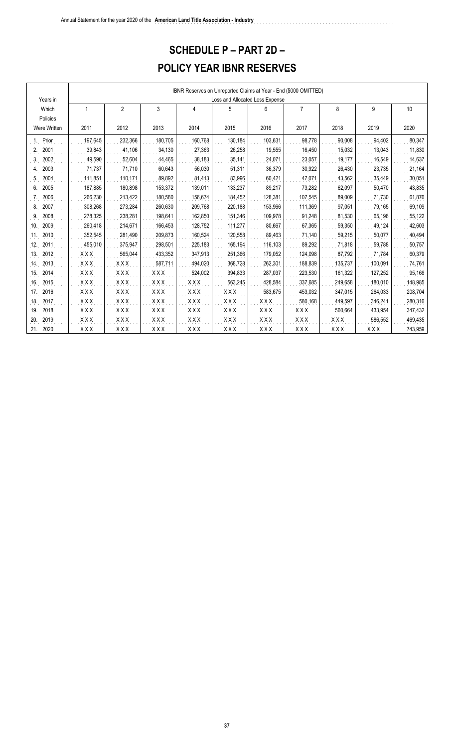# SCHEDULE P – PART 2D – POLICY YEAR IBNR RESERVES

| Years in Which Policies Were Written | IBNR Reserves on Unreported Claims at Year - End ($000 OMITTED) Loss and Allocated Loss Expense | | | | | | | | | |
|---|---|---|---|---|---|---|---|---|---|---|
| | 1 | 2 | 3 | 4 | 5 | 6 | 7 | 8 | 9 | 10 |
| | 2011 | 2012 | 2013 | 2014 | 2015 | 2016 | 2017 | 2018 | 2019 | 2020 |
| 1. Prior | 197,645 | 232,366 | 180,705 | 160,768 | 130,184 | 103,631 | 98,778 | 90,008 | 94,402 | 80,347 |
| 2. 2001 | 39,843 | 41,106 | 34,130 | 27,363 | 26,258 | 19,555 | 16,450 | 15,032 | 13,043 | 11,830 |
| 3. 2002 | 49,590 | 52,604 | 44,465 | 38,183 | 35,141 | 24,071 | 23,057 | 19,177 | 16,549 | 14,637 |
| 4. 2003 | 71,737 | 71,710 | 60,643 | 56,030 | 51,311 | 36,379 | 30,922 | 26,430 | 23,735 | 21,164 |
| 5. 2004 | 111,851 | 110,171 | 89,892 | 81,413 | 83,996 | 60,421 | 47,071 | 43,562 | 35,449 | 30,051 |
| 6. 2005 | 187,885 | 180,898 | 153,372 | 139,011 | 133,237 | 89,217 | 73,282 | 62,097 | 50,470 | 43,835 |
| 7. 2006 | 266,230 | 213,422 | 180,580 | 156,674 | 184,452 | 128,381 | 107,545 | 89,009 | 71,730 | 61,876 |
| 8. 2007 | 308,268 | 273,284 | 260,630 | 209,768 | 220,188 | 153,966 | 111,369 | 97,051 | 79,165 | 69,109 |
| 9. 2008 | 278,325 | 238,281 | 198,641 | 162,850 | 151,346 | 109,978 | 91,248 | 81,530 | 65,196 | 55,122 |
| 10. 2009 | 260,418 | 214,671 | 166,453 | 128,752 | 111,277 | 80,667 | 67,365 | 59,350 | 49,124 | 42,603 |
| 11. 2010 | 352,545 | 281,490 | 209,873 | 160,524 | 120,558 | 89,463 | 71,140 | 59,215 | 50,077 | 40,494 |
| 12. 2011 | 455,010 | 375,947 | 298,501 | 225,183 | 165,194 | 116,103 | 89,292 | 71,818 | 59,788 | 50,757 |
| 13. 2012 | XXX | 565,044 | 433,352 | 347,913 | 251,366 | 179,052 | 124,098 | 87,792 | 71,784 | 60,379 |
| 14. 2013 | XXX | XXX | 587,711 | 494,020 | 368,728 | 262,301 | 188,839 | 135,737 | 100,091 | 74,761 |
| 15. 2014 | XXX | XXX | XXX | 524,002 | 394,833 | 287,037 | 223,530 | 161,322 | 127,252 | 95,166 |
| 16. 2015 | XXX | XXX | XXX | XXX | 563,245 | 428,584 | 337,685 | 249,658 | 180,010 | 148,985 |
| 17. 2016 | XXX | XXX | XXX | XXX | XXX | 583,675 | 453,032 | 347,015 | 264,033 | 208,704 |
| 18. 2017 | XXX | XXX | XXX | XXX | XXX | XXX | 580,168 | 449,597 | 346,241 | 280,316 |
| 19. 2018 | XXX | XXX | XXX | XXX | XXX | XXX | XXX | 560,664 | 433,954 | 347,432 |
| 20. 2019 | XXX | XXX | XXX | XXX | XXX | XXX | XXX | XXX | 586,552 | 469,435 |
| 21. 2020 | XXX | XXX | XXX | XXX | XXX | XXX | XXX | XXX | XXX | 743,959 |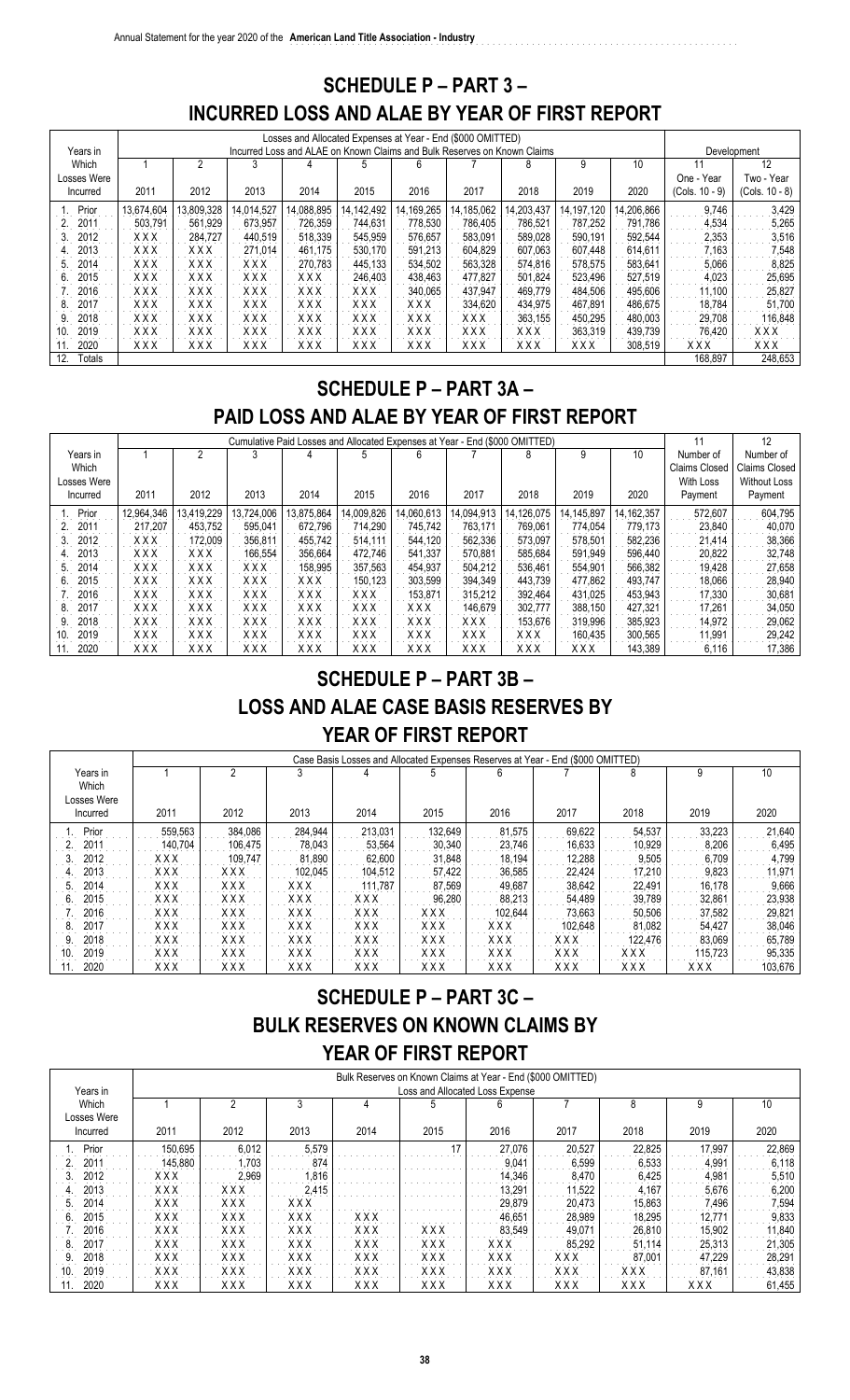## SCHEDULE P – PART 3 – INCURRED LOSS AND ALAE BY YEAR OF FIRST REPORT

| Years in Which Losses Were Incurred | Losses and Allocated Expenses at Year - End ($000 OMITTED) Incurred Loss and ALAE on Known Claims and Bulk Reserves on Known Claims | | | | | | | | | | Development | |
|---|---|---|---|---|---|---|---|---|---|---|---|---|
| | 1 | 2 | 3 | 4 | 5 | 6 | 7 | 8 | 9 | 10 | 11 | 12 |
| | 2011 | 2012 | 2013 | 2014 | 2015 | 2016 | 2017 | 2018 | 2019 | 2020 | One - Year (Cols. 10 - 9) | Two - Year (Cols. 10 - 8) |
| 1. Prior | 13,674,604 | 13,809,328 | 14,014,527 | 14,088,895 | 14,142,492 | 14,169,265 | 14,185,062 | 14,203,437 | 14,197,120 | 14,206,866 | 9,746 | 3,429 |
| 2. 2011 | 503,791 | 561,929 | 673,957 | 726,359 | 744,631 | 778,530 | 786,405 | 786,521 | 787,252 | 791,786 | 4,534 | 5,265 |
| 3. 2012 | XXX | 284,727 | 440,519 | 518,339 | 545,959 | 576,657 | 583,091 | 589,028 | 590,191 | 592,544 | 2,353 | 3,516 |
| 4. 2013 | XXX | XXX | 271,014 | 461,175 | 530,170 | 591,213 | 604,829 | 607,063 | 607,448 | 614,611 | 7,163 | 7,548 |
| 5. 2014 | XXX | XXX | XXX | 270,783 | 445,133 | 534,502 | 563,328 | 574,816 | 578,575 | 583,641 | 5,066 | 8,825 |
| 6. 2015 | XXX | XXX | XXX | XXX | 246,403 | 438,463 | 477,827 | 501,824 | 523,496 | 527,519 | 4,023 | 25,695 |
| 7. 2016 | XXX | XXX | XXX | XXX | XXX | 340,065 | 437,947 | 469,779 | 484,506 | 495,606 | 11,100 | 25,827 |
| 8. 2017 | XXX | XXX | XXX | XXX | XXX | XXX | 334,620 | 434,975 | 467,891 | 486,675 | 18,784 | 51,700 |
| 9. 2018 | XXX | XXX | XXX | XXX | XXX | XXX | XXX | 363,155 | 450,295 | 480,003 | 29,708 | 116,848 |
| 10. 2019 | XXX | XXX | XXX | XXX | XXX | XXX | XXX | XXX | 363,319 | 439,739 | 76,420 | XXX |
| 11. 2020 | XXX | XXX | XXX | XXX | XXX | XXX | XXX | XXX | XXX | 308,519 | XXX | XXX |
| 12. Totals | | | | | | | | | | | 168,897 | 248,653 |

## SCHEDULE P – PART 3A – PAID LOSS AND ALAE BY YEAR OF FIRST REPORT

| Years in Which Losses Were Incurred | Cumulative Paid Losses and Allocated Expenses at Year - End ($000 OMITTED) | | | | | | | | | | 11 | 12 |
|---|---|---|---|---|---|---|---|---|---|---|---|---|
| | 1 | 2 | 3 | 4 | 5 | 6 | 7 | 8 | 9 | 10 | Number of Claims Closed With Loss Payment | Number of Claims Closed Without Loss Payment |
| | 2011 | 2012 | 2013 | 2014 | 2015 | 2016 | 2017 | 2018 | 2019 | 2020 | | |
| 1. Prior | 12,964,346 | 13,419,229 | 13,724,006 | 13,875,864 | 14,009,826 | 14,060,613 | 14,094,913 | 14,126,075 | 14,145,897 | 14,162,357 | 572,607 | 604,795 |
| 2. 2011 | 217,207 | 453,752 | 595,041 | 672,796 | 714,290 | 745,742 | 763,171 | 769,061 | 774,054 | 779,173 | 23,840 | 40,070 |
| 3. 2012 | XXX | 172,009 | 356,811 | 455,742 | 514,111 | 544,120 | 562,336 | 573,097 | 578,501 | 582,236 | 21,414 | 38,366 |
| 4. 2013 | XXX | XXX | 166,554 | 356,664 | 472,746 | 541,337 | 570,881 | 585,684 | 591,949 | 596,440 | 20,822 | 32,748 |
| 5. 2014 | XXX | XXX | XXX | 158,995 | 357,563 | 454,937 | 504,212 | 536,461 | 554,901 | 566,382 | 19,428 | 27,658 |
| 6. 2015 | XXX | XXX | XXX | XXX | 150,123 | 303,599 | 394,349 | 443,739 | 477,862 | 493,747 | 18,066 | 28,940 |
| 7. 2016 | XXX | XXX | XXX | XXX | XXX | 153,871 | 315,212 | 392,464 | 431,025 | 453,943 | 17,330 | 30,681 |
| 8. 2017 | XXX | XXX | XXX | XXX | XXX | XXX | 146,679 | 302,777 | 388,150 | 427,321 | 17,261 | 34,050 |
| 9. 2018 | XXX | XXX | XXX | XXX | XXX | XXX | XXX | 153,676 | 319,996 | 385,923 | 14,972 | 29,062 |
| 10. 2019 | XXX | XXX | XXX | XXX | XXX | XXX | XXX | XXX | 160,435 | 300,565 | 11,991 | 29,242 |
| 11. 2020 | XXX | XXX | XXX | XXX | XXX | XXX | XXX | XXX | XXX | 143,389 | 6,116 | 17,386 |

## SCHEDULE P – PART 3B – LOSS AND ALAE CASE BASIS RESERVES BY YEAR OF FIRST REPORT

| Years in Which Losses Were Incurred | Case Basis Losses and Allocated Expenses Reserves at Year - End ($000 OMITTED) | | | | | | | | | |
|---|---|---|---|---|---|---|---|---|---|---|
| | 1 | 2 | 3 | 4 | 5 | 6 | 7 | 8 | 9 | 10 |
| | 2011 | 2012 | 2013 | 2014 | 2015 | 2016 | 2017 | 2018 | 2019 | 2020 |
| 1. Prior | 559,563 | 384,086 | 284,944 | 213,031 | 132,649 | 81,575 | 69,622 | 54,537 | 33,223 | 21,640 |
| 2. 2011 | 140,704 | 106,475 | 78,043 | 53,564 | 30,340 | 23,746 | 16,633 | 10,929 | 8,206 | 6,495 |
| 3. 2012 | XXX | 109,747 | 81,890 | 62,600 | 31,848 | 18,194 | 12,288 | 9,505 | 6,709 | 4,799 |
| 4. 2013 | XXX | XXX | 102,045 | 104,512 | 57,422 | 36,585 | 22,424 | 17,210 | 9,823 | 11,971 |
| 5. 2014 | XXX | XXX | XXX | 111,787 | 87,569 | 49,687 | 38,642 | 22,491 | 16,178 | 9,666 |
| 6. 2015 | XXX | XXX | XXX | XXX | 96,280 | 88,213 | 54,489 | 39,789 | 32,861 | 23,938 |
| 7. 2016 | XXX | XXX | XXX | XXX | XXX | 102,644 | 73,663 | 50,506 | 37,582 | 29,821 |
| 8. 2017 | XXX | XXX | XXX | XXX | XXX | XXX | 102,648 | 81,082 | 54,427 | 38,046 |
| 9. 2018 | XXX | XXX | XXX | XXX | XXX | XXX | XXX | 122,476 | 83,069 | 65,789 |
| 10. 2019 | XXX | XXX | XXX | XXX | XXX | XXX | XXX | XXX | 115,723 | 95,335 |
| 11. 2020 | XXX | XXX | XXX | XXX | XXX | XXX | XXX | XXX | XXX | 103,676 |

## SCHEDULE P – PART 3C – BULK RESERVES ON KNOWN CLAIMS BY YEAR OF FIRST REPORT

| Years in Which Losses Were Incurred | Bulk Reserves on Known Claims at Year - End ($000 OMITTED) Loss and Allocated Loss Expense | | | | | | | | | |
|---|---|---|---|---|---|---|---|---|---|---|
| | 1 | 2 | 3 | 4 | 5 | 6 | 7 | 8 | 9 | 10 |
| | 2011 | 2012 | 2013 | 2014 | 2015 | 2016 | 2017 | 2018 | 2019 | 2020 |
| 1. Prior | 150,695 | 6,012 | 5,579 | | 17 | 27,076 | 20,527 | 22,825 | 17,997 | 22,869 |
| 2. 2011 | 145,880 | 1,703 | 874 | | | 9,041 | 6,599 | 6,533 | 4,991 | 6,118 |
| 3. 2012 | XXX | 2,969 | 1,816 | | | 14,346 | 8,470 | 6,425 | 4,981 | 5,510 |
| 4. 2013 | XXX | XXX | 2,415 | | | 13,291 | 11,522 | 4,167 | 5,676 | 6,200 |
| 5. 2014 | XXX | XXX | XXX | | | 29,879 | 20,473 | 15,863 | 7,496 | 7,594 |
| 6. 2015 | XXX | XXX | XXX | XXX | | 46,651 | 28,989 | 18,295 | 12,771 | 9,833 |
| 7. 2016 | XXX | XXX | XXX | XXX | XXX | 83,549 | 49,071 | 26,810 | 15,902 | 11,840 |
| 8. 2017 | XXX | XXX | XXX | XXX | XXX | XXX | 85,292 | 51,114 | 25,313 | 21,305 |
| 9. 2018 | XXX | XXX | XXX | XXX | XXX | XXX | XXX | 87,001 | 47,229 | 28,291 |
| 10. 2019 | XXX | XXX | XXX | XXX | XXX | XXX | XXX | XXX | 87,161 | 43,838 |
| 11. 2020 | XXX | XXX | XXX | XXX | XXX | XXX | XXX | XXX | XXX | 61,455 |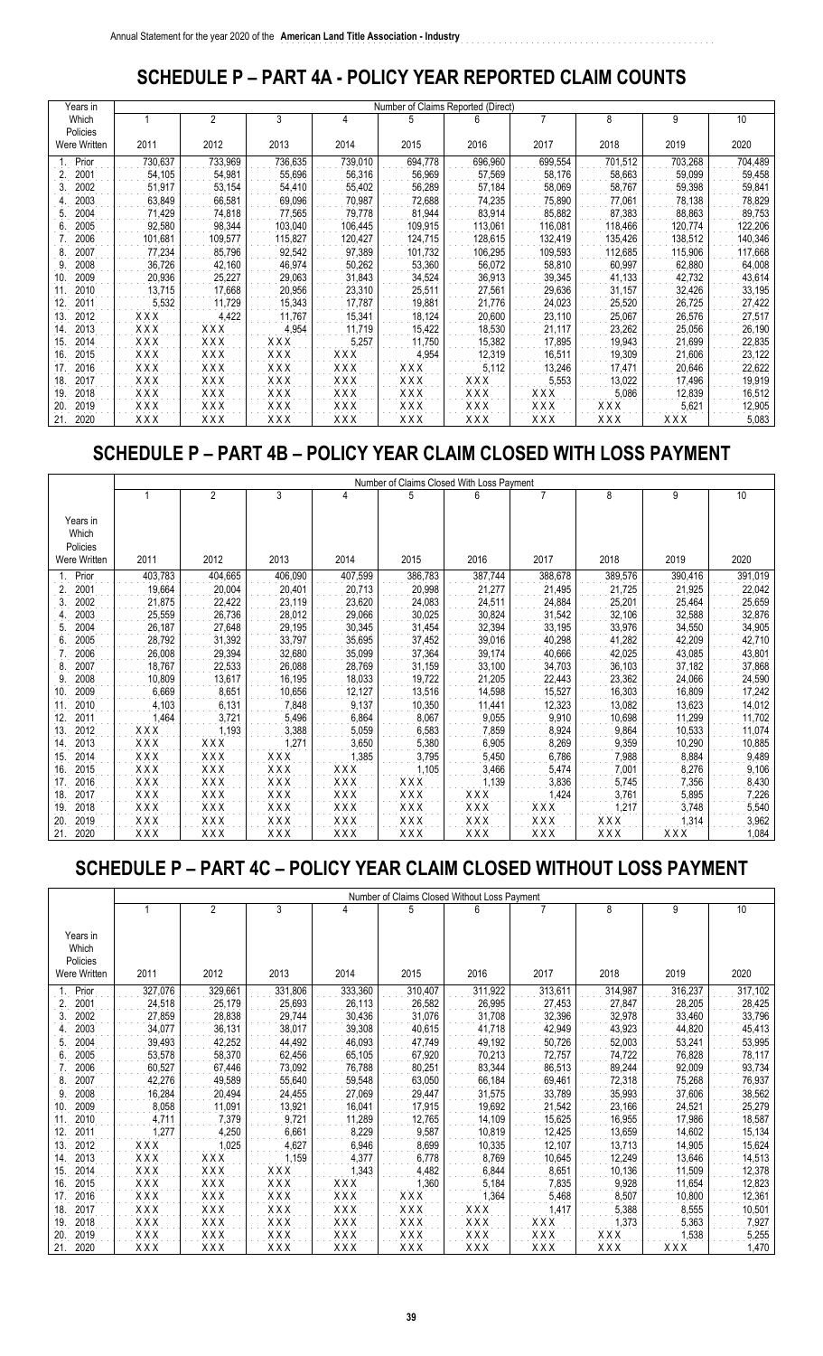## SCHEDULE P – PART 4A - POLICY YEAR REPORTED CLAIM COUNTS

| Years in Which Policies Were Written | Number of Claims Reported (Direct) | | | | | | | | | |
|---|---|---|---|---|---|---|---|---|---|---|
| | 1 | 2 | 3 | 4 | 5 | 6 | 7 | 8 | 9 | 10 |
| | 2011 | 2012 | 2013 | 2014 | 2015 | 2016 | 2017 | 2018 | 2019 | 2020 |
| 1. Prior | 730,637 | 733,969 | 736,635 | 739,010 | 694,778 | 696,960 | 699,554 | 701,512 | 703,268 | 704,489 |
| 2. 2001 | 54,105 | 54,981 | 55,696 | 56,316 | 56,969 | 57,569 | 58,176 | 58,663 | 59,099 | 59,458 |
| 3. 2002 | 51,917 | 53,154 | 54,410 | 55,402 | 56,289 | 57,184 | 58,069 | 58,767 | 59,398 | 59,841 |
| 4. 2003 | 63,849 | 66,581 | 69,096 | 70,987 | 72,688 | 74,235 | 75,890 | 77,061 | 78,138 | 78,829 |
| 5. 2004 | 71,429 | 74,818 | 77,565 | 79,778 | 81,944 | 83,914 | 85,882 | 87,383 | 88,863 | 89,753 |
| 6. 2005 | 92,580 | 98,344 | 103,040 | 106,445 | 109,915 | 113,061 | 116,081 | 118,466 | 120,774 | 122,206 |
| 7. 2006 | 101,681 | 109,577 | 115,827 | 120,427 | 124,715 | 128,615 | 132,419 | 135,426 | 138,512 | 140,346 |
| 8. 2007 | 77,234 | 85,796 | 92,542 | 97,389 | 101,732 | 106,295 | 109,593 | 112,685 | 115,906 | 117,668 |
| 9. 2008 | 36,726 | 42,160 | 46,974 | 50,262 | 53,360 | 56,072 | 58,810 | 60,997 | 62,880 | 64,008 |
| 10. 2009 | 20,936 | 25,227 | 29,063 | 31,843 | 34,524 | 36,913 | 39,345 | 41,133 | 42,732 | 43,614 |
| 11. 2010 | 13,715 | 17,668 | 20,956 | 23,310 | 25,511 | 27,561 | 29,636 | 31,157 | 32,426 | 33,195 |
| 12. 2011 | 5,532 | 11,729 | 15,343 | 17,787 | 19,881 | 21,776 | 24,023 | 25,520 | 26,725 | 27,422 |
| 13. 2012 | XXX | 4,422 | 11,767 | 15,341 | 18,124 | 20,600 | 23,110 | 25,067 | 26,576 | 27,517 |
| 14. 2013 | XXX | XXX | 4,954 | 11,719 | 15,422 | 18,530 | 21,117 | 23,262 | 25,056 | 26,190 |
| 15. 2014 | XXX | XXX | XXX | 5,257 | 11,750 | 15,382 | 17,895 | 19,943 | 21,699 | 22,835 |
| 16. 2015 | XXX | XXX | XXX | XXX | 4,954 | 12,319 | 16,511 | 19,309 | 21,606 | 23,122 |
| 17. 2016 | XXX | XXX | XXX | XXX | XXX | 5,112 | 13,246 | 17,471 | 20,646 | 22,622 |
| 18. 2017 | XXX | XXX | XXX | XXX | XXX | XXX | 5,553 | 13,022 | 17,496 | 19,919 |
| 19. 2018 | XXX | XXX | XXX | XXX | XXX | XXX | XXX | 5,086 | 12,839 | 16,512 |
| 20. 2019 | XXX | XXX | XXX | XXX | XXX | XXX | XXX | XXX | 5,621 | 12,905 |
| 21. 2020 | XXX | XXX | XXX | XXX | XXX | XXX | XXX | XXX | XXX | 5,083 |

## SCHEDULE P – PART 4B – POLICY YEAR CLAIM CLOSED WITH LOSS PAYMENT

| Years in Which Policies Were Written | Number of Claims Closed With Loss Payment | | | | | | | | | |
|---|---|---|---|---|---|---|---|---|---|---|
| | 1 | 2 | 3 | 4 | 5 | 6 | 7 | 8 | 9 | 10 |
| | 2011 | 2012 | 2013 | 2014 | 2015 | 2016 | 2017 | 2018 | 2019 | 2020 |
| 1. Prior | 403,783 | 404,665 | 406,090 | 407,599 | 386,783 | 387,744 | 388,678 | 389,576 | 390,416 | 391,019 |
| 2. 2001 | 19,664 | 20,004 | 20,401 | 20,713 | 20,998 | 21,277 | 21,495 | 21,725 | 21,925 | 22,042 |
| 3. 2002 | 21,875 | 22,422 | 23,119 | 23,620 | 24,083 | 24,511 | 24,884 | 25,201 | 25,464 | 25,659 |
| 4. 2003 | 25,559 | 26,736 | 28,012 | 29,066 | 30,025 | 30,824 | 31,542 | 32,106 | 32,588 | 32,876 |
| 5. 2004 | 26,187 | 27,648 | 29,195 | 30,345 | 31,454 | 32,394 | 33,195 | 33,976 | 34,550 | 34,905 |
| 6. 2005 | 28,792 | 31,392 | 33,797 | 35,695 | 37,452 | 39,016 | 40,298 | 41,282 | 42,209 | 42,710 |
| 7. 2006 | 26,008 | 29,394 | 32,680 | 35,099 | 37,364 | 39,174 | 40,666 | 42,025 | 43,085 | 43,801 |
| 8. 2007 | 18,767 | 22,533 | 26,088 | 28,769 | 31,159 | 33,100 | 34,703 | 36,103 | 37,182 | 37,868 |
| 9. 2008 | 10,809 | 13,617 | 16,195 | 18,033 | 19,722 | 21,205 | 22,443 | 23,362 | 24,066 | 24,590 |
| 10. 2009 | 6,669 | 8,651 | 10,656 | 12,127 | 13,516 | 14,598 | 15,527 | 16,303 | 16,809 | 17,242 |
| 11. 2010 | 4,103 | 6,131 | 7,848 | 9,137 | 10,350 | 11,441 | 12,323 | 13,082 | 13,623 | 14,012 |
| 12. 2011 | 1,464 | 3,721 | 5,496 | 6,864 | 8,067 | 9,055 | 9,910 | 10,698 | 11,299 | 11,702 |
| 13. 2012 | XXX | 1,193 | 3,388 | 5,059 | 6,583 | 7,859 | 8,924 | 9,864 | 10,533 | 11,074 |
| 14. 2013 | XXX | XXX | 1,271 | 3,650 | 5,380 | 6,905 | 8,269 | 9,359 | 10,290 | 10,885 |
| 15. 2014 | XXX | XXX | XXX | 1,385 | 3,795 | 5,450 | 6,786 | 7,988 | 8,884 | 9,489 |
| 16. 2015 | XXX | XXX | XXX | XXX | 1,105 | 3,466 | 5,474 | 7,001 | 8,276 | 9,106 |
| 17. 2016 | XXX | XXX | XXX | XXX | XXX | 1,139 | 3,836 | 5,745 | 7,356 | 8,430 |
| 18. 2017 | XXX | XXX | XXX | XXX | XXX | XXX | 1,424 | 3,761 | 5,895 | 7,226 |
| 19. 2018 | XXX | XXX | XXX | XXX | XXX | XXX | XXX | 1,217 | 3,748 | 5,540 |
| 20. 2019 | XXX | XXX | XXX | XXX | XXX | XXX | XXX | XXX | 1,314 | 3,962 |
| 21. 2020 | XXX | XXX | XXX | XXX | XXX | XXX | XXX | XXX | XXX | 1,084 |

## SCHEDULE P – PART 4C – POLICY YEAR CLAIM CLOSED WITHOUT LOSS PAYMENT

| Years in Which Policies Were Written | Number of Claims Closed Without Loss Payment | | | | | | | | | |
|---|---|---|---|---|---|---|---|---|---|---|
| | 1 | 2 | 3 | 4 | 5 | 6 | 7 | 8 | 9 | 10 |
| | 2011 | 2012 | 2013 | 2014 | 2015 | 2016 | 2017 | 2018 | 2019 | 2020 |
| 1. Prior | 327,076 | 329,661 | 331,806 | 333,360 | 310,407 | 311,922 | 313,611 | 314,987 | 316,237 | 317,102 |
| 2. 2001 | 24,518 | 25,179 | 25,693 | 26,113 | 26,582 | 26,995 | 27,453 | 27,847 | 28,205 | 28,425 |
| 3. 2002 | 27,859 | 28,838 | 29,744 | 30,436 | 31,076 | 31,708 | 32,396 | 32,978 | 33,460 | 33,796 |
| 4. 2003 | 34,077 | 36,131 | 38,017 | 39,308 | 40,615 | 41,718 | 42,949 | 43,923 | 44,820 | 45,413 |
| 5. 2004 | 39,493 | 42,252 | 44,492 | 46,093 | 47,749 | 49,192 | 50,726 | 52,003 | 53,241 | 53,995 |
| 6. 2005 | 53,578 | 58,370 | 62,456 | 65,105 | 67,920 | 70,213 | 72,757 | 74,722 | 76,828 | 78,117 |
| 7. 2006 | 60,527 | 67,446 | 73,092 | 76,788 | 80,251 | 83,344 | 86,513 | 89,244 | 92,009 | 93,734 |
| 8. 2007 | 42,276 | 49,589 | 55,640 | 59,548 | 63,050 | 66,184 | 69,461 | 72,318 | 75,268 | 76,937 |
| 9. 2008 | 16,284 | 20,494 | 24,455 | 27,069 | 29,447 | 31,575 | 33,789 | 35,993 | 37,606 | 38,562 |
| 10. 2009 | 8,058 | 11,091 | 13,921 | 16,041 | 17,915 | 19,692 | 21,542 | 23,166 | 24,521 | 25,279 |
| 11. 2010 | 4,711 | 7,379 | 9,721 | 11,289 | 12,765 | 14,109 | 15,625 | 16,955 | 17,986 | 18,587 |
| 12. 2011 | 1,277 | 4,250 | 6,661 | 8,229 | 9,587 | 10,819 | 12,425 | 13,659 | 14,602 | 15,134 |
| 13. 2012 | XXX | 1,025 | 4,627 | 6,946 | 8,699 | 10,335 | 12,107 | 13,713 | 14,905 | 15,624 |
| 14. 2013 | XXX | XXX | 1,159 | 4,377 | 6,778 | 8,769 | 10,645 | 12,249 | 13,646 | 14,513 |
| 15. 2014 | XXX | XXX | XXX | 1,343 | 4,482 | 6,844 | 8,651 | 10,136 | 11,509 | 12,378 |
| 16. 2015 | XXX | XXX | XXX | XXX | 1,360 | 5,184 | 7,835 | 9,928 | 11,654 | 12,823 |
| 17. 2016 | XXX | XXX | XXX | XXX | XXX | 1,364 | 5,468 | 8,507 | 10,800 | 12,361 |
| 18. 2017 | XXX | XXX | XXX | XXX | XXX | XXX | 1,417 | 5,388 | 8,555 | 10,501 |
| 19. 2018 | XXX | XXX | XXX | XXX | XXX | XXX | XXX | 1,373 | 5,363 | 7,927 |
| 20. 2019 | XXX | XXX | XXX | XXX | XXX | XXX | XXX | XXX | 1,538 | 5,255 |
| 21. 2020 | XXX | XXX | XXX | XXX | XXX | XXX | XXX | XXX | XXX | 1,470 |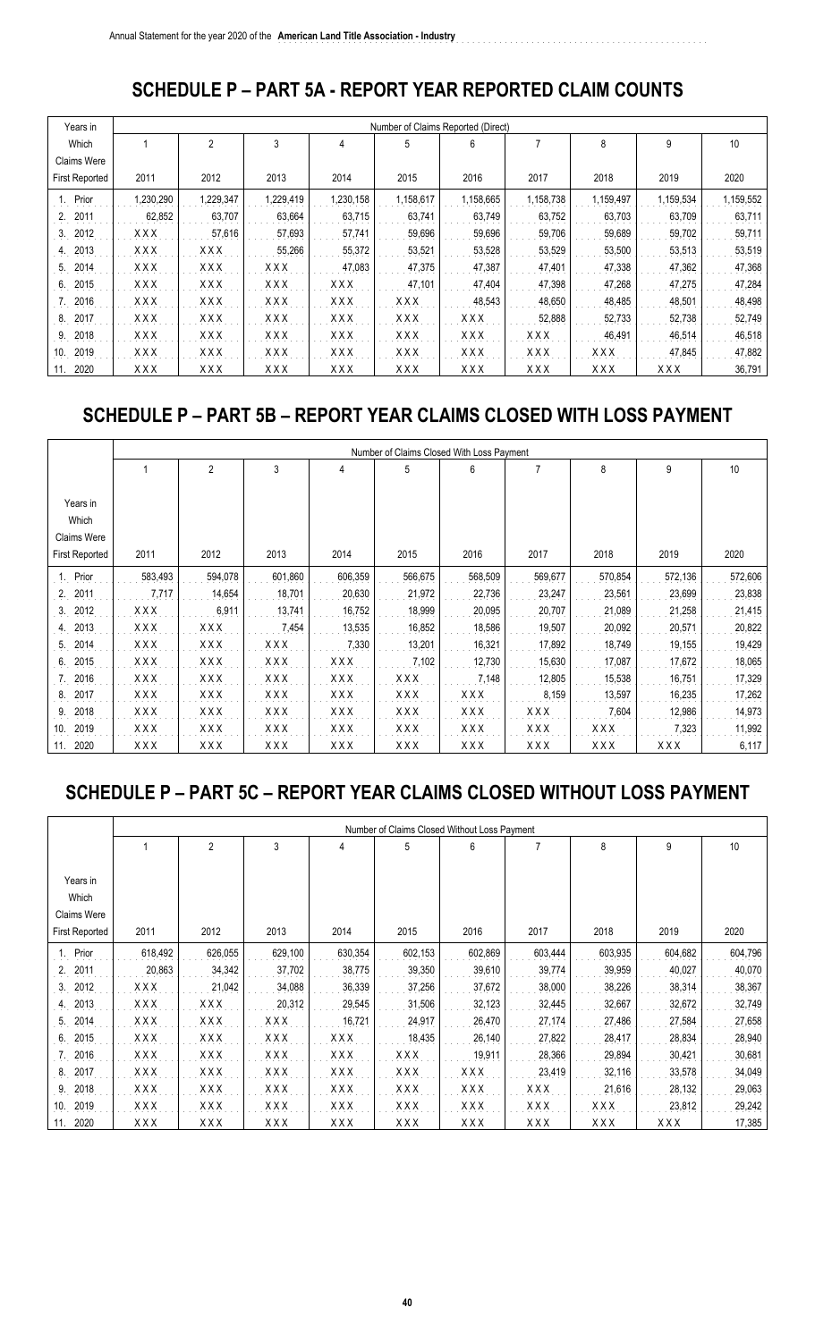## SCHEDULE P – PART 5A - REPORT YEAR REPORTED CLAIM COUNTS

| Years in Which Claims Were First Reported | Number of Claims Reported (Direct) | | | | | | | | | |
|---|---|---|---|---|---|---|---|---|---|---|
| | 1 | 2 | 3 | 4 | 5 | 6 | 7 | 8 | 9 | 10 |
| | 2011 | 2012 | 2013 | 2014 | 2015 | 2016 | 2017 | 2018 | 2019 | 2020 |
| 1. Prior | 1,230,290 | 1,229,347 | 1,229,419 | 1,230,158 | 1,158,617 | 1,158,665 | 1,158,738 | 1,159,497 | 1,159,534 | 1,159,552 |
| 2. 2011 | 62,852 | 63,707 | 63,664 | 63,715 | 63,741 | 63,749 | 63,752 | 63,703 | 63,709 | 63,711 |
| 3. 2012 | XXX | 57,616 | 57,693 | 57,741 | 59,696 | 59,696 | 59,706 | 59,689 | 59,702 | 59,711 |
| 4. 2013 | XXX | XXX | 55,266 | 55,372 | 53,521 | 53,528 | 53,529 | 53,500 | 53,513 | 53,519 |
| 5. 2014 | XXX | XXX | XXX | 47,083 | 47,375 | 47,387 | 47,401 | 47,338 | 47,362 | 47,368 |
| 6. 2015 | XXX | XXX | XXX | XXX | 47,101 | 47,404 | 47,398 | 47,268 | 47,275 | 47,284 |
| 7. 2016 | XXX | XXX | XXX | XXX | XXX | 48,543 | 48,650 | 48,485 | 48,501 | 48,498 |
| 8. 2017 | XXX | XXX | XXX | XXX | XXX | XXX | 52,888 | 52,733 | 52,738 | 52,749 |
| 9. 2018 | XXX | XXX | XXX | XXX | XXX | XXX | XXX | 46,491 | 46,514 | 46,518 |
| 10. 2019 | XXX | XXX | XXX | XXX | XXX | XXX | XXX | XXX | 47,845 | 47,882 |
| 11. 2020 | XXX | XXX | XXX | XXX | XXX | XXX | XXX | XXX | XXX | 36,791 |

## SCHEDULE P – PART 5B – REPORT YEAR CLAIMS CLOSED WITH LOSS PAYMENT

| Years in Which Claims Were First Reported | Number of Claims Closed With Loss Payment | | | | | | | | | |
|---|---|---|---|---|---|---|---|---|---|---|
| | 1 | 2 | 3 | 4 | 5 | 6 | 7 | 8 | 9 | 10 |
| | 2011 | 2012 | 2013 | 2014 | 2015 | 2016 | 2017 | 2018 | 2019 | 2020 |
| 1. Prior | 583,493 | 594,078 | 601,860 | 606,359 | 566,675 | 568,509 | 569,677 | 570,854 | 572,136 | 572,606 |
| 2. 2011 | 7,717 | 14,654 | 18,701 | 20,630 | 21,972 | 22,736 | 23,247 | 23,561 | 23,699 | 23,838 |
| 3. 2012 | XXX | 6,911 | 13,741 | 16,752 | 18,999 | 20,095 | 20,707 | 21,089 | 21,258 | 21,415 |
| 4. 2013 | XXX | XXX | 7,454 | 13,535 | 16,852 | 18,586 | 19,507 | 20,092 | 20,571 | 20,822 |
| 5. 2014 | XXX | XXX | XXX | 7,330 | 13,201 | 16,321 | 17,892 | 18,749 | 19,155 | 19,429 |
| 6. 2015 | XXX | XXX | XXX | XXX | 7,102 | 12,730 | 15,630 | 17,087 | 17,672 | 18,065 |
| 7. 2016 | XXX | XXX | XXX | XXX | XXX | 7,148 | 12,805 | 15,538 | 16,751 | 17,329 |
| 8. 2017 | XXX | XXX | XXX | XXX | XXX | XXX | 8,159 | 13,597 | 16,235 | 17,262 |
| 9. 2018 | XXX | XXX | XXX | XXX | XXX | XXX | XXX | 7,604 | 12,986 | 14,973 |
| 10. 2019 | XXX | XXX | XXX | XXX | XXX | XXX | XXX | XXX | 7,323 | 11,992 |
| 11. 2020 | XXX | XXX | XXX | XXX | XXX | XXX | XXX | XXX | XXX | 6,117 |

## SCHEDULE P – PART 5C – REPORT YEAR CLAIMS CLOSED WITHOUT LOSS PAYMENT

| Years in Which Claims Were First Reported | Number of Claims Closed Without Loss Payment | | | | | | | | | |
|---|---|---|---|---|---|---|---|---|---|---|
| | 1 | 2 | 3 | 4 | 5 | 6 | 7 | 8 | 9 | 10 |
| | 2011 | 2012 | 2013 | 2014 | 2015 | 2016 | 2017 | 2018 | 2019 | 2020 |
| 1. Prior | 618,492 | 626,055 | 629,100 | 630,354 | 602,153 | 602,869 | 603,444 | 603,935 | 604,682 | 604,796 |
| 2. 2011 | 20,863 | 34,342 | 37,702 | 38,775 | 39,350 | 39,610 | 39,774 | 39,959 | 40,027 | 40,070 |
| 3. 2012 | XXX | 21,042 | 34,088 | 36,339 | 37,256 | 37,672 | 38,000 | 38,226 | 38,314 | 38,367 |
| 4. 2013 | XXX | XXX | 20,312 | 29,545 | 31,506 | 32,123 | 32,445 | 32,667 | 32,672 | 32,749 |
| 5. 2014 | XXX | XXX | XXX | 16,721 | 24,917 | 26,470 | 27,174 | 27,486 | 27,584 | 27,658 |
| 6. 2015 | XXX | XXX | XXX | XXX | 18,435 | 26,140 | 27,822 | 28,417 | 28,834 | 28,940 |
| 7. 2016 | XXX | XXX | XXX | XXX | XXX | 19,911 | 28,366 | 29,894 | 30,421 | 30,681 |
| 8. 2017 | XXX | XXX | XXX | XXX | XXX | XXX | 23,419 | 32,116 | 33,578 | 34,049 |
| 9. 2018 | XXX | XXX | XXX | XXX | XXX | XXX | XXX | 21,616 | 28,132 | 29,063 |
| 10. 2019 | XXX | XXX | XXX | XXX | XXX | XXX | XXX | XXX | 23,812 | 29,242 |
| 11. 2020 | XXX | XXX | XXX | XXX | XXX | XXX | XXX | XXX | XXX | 17,385 |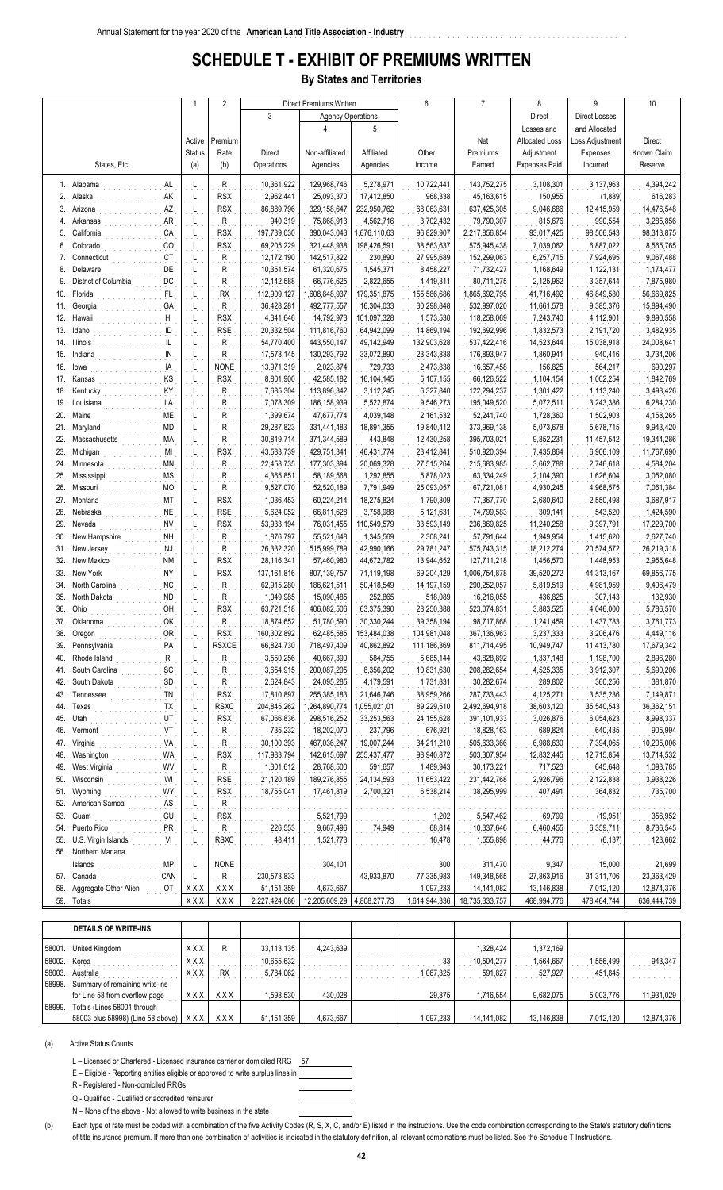Annual Statement for the year 2020 of the **American Land Title Association - Industry**

# SCHEDULE T - EXHIBIT OF PREMIUMS WRITTEN

## By States and Territories

| | | 1 | 2 | Direct Premiums Written | | | 6 | 7 | 8 | 9 | 10 |
|---|---|---|---|---|---|---|---|---|---|---|---|
| | | | | 3 | Agency Operations | | | | | | |
| | | | | | 4 | 5 | | | | | |
| States, Etc. | | Active Status (a) | Premium Rate (b) | Direct Operations | Non-affiliated Agencies | Affiliated Agencies | Other Income | Net Premiums Earned | Direct Losses and Allocated Loss Adjustment Expenses Paid | Direct Losses and Allocated Loss Adjustment Expenses Incurred | Direct Known Claim Reserve |
| 1. Alabama | AL | L | R | 10,361,922 | 129,968,746 | 5,278,971 | 10,722,441 | 143,752,275 | 3,108,301 | 3,137,963 | 4,394,242 |
| 2. Alaska | AK | L | RSX | 2,962,441 | 25,093,370 | 17,412,850 | 968,338 | 45,163,615 | 150,955 | (1,889) | 616,283 |
| 3. Arizona | AZ | L | RSX | 86,889,796 | 329,158,647 | 232,950,762 | 68,063,631 | 637,425,305 | 9,046,686 | 12,415,959 | 14,476,548 |
| 4. Arkansas | AR | L | R | 940,319 | 75,868,913 | 4,562,716 | 3,702,432 | 79,790,307 | 815,676 | 990,554 | 3,285,856 |
| 5. California | CA | L | RSX | 197,739,030 | 390,043,043 | 1,676,110,63 | 96,829,907 | 2,217,856,854 | 93,017,425 | 98,506,543 | 98,313,875 |
| 6. Colorado | CO | L | RSX | 69,205,229 | 321,448,938 | 198,426,591 | 38,563,637 | 575,945,438 | 7,039,062 | 6,887,022 | 8,565,765 |
| 7. Connecticut | CT | L | R | 12,172,190 | 142,517,822 | 230,890 | 27,995,689 | 152,299,063 | 6,257,715 | 7,924,695 | 9,067,488 |
| 8. Delaware | DE | L | R | 10,351,574 | 61,320,675 | 1,545,371 | 8,458,227 | 71,732,427 | 1,168,649 | 1,122,131 | 1,174,477 |
| 9. District of Columbia | DC | L | R | 12,142,588 | 66,776,625 | 2,822,655 | 4,419,311 | 80,711,275 | 2,125,962 | 3,357,644 | 7,875,980 |
| 10. Florida | FL | L | RX | 112,909,127 | 1,608,848,937 | 179,351,875 | 155,586,686 | 1,865,692,795 | 41,716,492 | 46,849,580 | 56,669,825 |
| 11. Georgia | GA | L | R | 36,428,281 | 492,777,557 | 16,304,033 | 30,298,848 | 532,997,020 | 11,661,578 | 9,385,376 | 15,894,490 |
| 12. Hawaii | HI | L | RSX | 4,341,646 | 14,792,973 | 101,097,328 | 1,573,530 | 118,258,069 | 7,243,740 | 4,112,901 | 9,890,558 |
| 13. Idaho | ID | L | RSE | 20,332,504 | 111,816,760 | 64,942,099 | 14,869,194 | 192,692,996 | 1,832,573 | 2,191,720 | 3,482,935 |
| 14. Illinois | IL | L | R | 54,770,400 | 443,550,147 | 49,142,949 | 132,903,628 | 537,422,416 | 14,523,644 | 15,038,918 | 24,008,641 |
| 15. Indiana | IN | L | R | 17,578,145 | 130,293,792 | 33,072,890 | 23,343,838 | 176,893,947 | 1,860,941 | 940,416 | 3,734,206 |
| 16. Iowa | IA | L | NONE | 13,971,319 | 2,023,874 | 729,733 | 2,473,838 | 16,657,458 | 156,825 | 564,217 | 690,297 |
| 17. Kansas | KS | L | RSX | 8,801,900 | 42,585,182 | 16,104,145 | 5,107,155 | 66,126,522 | 1,104,154 | 1,002,254 | 1,842,769 |
| 18. Kentucky | KY | L | R | 7,685,304 | 113,896,342 | 3,112,245 | 6,327,840 | 122,294,237 | 1,301,422 | 1,113,240 | 3,498,426 |
| 19. Louisiana | LA | L | R | 7,078,309 | 186,158,939 | 5,522,874 | 9,546,273 | 195,049,520 | 5,072,511 | 3,243,386 | 6,284,230 |
| 20. Maine | ME | L | R | 1,399,674 | 47,677,774 | 4,039,148 | 2,161,532 | 52,241,740 | 1,728,360 | 1,502,903 | 4,158,265 |
| 21. Maryland | MD | L | R | 29,287,823 | 331,441,483 | 18,891,355 | 19,840,412 | 373,969,138 | 5,073,678 | 5,678,715 | 9,943,420 |
| 22. Massachusetts | MA | L | R | 30,819,714 | 371,344,589 | 443,848 | 12,430,258 | 395,703,021 | 9,852,231 | 11,457,542 | 19,344,286 |
| 23. Michigan | MI | L | RSX | 43,583,739 | 429,751,341 | 46,431,774 | 23,412,841 | 510,920,394 | 7,435,864 | 6,906,109 | 11,767,690 |
| 24. Minnesota | MN | L | R | 22,458,735 | 177,303,394 | 20,069,328 | 27,515,264 | 215,683,985 | 3,662,788 | 2,746,618 | 4,584,204 |
| 25. Mississippi | MS | L | R | 4,365,851 | 58,189,568 | 1,292,855 | 5,878,023 | 63,334,249 | 2,104,390 | 1,626,604 | 3,052,080 |
| 26. Missouri | MO | L | R | 9,527,070 | 52,520,189 | 7,791,949 | 25,093,057 | 67,721,081 | 4,930,245 | 4,968,575 | 7,061,384 |
| 27. Montana | MT | L | RSX | 1,036,453 | 60,224,214 | 18,275,824 | 1,790,309 | 77,367,770 | 2,680,640 | 2,550,498 | 3,687,917 |
| 28. Nebraska | NE | L | RSE | 5,624,052 | 66,811,628 | 3,758,988 | 5,121,631 | 74,799,583 | 309,141 | 543,520 | 1,424,590 |
| 29. Nevada | NV | L | RSX | 53,933,194 | 76,031,455 | 110,549,579 | 33,593,149 | 236,869,825 | 11,240,258 | 9,397,791 | 17,229,700 |
| 30. New Hampshire | NH | L | R | 1,876,797 | 55,521,648 | 1,345,569 | 2,308,241 | 57,791,644 | 1,949,954 | 1,415,620 | 2,627,740 |
| 31. New Jersey | NJ | L | R | 26,332,320 | 515,999,789 | 42,990,166 | 29,781,247 | 575,743,315 | 18,212,274 | 20,574,572 | 26,219,318 |
| 32. New Mexico | NM | L | RSX | 28,116,341 | 57,460,980 | 44,672,782 | 13,944,652 | 127,711,218 | 1,456,570 | 1,448,953 | 2,955,648 |
| 33. New York | NY | L | RSX | 137,161,816 | 807,139,757 | 71,119,198 | 69,204,429 | 1,006,754,878 | 39,520,272 | 44,313,167 | 69,856,775 |
| 34. North Carolina | NC | L | R | 62,915,280 | 186,621,511 | 50,418,549 | 14,197,159 | 290,252,057 | 5,819,519 | 4,981,959 | 9,406,479 |
| 35. North Dakota | ND | L | R | 1,049,985 | 15,090,485 | 252,865 | 518,089 | 16,216,055 | 436,825 | 307,143 | 132,930 |
| 36. Ohio | OH | L | RSX | 63,721,518 | 406,082,506 | 63,375,390 | 28,250,388 | 523,074,831 | 3,883,525 | 4,046,000 | 5,786,570 |
| 37. Oklahoma | OK | L | R | 18,874,652 | 51,780,590 | 30,330,244 | 39,358,194 | 98,717,868 | 1,241,459 | 1,437,783 | 3,761,773 |
| 38. Oregon | OR | L | RSX | 160,302,892 | 62,485,585 | 153,484,038 | 104,981,048 | 367,136,963 | 3,237,333 | 3,206,476 | 4,449,116 |
| 39. Pennsylvania | PA | L | RSXCE | 66,824,730 | 718,497,409 | 40,862,892 | 111,186,369 | 811,714,495 | 10,949,747 | 11,413,780 | 17,679,342 |
| 40. Rhode Island | RI | L | R | 3,550,256 | 40,667,390 | 584,755 | 5,685,144 | 43,828,892 | 1,337,148 | 1,198,700 | 2,896,280 |
| 41. South Carolina | SC | L | R | 3,654,915 | 200,087,205 | 8,356,202 | 10,831,630 | 208,282,654 | 4,525,335 | 3,912,307 | 5,690,206 |
| 42. South Dakota | SD | L | R | 2,624,843 | 24,095,285 | 4,179,591 | 1,731,831 | 30,282,674 | 289,802 | 360,256 | 381,870 |
| 43. Tennessee | TN | L | RSX | 17,810,897 | 255,385,183 | 21,646,746 | 38,959,266 | 287,733,443 | 4,125,271 | 3,535,236 | 7,149,871 |
| 44. Texas | TX | L | RSXC | 204,845,262 | 1,264,890,774 | 1,055,021,01 | 89,229,510 | 2,492,694,918 | 38,603,120 | 35,540,543 | 36,362,151 |
| 45. Utah | UT | L | RSX | 67,066,836 | 298,516,252 | 33,253,563 | 24,155,628 | 391,101,933 | 3,026,876 | 6,054,623 | 8,998,337 |
| 46. Vermont | VT | L | R | 735,232 | 18,202,070 | 237,796 | 676,921 | 18,828,163 | 689,824 | 640,435 | 905,994 |
| 47. Virginia | VA | L | R | 30,100,393 | 467,036,247 | 19,007,244 | 34,211,210 | 505,633,366 | 6,988,630 | 7,394,065 | 10,205,006 |
| 48. Washington | WA | L | RSX | 117,983,794 | 142,615,697 | 255,437,477 | 98,940,872 | 503,307,954 | 12,832,445 | 12,715,854 | 13,714,532 |
| 49. West Virginia | WV | L | R | 1,301,612 | 28,768,500 | 591,657 | 1,489,943 | 30,173,221 | 717,523 | 645,648 | 1,093,785 |
| 50. Wisconsin | WI | L | RSE | 21,120,189 | 189,276,855 | 24,134,593 | 11,653,422 | 231,442,768 | 2,926,796 | 2,122,838 | 3,938,226 |
| 51. Wyoming | WY | L | RSX | 18,755,041 | 17,461,819 | 2,700,321 | 6,538,214 | 38,295,999 | 407,491 | 364,832 | 735,700 |
| 52. American Samoa | AS | L | R | | | | | | | | |
| 53. Guam | GU | L | RSX | | 5,521,799 | | 1,202 | 5,547,462 | 69,799 | (19,951) | 356,952 |
| 54. Puerto Rico | PR | L | R | 226,553 | 9,667,496 | 74,949 | 68,814 | 10,337,646 | 6,460,455 | 6,359,711 | 8,736,545 |
| 55. U.S. Virgin Islands | VI | L | RSXC | 48,411 | 1,521,773 | | 16,478 | 1,555,898 | 44,776 | (6,137) | 123,662 |
| 56. Northern Mariana Islands | MP | L | NONE | | 304,101 | | 300 | 311,470 | 9,347 | 15,000 | 21,699 |
| 57. Canada | CAN | L | R | 230,573,833 | | 43,933,870 | 77,335,983 | 149,348,565 | 27,863,916 | 31,311,706 | 23,363,429 |
| 58. Aggregate Other Alien | OT | XXX | XXX | 51,151,359 | 4,673,667 | | 1,097,233 | 14,141,082 | 13,146,838 | 7,012,120 | 12,874,376 |
| 59. Totals | | XXX | XXX | 2,227,424,086 | 12,205,609,29 | 4,808,277,73 | 1,614,944,336 | 18,735,333,757 | 468,994,776 | 478,464,744 | 636,444,739 |

| DETAILS OF WRITE-INS | | | | | | | | | | |
|---|---|---|---|---|---|---|---|---|---|---|
| 58001. United Kingdom | XXX | R | 33,113,135 | 4,243,639 | | | 1,328,424 | 1,372,169 | | |
| 58002. Korea | XXX | | 10,655,632 | | | 33 | 10,504,277 | 1,564,667 | 1,556,499 | 943,347 |
| 58003. Australia | XXX | RX | 5,784,062 | | | 1,067,325 | 591,827 | 527,927 | 451,845 | |
| 58998. Summary of remaining write-ins for Line 58 from overflow page | XXX | XXX | 1,598,530 | 430,028 | | 29,875 | 1,716,554 | 9,682,075 | 5,003,776 | 11,931,029 |
| 58999. Totals (Lines 58001 through 58003 plus 58998) (Line 58 above) | XXX | XXX | 51,151,359 | 4,673,667 | | 1,097,233 | 14,141,082 | 13,146,838 | 7,012,120 | 12,874,376 |

(a) Active Status Counts

L – Licensed or Chartered - Licensed insurance carrier or domiciled RRG 57

E – Eligible - Reporting entities eligible or approved to write surplus lines in

R - Registered - Non-domiciled RRGs

Q - Qualified - Qualified or accredited reinsurer

N – None of the above - Not allowed to write business in the state

(b) Each type of rate must be coded with a combination of the five Activity Codes (R, S, X, C, and/or E) listed in the instructions. Use the code combination corresponding to the State's statutory definitions of title insurance premium. If more than one combination of activities is indicated in the statutory definition, all relevant combinations must be listed. See the Schedule T Instructions.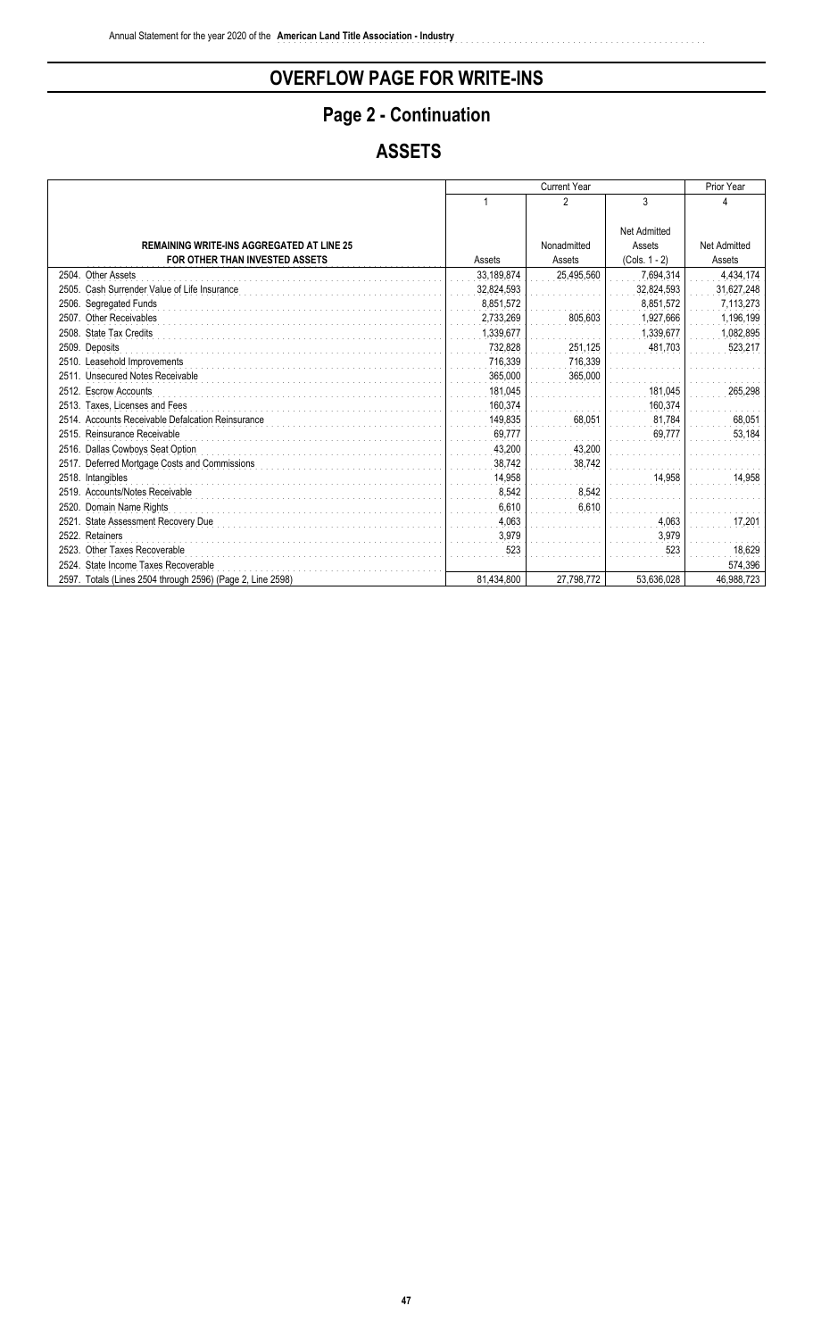# OVERFLOW PAGE FOR WRITE-INS

## Page 2 - Continuation

## ASSETS

| | Current Year | | | Prior Year |
|---|---|---|---|---|
| | 1 | 2 | 3 | 4 |
| **REMAINING WRITE-INS AGGREGATED AT LINE 25 FOR OTHER THAN INVESTED ASSETS** | Assets | Nonadmitted Assets | Net Admitted Assets (Cols. 1 - 2) | Net Admitted Assets |
| 2504. Other Assets | 33,189,874 | 25,495,560 | 7,694,314 | 4,434,174 |
| 2505. Cash Surrender Value of Life Insurance | 32,824,593 | | 32,824,593 | 31,627,248 |
| 2506. Segregated Funds | 8,851,572 | | 8,851,572 | 7,113,273 |
| 2507. Other Receivables | 2,733,269 | 805,603 | 1,927,666 | 1,196,199 |
| 2508. State Tax Credits | 1,339,677 | | 1,339,677 | 1,082,895 |
| 2509. Deposits | 732,828 | 251,125 | 481,703 | 523,217 |
| 2510. Leasehold Improvements | 716,339 | 716,339 | | |
| 2511. Unsecured Notes Receivable | 365,000 | 365,000 | | |
| 2512. Escrow Accounts | 181,045 | | 181,045 | 265,298 |
| 2513. Taxes, Licenses and Fees | 160,374 | | 160,374 | |
| 2514. Accounts Receivable Defalcation Reinsurance | 149,835 | 68,051 | 81,784 | 68,051 |
| 2515. Reinsurance Receivable | 69,777 | | 69,777 | 53,184 |
| 2516. Dallas Cowboys Seat Option | 43,200 | 43,200 | | |
| 2517. Deferred Mortgage Costs and Commissions | 38,742 | 38,742 | | |
| 2518. Intangibles | 14,958 | | 14,958 | 14,958 |
| 2519. Accounts/Notes Receivable | 8,542 | 8,542 | | |
| 2520. Domain Name Rights | 6,610 | 6,610 | | |
| 2521. State Assessment Recovery Due | 4,063 | | 4,063 | 17,201 |
| 2522. Retainers | 3,979 | | 3,979 | |
| 2523. Other Taxes Recoverable | 523 | | 523 | 18,629 |
| 2524. State Income Taxes Recoverable | | | | 574,396 |
| 2597. Totals (Lines 2504 through 2596) (Page 2, Line 2598) | 81,434,800 | 27,798,772 | 53,636,028 | 46,988,723 |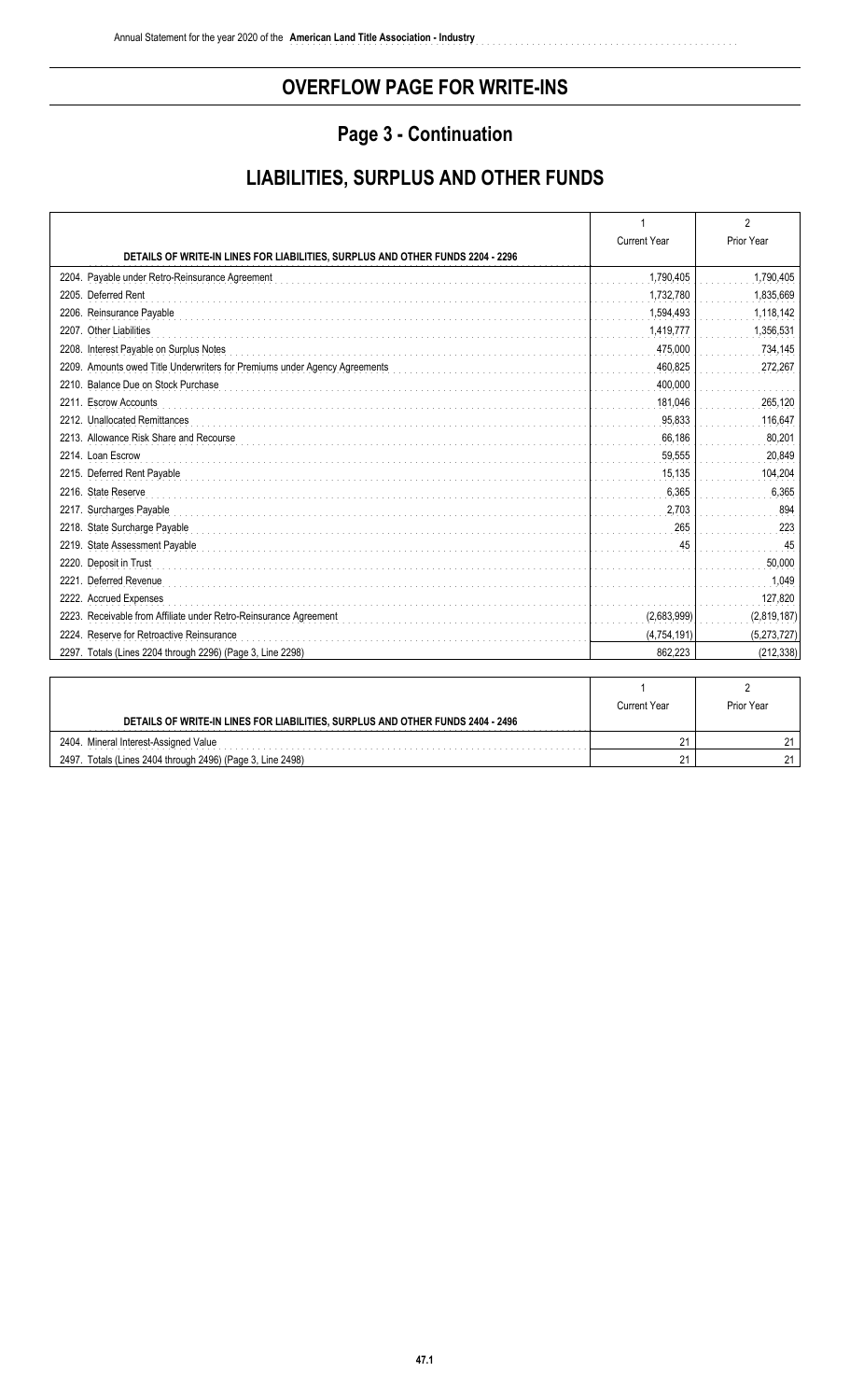# OVERFLOW PAGE FOR WRITE-INS

## Page 3 - Continuation

## LIABILITIES, SURPLUS AND OTHER FUNDS

| DETAILS OF WRITE-IN LINES FOR LIABILITIES, SURPLUS AND OTHER FUNDS 2204 - 2296 | 1<br>Current Year | 2<br>Prior Year |
|---|---|---|
| 2204. Payable under Retro-Reinsurance Agreement | 1,790,405 | 1,790,405 |
| 2205. Deferred Rent | 1,732,780 | 1,835,669 |
| 2206. Reinsurance Payable | 1,594,493 | 1,118,142 |
| 2207. Other Liabilities | 1,419,777 | 1,356,531 |
| 2208. Interest Payable on Surplus Notes | 475,000 | 734,145 |
| 2209. Amounts owed Title Underwriters for Premiums under Agency Agreements | 460,825 | 272,267 |
| 2210. Balance Due on Stock Purchase | 400,000 | |
| 2211. Escrow Accounts | 181,046 | 265,120 |
| 2212. Unallocated Remittances | 95,833 | 116,647 |
| 2213. Allowance Risk Share and Recourse | 66,186 | 80,201 |
| 2214. Loan Escrow | 59,555 | 20,849 |
| 2215. Deferred Rent Payable | 15,135 | 104,204 |
| 2216. State Reserve | 6,365 | 6,365 |
| 2217. Surcharges Payable | 2,703 | 894 |
| 2218. State Surcharge Payable | 265 | 223 |
| 2219. State Assessment Payable | 45 | 45 |
| 2220. Deposit in Trust | | 50,000 |
| 2221. Deferred Revenue | | 1,049 |
| 2222. Accrued Expenses | | 127,820 |
| 2223. Receivable from Affiliate under Retro-Reinsurance Agreement | (2,683,999) | (2,819,187) |
| 2224. Reserve for Retroactive Reinsurance | (4,754,191) | (5,273,727) |
| 2297. Totals (Lines 2204 through 2296) (Page 3, Line 2298) | 862,223 | (212,338) |

| DETAILS OF WRITE-IN LINES FOR LIABILITIES, SURPLUS AND OTHER FUNDS 2404 - 2496 | 1<br>Current Year | 2<br>Prior Year |
|---|---|---|
| 2404. Mineral Interest-Assigned Value | 21 | 21 |
| 2497. Totals (Lines 2404 through 2496) (Page 3, Line 2498) | 21 | 21 |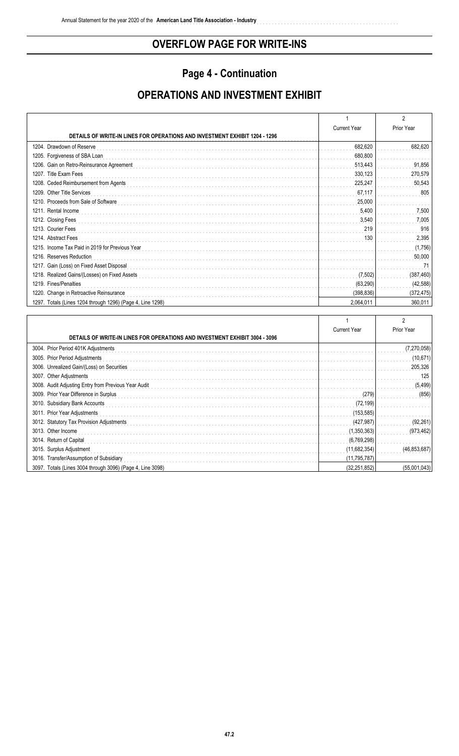# OVERFLOW PAGE FOR WRITE-INS

## Page 4 - Continuation

## OPERATIONS AND INVESTMENT EXHIBIT

| DETAILS OF WRITE-IN LINES FOR OPERATIONS AND INVESTMENT EXHIBIT 1204 - 1296 | 1<br>Current Year | 2<br>Prior Year |
|---|---|---|
| 1204. Drawdown of Reserve | 682,620 | 682,620 |
| 1205. Forgiveness of SBA Loan | 680,800 | |
| 1206. Gain on Retro-Reinsurance Agreement | 513,443 | 91,856 |
| 1207. Title Exam Fees | 330,123 | 270,579 |
| 1208. Ceded Reimbursement from Agents | 225,247 | 50,543 |
| 1209. Other Title Services | 67,117 | 805 |
| 1210. Proceeds from Sale of Software | 25,000 | |
| 1211. Rental Income | 5,400 | 7,500 |
| 1212. Closing Fees | 3,540 | 7,005 |
| 1213. Courier Fees | 219 | 916 |
| 1214. Abstract Fees | 130 | 2,395 |
| 1215. Income Tax Paid in 2019 for Previous Year | | (1,756) |
| 1216. Reserves Reduction | | 50,000 |
| 1217. Gain (Loss) on Fixed Asset Disposal | | 71 |
| 1218. Realized Gains/(Losses) on Fixed Assets | (7,502) | (387,460) |
| 1219. Fines/Penalties | (63,290) | (42,588) |
| 1220. Change in Retroactive Reinsurance | (398,836) | (372,475) |
| 1297. Totals (Lines 1204 through 1296) (Page 4, Line 1298) | 2,064,011 | 360,011 |

| DETAILS OF WRITE-IN LINES FOR OPERATIONS AND INVESTMENT EXHIBIT 3004 - 3096 | 1<br>Current Year | 2<br>Prior Year |
|---|---|---|
| 3004. Prior Period 401K Adjustments | | (7,270,058) |
| 3005. Prior Period Adjustments | | (10,671) |
| 3006. Unrealized Gain/(Loss) on Securities | | 205,326 |
| 3007. Other Adjustments | | 125 |
| 3008. Audit Adjusting Entry from Previous Year Audit | | (5,499) |
| 3009. Prior Year Difference in Surplus | (279) | (856) |
| 3010. Subsidiary Bank Accounts | (72,199) | |
| 3011. Prior Year Adjustments | (153,585) | |
| 3012. Statutory Tax Provision Adjustments | (427,987) | (92,261) |
| 3013. Other Income | (1,350,363) | (973,462) |
| 3014. Return of Capital | (6,769,298) | |
| 3015. Surplus Adjustment | (11,682,354) | (46,853,687) |
| 3016. Transfer/Assumption of Subsidiary | (11,795,787) | |
| 3097. Totals (Lines 3004 through 3096) (Page 4, Line 3098) | (32,251,852) | (55,001,043) |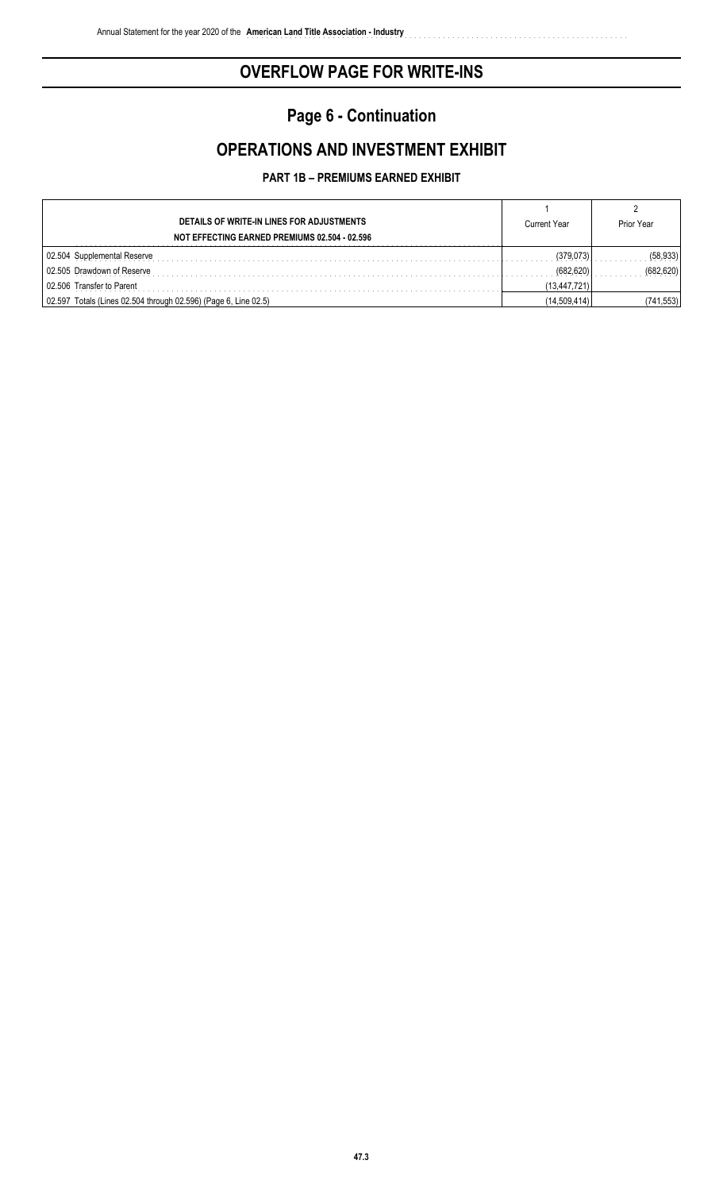# OVERFLOW PAGE FOR WRITE-INS

## Page 6 - Continuation

## OPERATIONS AND INVESTMENT EXHIBIT

### PART 1B – PREMIUMS EARNED EXHIBIT

| DETAILS OF WRITE-IN LINES FOR ADJUSTMENTS NOT EFFECTING EARNED PREMIUMS 02.504 - 02.596 | 1<br>Current Year | 2<br>Prior Year |
|---|---|---|
| 02.504 Supplemental Reserve | (379,073) | (58,933) |
| 02.505 Drawdown of Reserve | (682,620) | (682,620) |
| 02.506 Transfer to Parent | (13,447,721) | |
| 02.597 Totals (Lines 02.504 through 02.596) (Page 6, Line 02.5) | (14,509,414) | (741,553) |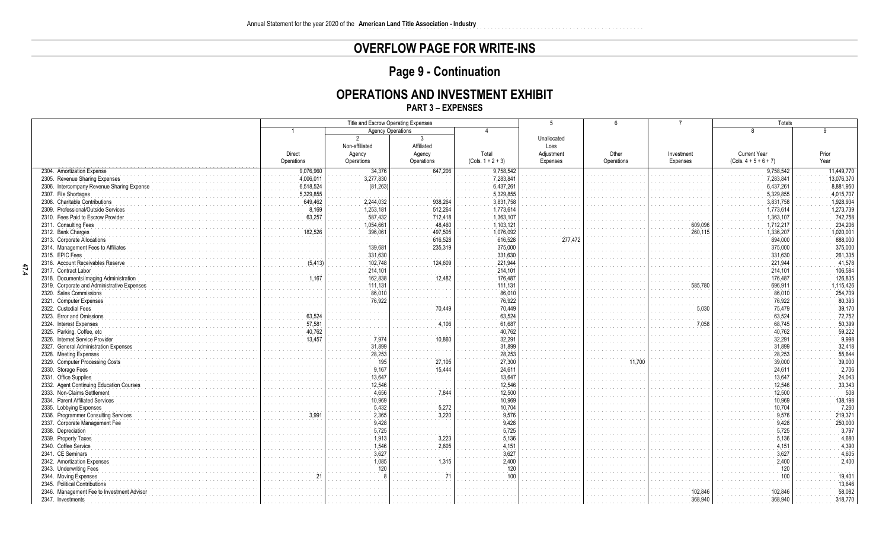# OVERFLOW PAGE FOR WRITE-INS

## Page 9 - Continuation

## OPERATIONS AND INVESTMENT EXHIBIT

### PART 3 – EXPENSES

| | Title and Escrow Operating Expenses | | | | 5 | 6 | 7 | Totals | |
|---|---|---|---|---|---|---|---|---|---|
| | 1 | Agency Operations | | 4 | | | | 8 | 9 |
| | Direct Operations | 2<br>Non-affiliated Agency Operations | 3<br>Affiliated Agency Operations | Total (Cols. 1 + 2 + 3) | Unallocated Loss Adjustment Expenses | Other Operations | Investment Expenses | Current Year (Cols. 4 + 5 + 6 + 7) | Prior Year |
| 2304. Amortization Expense | 9,076,960 | 34,376 | 647,206 | 9,758,542 | | | | 9,758,542 | 11,449,770 |
| 2305. Revenue Sharing Expenses | 4,006,011 | 3,277,830 | | 7,283,841 | | | | 7,283,841 | 13,076,370 |
| 2306. Intercompany Revenue Sharing Expense | 6,518,524 | (81,263) | | 6,437,261 | | | | 6,437,261 | 8,881,950 |
| 2307. File Shortages | 5,329,855 | | | 5,329,855 | | | | 5,329,855 | 4,015,707 |
| 2308. Charitable Contributions | 649,462 | 2,244,032 | 938,264 | 3,831,758 | | | | 3,831,758 | 1,928,934 |
| 2309. Professional/Outside Services | 8,169 | 1,253,181 | 512,264 | 1,773,614 | | | | 1,773,614 | 1,273,739 |
| 2310. Fees Paid to Escrow Provider | 63,257 | 587,432 | 712,418 | 1,363,107 | | | | 1,363,107 | 742,758 |
| 2311. Consulting Fees | | 1,054,661 | 48,460 | 1,103,121 | | | 609,096 | 1,712,217 | 234,206 |
| 2312. Bank Charges | 182,526 | 396,061 | 497,505 | 1,076,092 | | | 260,115 | 1,336,207 | 1,020,001 |
| 2313. Corporate Allocations | | | 616,528 | 616,528 | 277,472 | | | 894,000 | 888,000 |
| 2314. Management Fees to Affiliates | | 139,681 | 235,319 | 375,000 | | | | 375,000 | 375,000 |
| 2315. EPIC Fees | | 331,630 | | 331,630 | | | | 331,630 | 261,335 |
| 2316. Account Receivables Reserve | (5,413) | 102,748 | 124,609 | 221,944 | | | | 221,944 | 41,578 |
| 2317. Contract Labor | | 214,101 | | 214,101 | | | | 214,101 | 106,584 |
| 2318. Documents/Imaging Administration | 1,167 | 162,838 | 12,482 | 176,487 | | | | 176,487 | 126,835 |
| 2319. Corporate and Administrative Expenses | | 111,131 | | 111,131 | | | 585,780 | 696,911 | 1,115,426 |
| 2320. Sales Commissions | | 86,010 | | 86,010 | | | | 86,010 | 254,709 |
| 2321. Computer Expenses | | 76,922 | | 76,922 | | | | 76,922 | 80,393 |
| 2322. Custodial Fees | | | 70,449 | 70,449 | | | 5,030 | 75,479 | 39,170 |
| 2323. Error and Omissions | 63,524 | | | 63,524 | | | | 63,524 | 72,752 |
| 2324. Interest Expenses | 57,581 | | 4,106 | 61,687 | | | 7,058 | 68,745 | 50,399 |
| 2325. Parking, Coffee, etc | 40,762 | | | 40,762 | | | | 40,762 | 59,222 |
| 2326. Internet Service Provider | 13,457 | 7,974 | 10,860 | 32,291 | | | | 32,291 | 9,998 |
| 2327. General Administration Expenses | | 31,899 | | 31,899 | | | | 31,899 | 32,418 |
| 2328. Meeting Expenses | | 28,253 | | 28,253 | | | | 28,253 | 55,644 |
| 2329. Computer Processing Costs | | 195 | 27,105 | 27,300 | | 11,700 | | 39,000 | 39,000 |
| 2330. Storage Fees | | 9,167 | 15,444 | 24,611 | | | | 24,611 | 2,706 |
| 2331. Office Supplies | | 13,647 | | 13,647 | | | | 13,647 | 24,043 |
| 2332. Agent Continuing Education Courses | | 12,546 | | 12,546 | | | | 12,546 | 33,343 |
| 2333. Non-Claims Settlement | | 4,656 | 7,844 | 12,500 | | | | 12,500 | 508 |
| 2334. Parent Affiliated Services | | 10,969 | | 10,969 | | | | 10,969 | 138,198 |
| 2335. Lobbying Expenses | | 5,432 | 5,272 | 10,704 | | | | 10,704 | 7,260 |
| 2336. Programmer Consulting Services | 3,991 | 2,365 | 3,220 | 9,576 | | | | 9,576 | 219,371 |
| 2337. Corporate Management Fee | | 9,428 | | 9,428 | | | | 9,428 | 250,000 |
| 2338. Depreciation | | 5,725 | | 5,725 | | | | 5,725 | 3,797 |
| 2339. Property Taxes | | 1,913 | 3,223 | 5,136 | | | | 5,136 | 4,680 |
| 2340. Coffee Service | | 1,546 | 2,605 | 4,151 | | | | 4,151 | 4,390 |
| 2341. CE Seminars | | 3,627 | | 3,627 | | | | 3,627 | 4,605 |
| 2342. Amortization Expenses | | 1,085 | 1,315 | 2,400 | | | | 2,400 | 2,400 |
| 2343. Underwriting Fees | | 120 | | 120 | | | | 120 | |
| 2344. Moving Expenses | 21 | 8 | 71 | 100 | | | | 100 | 19,401 |
| 2345. Political Contributions | | | | | | | | | 13,646 |
| 2346. Management Fee to Investment Advisor | | | | | | | 102,846 | 102,846 | 58,082 |
| 2347. Investments | | | | | | | 368,940 | 368,940 | 318,770 |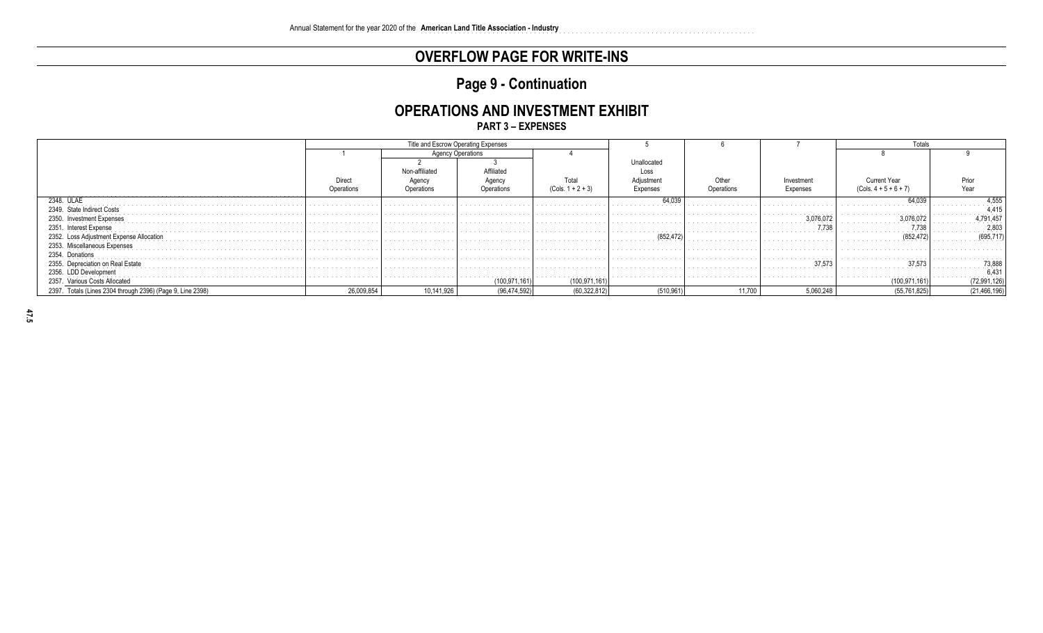Annual Statement for the year 2020 of the **American Land Title Association - Industry**

# OVERFLOW PAGE FOR WRITE-INS

## Page 9 - Continuation

## OPERATIONS AND INVESTMENT EXHIBIT

### PART 3 – EXPENSES

| | Title and Escrow Operating Expenses | | | | 5 | 6 | 7 | Totals | |
|---|---|---|---|---|---|---|---|---|---|
| | 1 | Agency Operations | | 4 | | | | 8 | 9 |
| | Direct Operations | 2<br>Non-affiliated Agency Operations | 3<br>Affiliated Agency Operations | Total (Cols. 1 + 2 + 3) | Unallocated Loss Adjustment Expenses | Other Operations | Investment Expenses | Current Year (Cols. 4 + 5 + 6 + 7) | Prior Year |
| 2348. ULAE | | | | | 64,039 | | | 64,039 | 4,555 |
| 2349. State Indirect Costs | | | | | | | | | 4,415 |
| 2350. Investment Expenses | | | | | | | 3,076,072 | 3,076,072 | 4,791,457 |
| 2351. Interest Expense | | | | | | | 7,738 | 7,738 | 2,803 |
| 2352. Loss Adjustment Expense Allocation | | | | | (852,472) | | | (852,472) | (695,717) |
| 2353. Miscellaneous Expenses | | | | | | | | | |
| 2354. Donations | | | | | | | | | |
| 2355. Depreciation on Real Estate | | | | | | | 37,573 | 37,573 | 73,888 |
| 2356. LDD Development | | | | | | | | | 6,431 |
| 2357. Various Costs Allocated | | | (100,971,161) | (100,971,161) | | | | (100,971,161) | (72,991,126) |
| 2397. Totals (Lines 2304 through 2396) (Page 9, Line 2398) | 26,009,854 | 10,141,926 | (96,474,592) | (60,322,812) | (510,961) | 11,700 | 5,060,248 | (55,761,825) | (21,466,196) |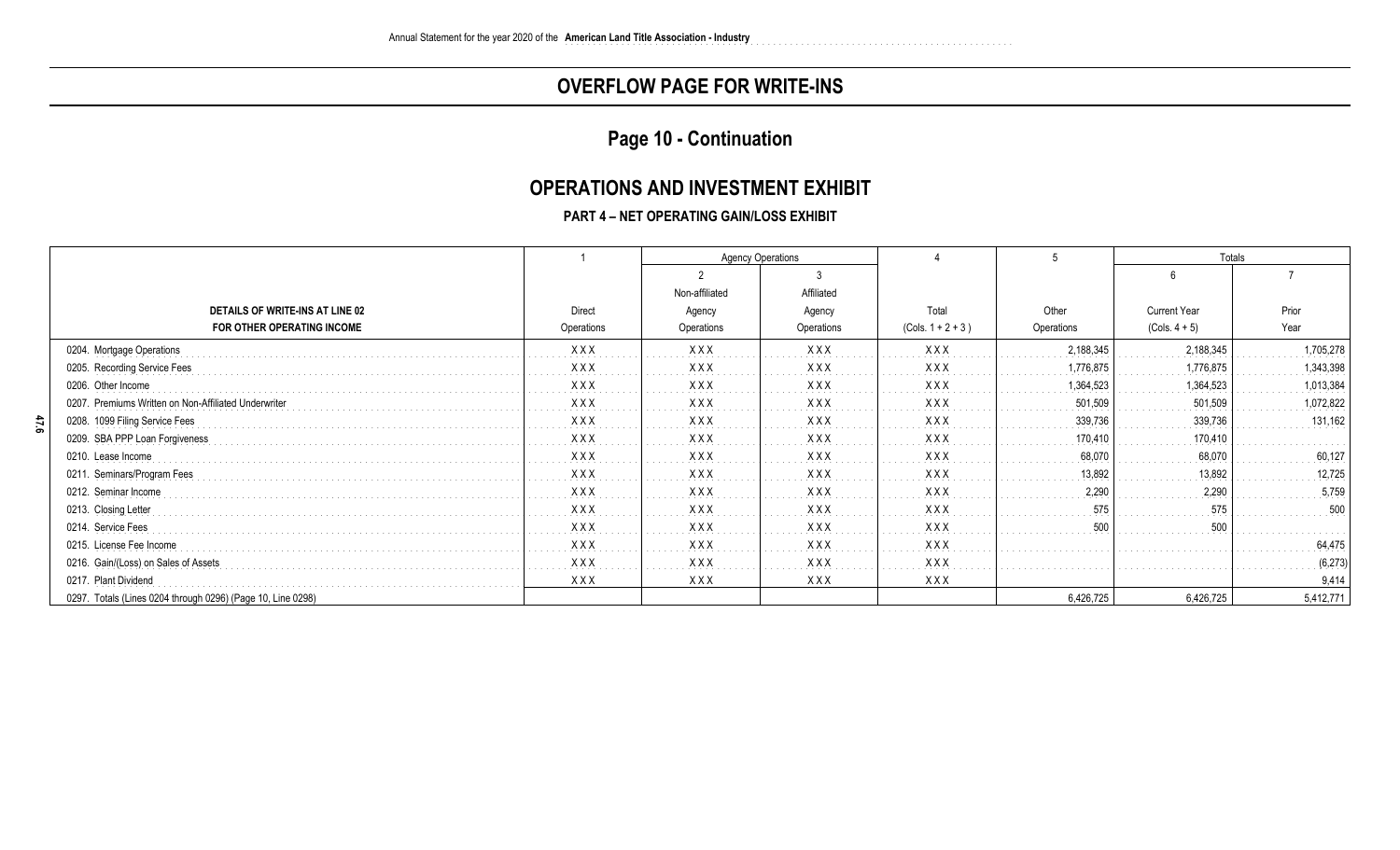# OVERFLOW PAGE FOR WRITE-INS

## Page 10 - Continuation

## OPERATIONS AND INVESTMENT EXHIBIT

### PART 4 – NET OPERATING GAIN/LOSS EXHIBIT

| | 1 | Agency Operations | | 4 | 5 | Totals | |
|---|---|---|---|---|---|---|---|
| | | 2 | 3 | | | 6 | 7 |
| DETAILS OF WRITE-INS AT LINE 02 FOR OTHER OPERATING INCOME | Direct Operations | Non-affiliated Agency Operations | Affiliated Agency Operations | Total (Cols. 1 + 2 + 3 ) | Other Operations | Current Year (Cols. 4 + 5) | Prior Year |
| 0204. Mortgage Operations | XXX | XXX | XXX | XXX | 2,188,345 | 2,188,345 | 1,705,278 |
| 0205. Recording Service Fees | XXX | XXX | XXX | XXX | 1,776,875 | 1,776,875 | 1,343,398 |
| 0206. Other Income | XXX | XXX | XXX | XXX | 1,364,523 | 1,364,523 | 1,013,384 |
| 0207. Premiums Written on Non-Affiliated Underwriter | XXX | XXX | XXX | XXX | 501,509 | 501,509 | 1,072,822 |
| 0208. 1099 Filing Service Fees | XXX | XXX | XXX | XXX | 339,736 | 339,736 | 131,162 |
| 0209. SBA PPP Loan Forgiveness | XXX | XXX | XXX | XXX | 170,410 | 170,410 | |
| 0210. Lease Income | XXX | XXX | XXX | XXX | 68,070 | 68,070 | 60,127 |
| 0211. Seminars/Program Fees | XXX | XXX | XXX | XXX | 13,892 | 13,892 | 12,725 |
| 0212. Seminar Income | XXX | XXX | XXX | XXX | 2,290 | 2,290 | 5,759 |
| 0213. Closing Letter | XXX | XXX | XXX | XXX | 575 | 575 | 500 |
| 0214. Service Fees | XXX | XXX | XXX | XXX | 500 | 500 | |
| 0215. License Fee Income | XXX | XXX | XXX | XXX | | | 64,475 |
| 0216. Gain/(Loss) on Sales of Assets | XXX | XXX | XXX | XXX | | | (6,273) |
| 0217. Plant Dividend | XXX | XXX | XXX | XXX | | | 9,414 |
| 0297. Totals (Lines 0204 through 0296) (Page 10, Line 0298) | | | | | 6,426,725 | 6,426,725 | 5,412,771 |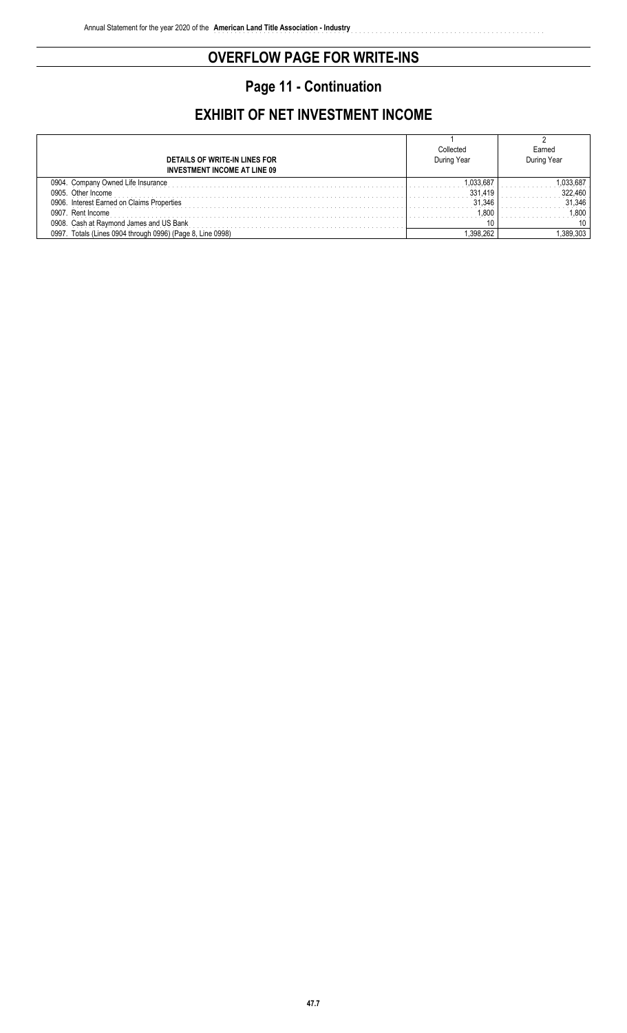# OVERFLOW PAGE FOR WRITE-INS

## Page 11 - Continuation

## EXHIBIT OF NET INVESTMENT INCOME

| DETAILS OF WRITE-IN LINES FOR INVESTMENT INCOME AT LINE 09 | 1<br>Collected During Year | 2<br>Earned During Year |
|---|---|---|
| 0904. Company Owned Life Insurance | 1,033,687 | 1,033,687 |
| 0905. Other Income | 331,419 | 322,460 |
| 0906. Interest Earned on Claims Properties | 31,346 | 31,346 |
| 0907. Rent Income | 1,800 | 1,800 |
| 0908. Cash at Raymond James and US Bank | 10 | 10 |
| 0997. Totals (Lines 0904 through 0996) (Page 8, Line 0998) | 1,398,262 | 1,389,303 |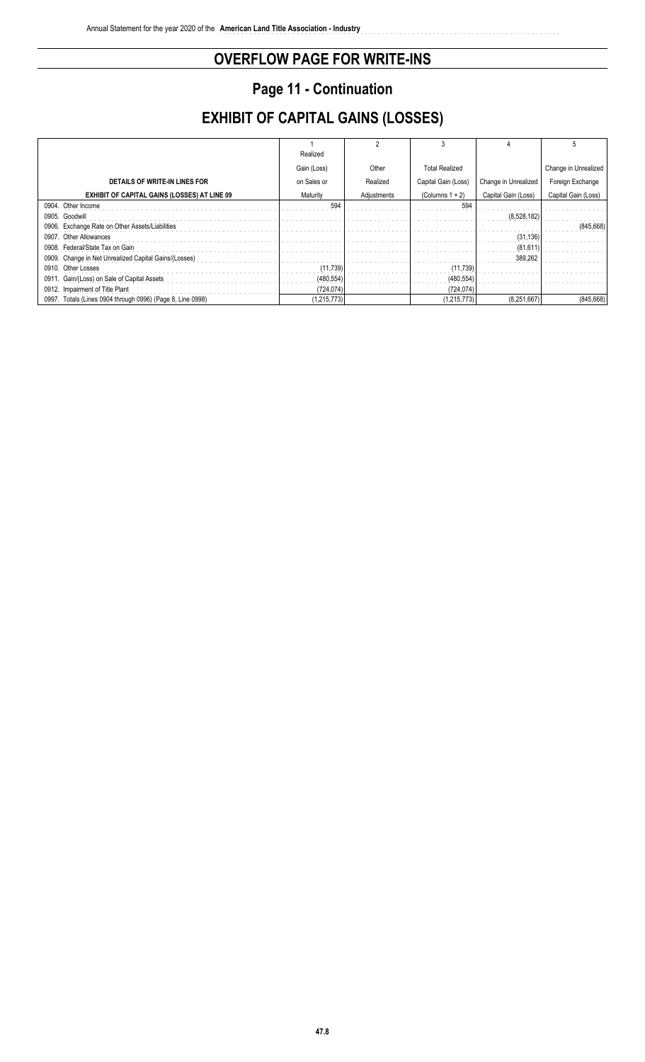# OVERFLOW PAGE FOR WRITE-INS

## Page 11 - Continuation

## EXHIBIT OF CAPITAL GAINS (LOSSES)

| DETAILS OF WRITE-IN LINES FOR EXHIBIT OF CAPITAL GAINS (LOSSES) AT LINE 09 | 1<br>Realized Gain (Loss) on Sales or Maturity | 2<br>Other Realized Adjustments | 3<br>Total Realized Capital Gain (Loss) (Columns 1 + 2) | 4<br>Change in Unrealized Capital Gain (Loss) | 5<br>Change in Unrealized Foreign Exchange Capital Gain (Loss) |
|---|---|---|---|---|---|
| 0904. Other Income | 594 | | 594 | | |
| 0905. Goodwill | | | | (8,528,182) | |
| 0906. Exchange Rate on Other Assets/Liabilities | | | | | (845,668) |
| 0907. Other Allowances | | | | (31,136) | |
| 0908. Federal/State Tax on Gain | | | | (81,611) | |
| 0909. Change in Net Unrealized Capital Gains/(Losses) | | | | 389,262 | |
| 0910. Other Losses | (11,739) | | (11,739) | | |
| 0911. Gain/(Loss) on Sale of Capital Assets | (480,554) | | (480,554) | | |
| 0912. Impairment of Title Plant | (724,074) | | (724,074) | | |
| 0997. Totals (Lines 0904 through 0996) (Page 8, Line 0998) | (1,215,773) | | (1,215,773) | (8,251,667) | (845,668) |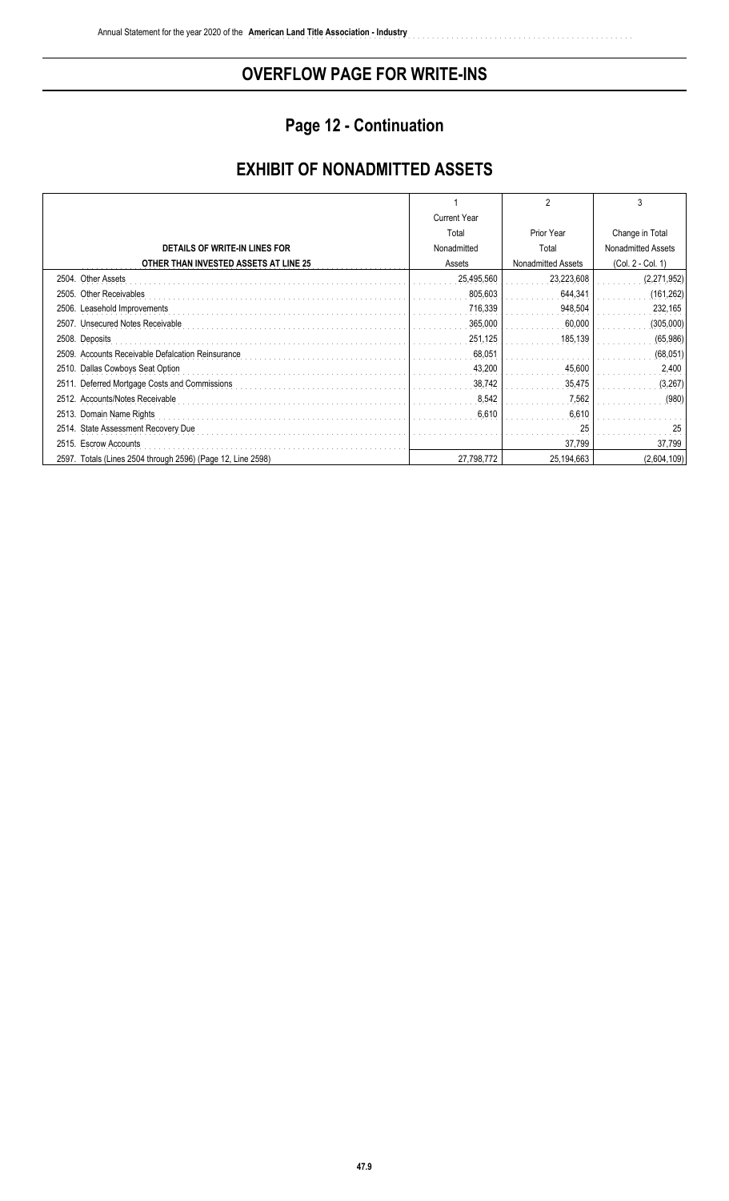# OVERFLOW PAGE FOR WRITE-INS

## Page 12 - Continuation

## EXHIBIT OF NONADMITTED ASSETS

| DETAILS OF WRITE-IN LINES FOR OTHER THAN INVESTED ASSETS AT LINE 25 | 1<br>Current Year Total Nonadmitted Assets | 2<br>Prior Year Total Nonadmitted Assets | 3<br>Change in Total Nonadmitted Assets (Col. 2 - Col. 1) |
|---|---|---|---|
| 2504. Other Assets | 25,495,560 | 23,223,608 | (2,271,952) |
| 2505. Other Receivables | 805,603 | 644,341 | (161,262) |
| 2506. Leasehold Improvements | 716,339 | 948,504 | 232,165 |
| 2507. Unsecured Notes Receivable | 365,000 | 60,000 | (305,000) |
| 2508. Deposits | 251,125 | 185,139 | (65,986) |
| 2509. Accounts Receivable Defalcation Reinsurance | 68,051 | | (68,051) |
| 2510. Dallas Cowboys Seat Option | 43,200 | 45,600 | 2,400 |
| 2511. Deferred Mortgage Costs and Commissions | 38,742 | 35,475 | (3,267) |
| 2512. Accounts/Notes Receivable | 8,542 | 7,562 | (980) |
| 2513. Domain Name Rights | 6,610 | 6,610 | |
| 2514. State Assessment Recovery Due | | 25 | 25 |
| 2515. Escrow Accounts | | 37,799 | 37,799 |
| 2597. Totals (Lines 2504 through 2596) (Page 12, Line 2598) | 27,798,772 | 25,194,663 | (2,604,109) |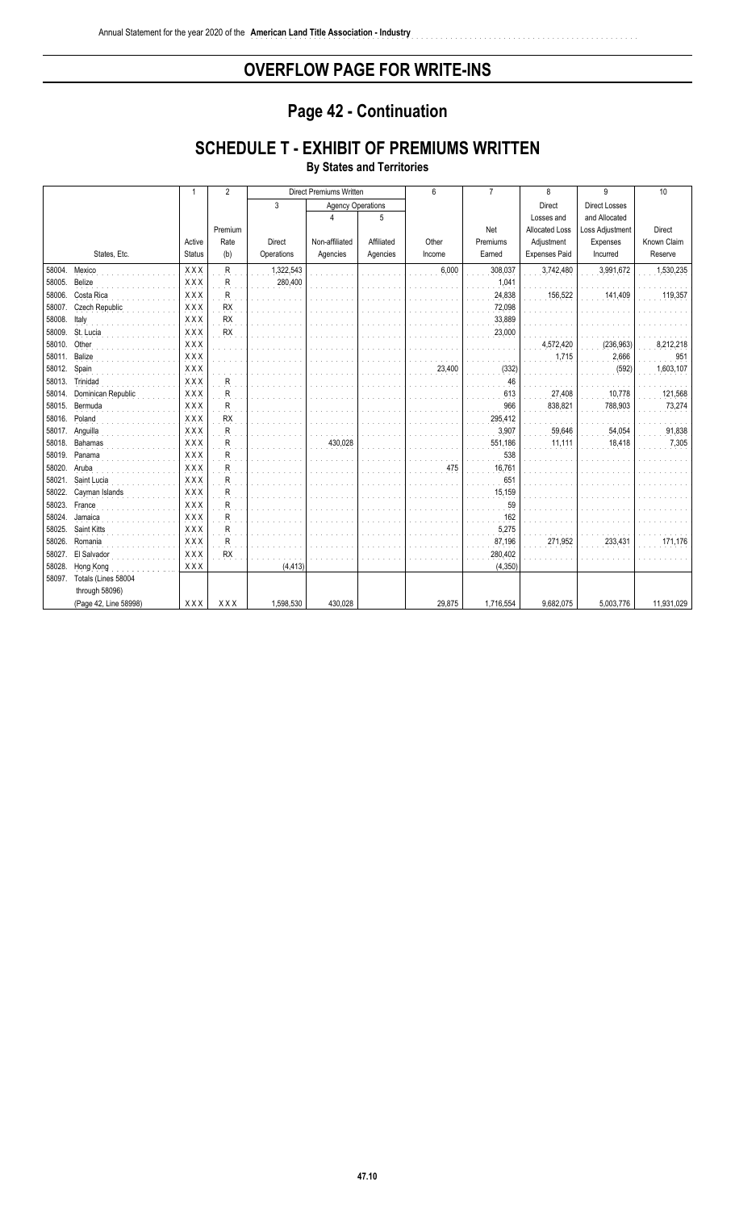## OVERFLOW PAGE FOR WRITE-INS

## Page 42 - Continuation

## SCHEDULE T - EXHIBIT OF PREMIUMS WRITTEN

### By States and Territories

| | 1 | 2 | Direct Premiums Written | | | 6 | 7 | 8 | 9 | 10 |
|---|---|---|---|---|---|---|---|---|---|---|
| | | | 3 | Agency Operations | | | | | | |
| | | | | 4 | 5 | | | | | |
| States, Etc. | Active Status | Premium Rate (b) | Direct Operations | Non-affiliated Agencies | Affiliated Agencies | Other Income | Net Premiums Earned | Direct Losses and Allocated Loss Adjustment Expenses Paid | Direct Losses and Allocated Loss Adjustment Expenses Incurred | Direct Known Claim Reserve |
| 58004. Mexico | XXX | R | 1,322,543 | | | 6,000 | 308,037 | 3,742,480 | 3,991,672 | 1,530,235 |
| 58005. Belize | XXX | R | 280,400 | | | | 1,041 | | | |
| 58006. Costa Rica | XXX | R | | | | | 24,838 | 156,522 | 141,409 | 119,357 |
| 58007. Czech Republic | XXX | RX | | | | | 72,098 | | | |
| 58008. Italy | XXX | RX | | | | | 33,889 | | | |
| 58009. St. Lucia | XXX | RX | | | | | 23,000 | | | |
| 58010. Other | XXX | | | | | | | 4,572,420 | (236,963) | 8,212,218 |
| 58011. Balize | XXX | | | | | | | 1,715 | 2,666 | 951 |
| 58012. Spain | XXX | | | | | 23,400 | (332) | | (592) | 1,603,107 |
| 58013. Trinidad | XXX | R | | | | | 46 | | | |
| 58014. Dominican Republic | XXX | R | | | | | 613 | 27,408 | 10,778 | 121,568 |
| 58015. Bermuda | XXX | R | | | | | 966 | 838,821 | 788,903 | 73,274 |
| 58016. Poland | XXX | RX | | | | | 295,412 | | | |
| 58017. Anguilla | XXX | R | | | | | 3,907 | 59,646 | 54,054 | 91,838 |
| 58018. Bahamas | XXX | R | | 430,028 | | | 551,186 | 11,111 | 18,418 | 7,305 |
| 58019. Panama | XXX | R | | | | | 538 | | | |
| 58020. Aruba | XXX | R | | | | 475 | 16,761 | | | |
| 58021. Saint Lucia | XXX | R | | | | | 651 | | | |
| 58022. Cayman Islands | XXX | R | | | | | 15,159 | | | |
| 58023. France | XXX | R | | | | | 59 | | | |
| 58024. Jamaica | XXX | R | | | | | 162 | | | |
| 58025. Saint Kitts | XXX | R | | | | | 5,275 | | | |
| 58026. Romania | XXX | R | | | | | 87,196 | 271,952 | 233,431 | 171,176 |
| 58027. El Salvador | XXX | RX | | | | | 280,402 | | | |
| 58028. Hong Kong | XXX | | (4,413) | | | | (4,350) | | | |
| 58097. Totals (Lines 58004 through 58096) (Page 42, Line 58998) | XXX | XXX | 1,598,530 | 430,028 | | 29,875 | 1,716,554 | 9,682,075 | 5,003,776 | 11,931,029 |